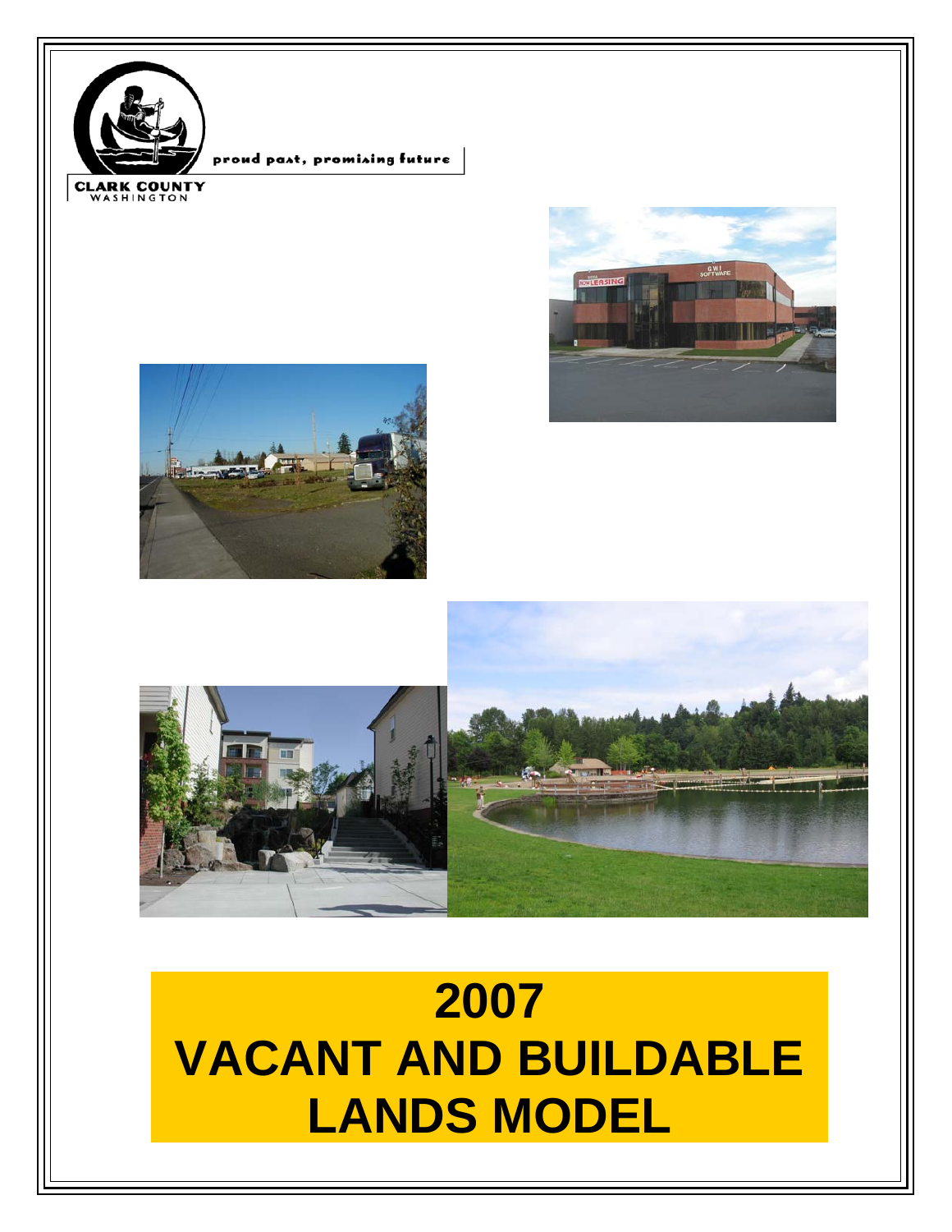proud past, promising future

CLARK COUNTY
WASHINGTON

# 2007 VACANT AND BUILDABLE LANDS MODEL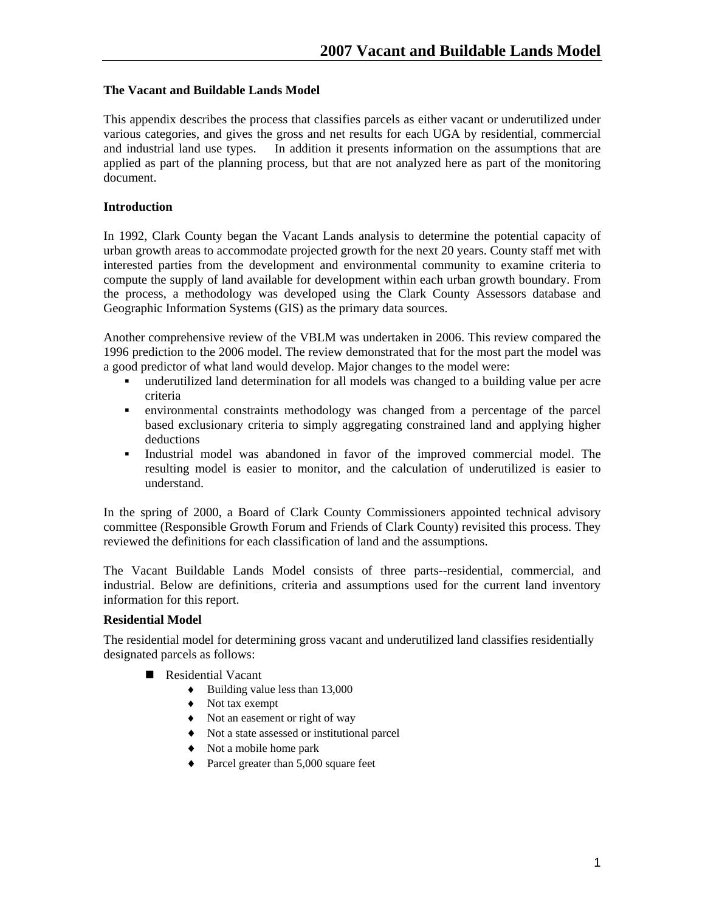### The Vacant and Buildable Lands Model

This appendix describes the process that classifies parcels as either vacant or underutilized under various categories, and gives the gross and net results for each UGA by residential, commercial and industrial land use types. In addition it presents information on the assumptions that are applied as part of the planning process, but that are not analyzed here as part of the monitoring document.

### Introduction

In 1992, Clark County began the Vacant Lands analysis to determine the potential capacity of urban growth areas to accommodate projected growth for the next 20 years. County staff met with interested parties from the development and environmental community to examine criteria to compute the supply of land available for development within each urban growth boundary. From the process, a methodology was developed using the Clark County Assessors database and Geographic Information Systems (GIS) as the primary data sources.

Another comprehensive review of the VBLM was undertaken in 2006. This review compared the 1996 prediction to the 2006 model. The review demonstrated that for the most part the model was a good predictor of what land would develop. Major changes to the model were:

- underutilized land determination for all models was changed to a building value per acre criteria
- environmental constraints methodology was changed from a percentage of the parcel based exclusionary criteria to simply aggregating constrained land and applying higher deductions
- Industrial model was abandoned in favor of the improved commercial model. The resulting model is easier to monitor, and the calculation of underutilized is easier to understand.

In the spring of 2000, a Board of Clark County Commissioners appointed technical advisory committee (Responsible Growth Forum and Friends of Clark County) revisited this process. They reviewed the definitions for each classification of land and the assumptions.

The Vacant Buildable Lands Model consists of three parts--residential, commercial, and industrial. Below are definitions, criteria and assumptions used for the current land inventory information for this report.

### Residential Model

The residential model for determining gross vacant and underutilized land classifies residentially designated parcels as follows:

- Residential Vacant
  - Building value less than 13,000
  - Not tax exempt
  - Not an easement or right of way
  - Not a state assessed or institutional parcel
  - Not a mobile home park
  - Parcel greater than 5,000 square feet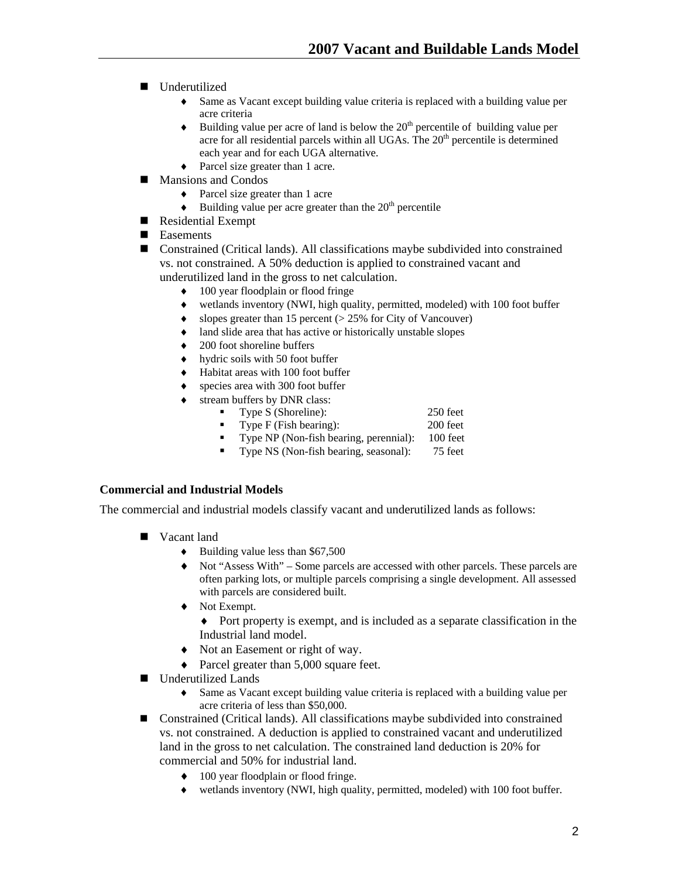- Underutilized
  - Same as Vacant except building value criteria is replaced with a building value per acre criteria
  - Building value per acre of land is below the 20th percentile of building value per acre for all residential parcels within all UGAs. The 20th percentile is determined each year and for each UGA alternative.
  - Parcel size greater than 1 acre.
- Mansions and Condos
  - Parcel size greater than 1 acre
  - Building value per acre greater than the 20th percentile
- Residential Exempt
- Easements
- Constrained (Critical lands). All classifications maybe subdivided into constrained vs. not constrained. A 50% deduction is applied to constrained vacant and underutilized land in the gross to net calculation.
  - 100 year floodplain or flood fringe
  - wetlands inventory (NWI, high quality, permitted, modeled) with 100 foot buffer
  - slopes greater than 15 percent (> 25% for City of Vancouver)
  - land slide area that has active or historically unstable slopes
  - 200 foot shoreline buffers
  - hydric soils with 50 foot buffer
  - Habitat areas with 100 foot buffer
  - species area with 300 foot buffer
  - stream buffers by DNR class:
    - Type S (Shoreline): 250 feet
    - Type F (Fish bearing): 200 feet
    - Type NP (Non-fish bearing, perennial): 100 feet
    - Type NS (Non-fish bearing, seasonal): 75 feet

**Commercial and Industrial Models**

The commercial and industrial models classify vacant and underutilized lands as follows:

- Vacant land
  - Building value less than $67,500
  - Not "Assess With" – Some parcels are accessed with other parcels. These parcels are often parking lots, or multiple parcels comprising a single development. All assessed with parcels are considered built.
  - Not Exempt.
    - Port property is exempt, and is included as a separate classification in the Industrial land model.
  - Not an Easement or right of way.
  - Parcel greater than 5,000 square feet.
- Underutilized Lands
  - Same as Vacant except building value criteria is replaced with a building value per acre criteria of less than $50,000.
- Constrained (Critical lands). All classifications maybe subdivided into constrained vs. not constrained. A deduction is applied to constrained vacant and underutilized land in the gross to net calculation. The constrained land deduction is 20% for commercial and 50% for industrial land.
  - 100 year floodplain or flood fringe.
  - wetlands inventory (NWI, high quality, permitted, modeled) with 100 foot buffer.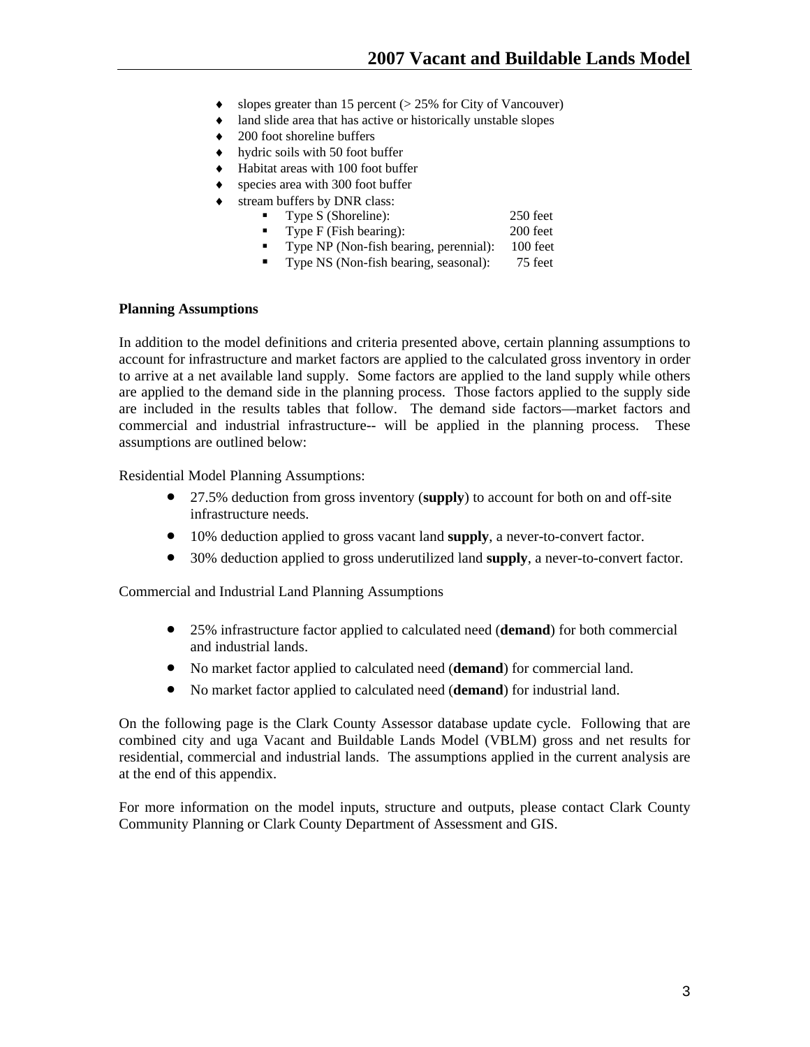- slopes greater than 15 percent (> 25% for City of Vancouver)
- land slide area that has active or historically unstable slopes
- 200 foot shoreline buffers
- hydric soils with 50 foot buffer
- Habitat areas with 100 foot buffer
- species area with 300 foot buffer
- stream buffers by DNR class:
  - Type S (Shoreline): 250 feet
  - Type F (Fish bearing): 200 feet
  - Type NP (Non-fish bearing, perennial): 100 feet
  - Type NS (Non-fish bearing, seasonal): 75 feet

**Planning Assumptions**

In addition to the model definitions and criteria presented above, certain planning assumptions to account for infrastructure and market factors are applied to the calculated gross inventory in order to arrive at a net available land supply. Some factors are applied to the land supply while others are applied to the demand side in the planning process. Those factors applied to the supply side are included in the results tables that follow. The demand side factors—market factors and commercial and industrial infrastructure-- will be applied in the planning process. These assumptions are outlined below:

Residential Model Planning Assumptions:

- 27.5% deduction from gross inventory (**supply**) to account for both on and off-site infrastructure needs.
- 10% deduction applied to gross vacant land **supply**, a never-to-convert factor.
- 30% deduction applied to gross underutilized land **supply**, a never-to-convert factor.

Commercial and Industrial Land Planning Assumptions

- 25% infrastructure factor applied to calculated need (**demand**) for both commercial and industrial lands.
- No market factor applied to calculated need (**demand**) for commercial land.
- No market factor applied to calculated need (**demand**) for industrial land.

On the following page is the Clark County Assessor database update cycle. Following that are combined city and uga Vacant and Buildable Lands Model (VBLM) gross and net results for residential, commercial and industrial lands. The assumptions applied in the current analysis are at the end of this appendix.

For more information on the model inputs, structure and outputs, please contact Clark County Community Planning or Clark County Department of Assessment and GIS.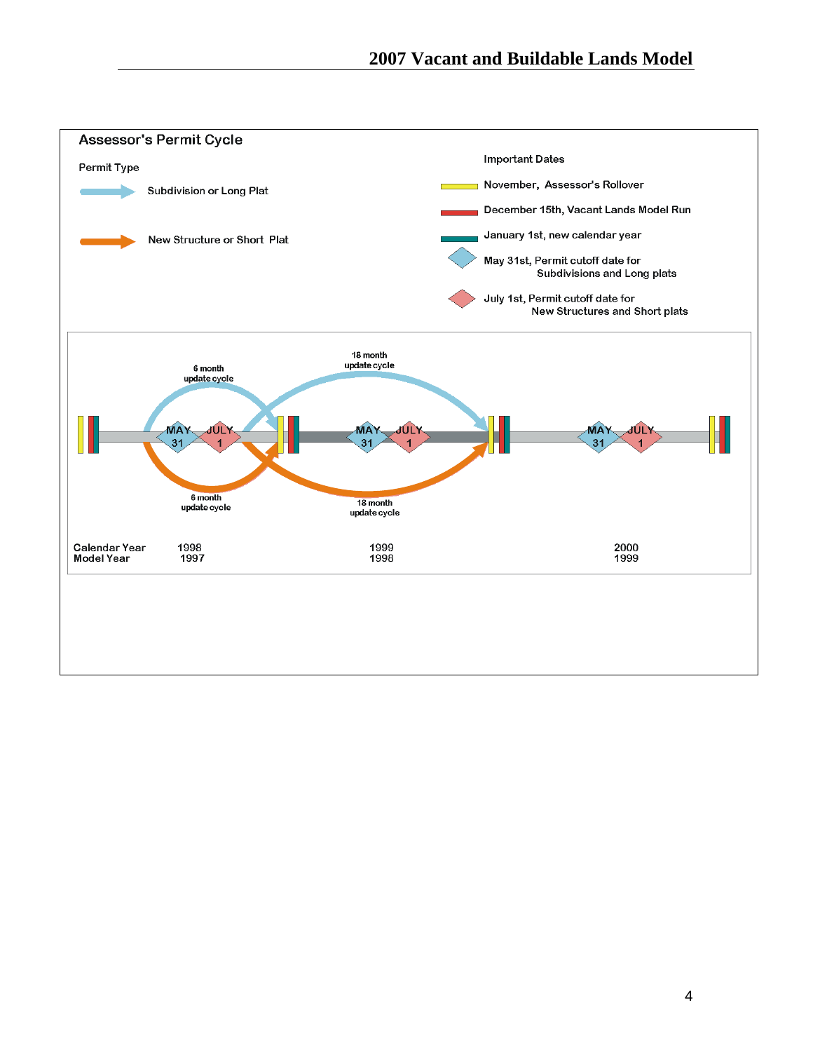## Assessor's Permit Cycle

**Permit Type**

- Subdivision or Long Plat
- New Structure or Short Plat

**Important Dates**

- November, Assessor's Rollover
- December 15th, Vacant Lands Model Run
- January 1st, new calendar year
- May 31st, Permit cutoff date for Subdivisions and Long plats
- July 1st, Permit cutoff date for New Structures and Short plats

6 month update cycle

18 month update cycle

MAY 31 JULY 1 MAY 31 JULY 1 MAY 31 JULY 1

6 month update cycle

18 month update cycle

| | | | |
|---|---|---|---|
| Calendar Year | 1998 | 1999 | 2000 |
| Model Year | 1997 | 1998 | 1999 |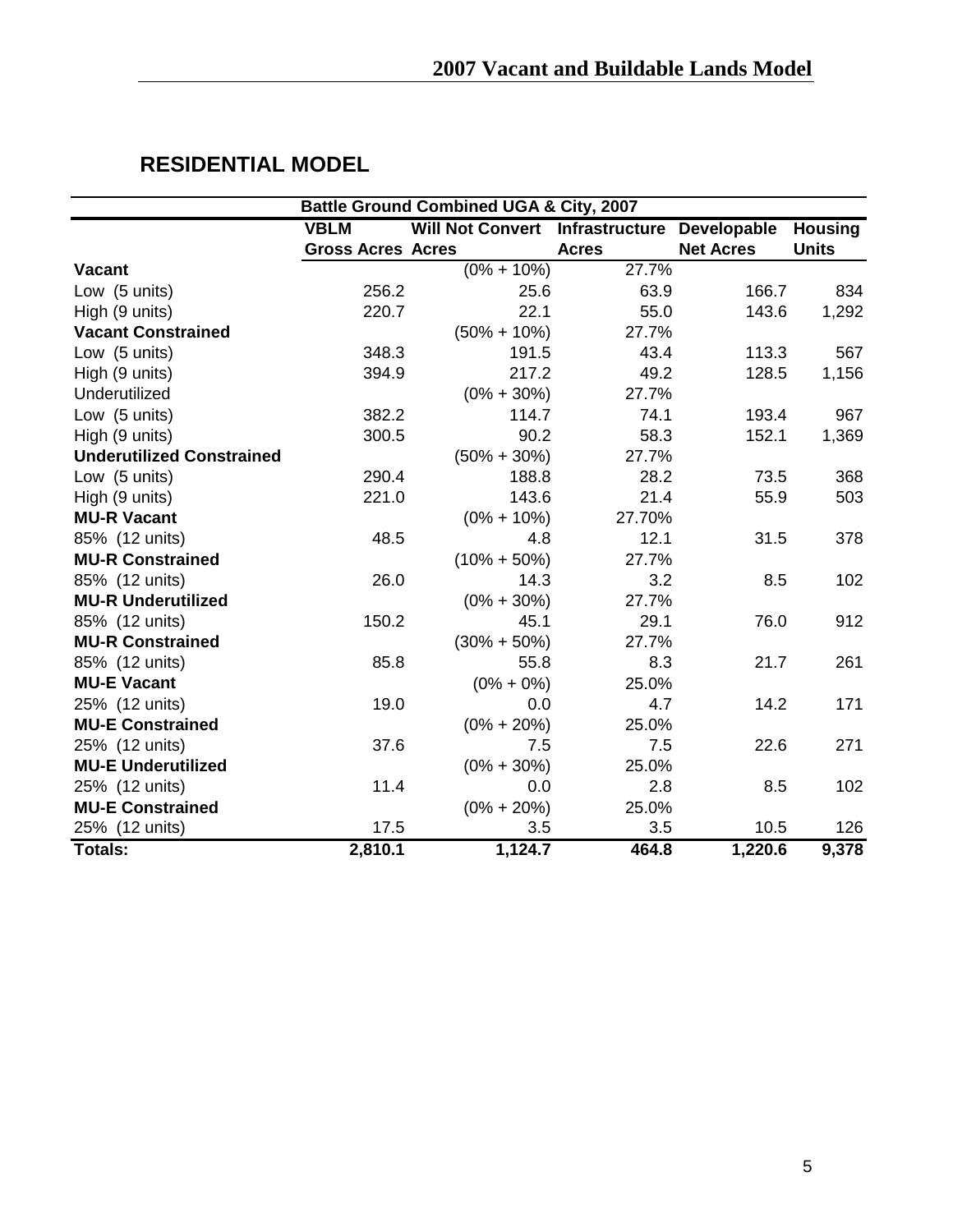## RESIDENTIAL MODEL

| | Battle Ground Combined UGA & City, 2007 | | | | |
|---|---|---|---|---|---|
| | VBLM Gross Acres | Will Not Convert Acres | Infrastructure Acres | Developable Net Acres | Housing Units |
| **Vacant** | | (0% + 10%) | 27.7% | | |
| Low (5 units) | 256.2 | 25.6 | 63.9 | 166.7 | 834 |
| High (9 units) | 220.7 | 22.1 | 55.0 | 143.6 | 1,292 |
| **Vacant Constrained** | | (50% + 10%) | 27.7% | | |
| Low (5 units) | 348.3 | 191.5 | 43.4 | 113.3 | 567 |
| High (9 units) | 394.9 | 217.2 | 49.2 | 128.5 | 1,156 |
| Underutilized | | (0% + 30%) | 27.7% | | |
| Low (5 units) | 382.2 | 114.7 | 74.1 | 193.4 | 967 |
| High (9 units) | 300.5 | 90.2 | 58.3 | 152.1 | 1,369 |
| **Underutilized Constrained** | | (50% + 30%) | 27.7% | | |
| Low (5 units) | 290.4 | 188.8 | 28.2 | 73.5 | 368 |
| High (9 units) | 221.0 | 143.6 | 21.4 | 55.9 | 503 |
| **MU-R Vacant** | | (0% + 10%) | 27.70% | | |
| 85% (12 units) | 48.5 | 4.8 | 12.1 | 31.5 | 378 |
| **MU-R Constrained** | | (10% + 50%) | 27.7% | | |
| 85% (12 units) | 26.0 | 14.3 | 3.2 | 8.5 | 102 |
| **MU-R Underutilized** | | (0% + 30%) | 27.7% | | |
| 85% (12 units) | 150.2 | 45.1 | 29.1 | 76.0 | 912 |
| **MU-R Constrained** | | (30% + 50%) | 27.7% | | |
| 85% (12 units) | 85.8 | 55.8 | 8.3 | 21.7 | 261 |
| **MU-E Vacant** | | (0% + 0%) | 25.0% | | |
| 25% (12 units) | 19.0 | 0.0 | 4.7 | 14.2 | 171 |
| **MU-E Constrained** | | (0% + 20%) | 25.0% | | |
| 25% (12 units) | 37.6 | 7.5 | 7.5 | 22.6 | 271 |
| **MU-E Underutilized** | | (0% + 30%) | 25.0% | | |
| 25% (12 units) | 11.4 | 0.0 | 2.8 | 8.5 | 102 |
| **MU-E Constrained** | | (0% + 20%) | 25.0% | | |
| 25% (12 units) | 17.5 | 3.5 | 3.5 | 10.5 | 126 |
| **Totals:** | **2,810.1** | **1,124.7** | **464.8** | **1,220.6** | **9,378** |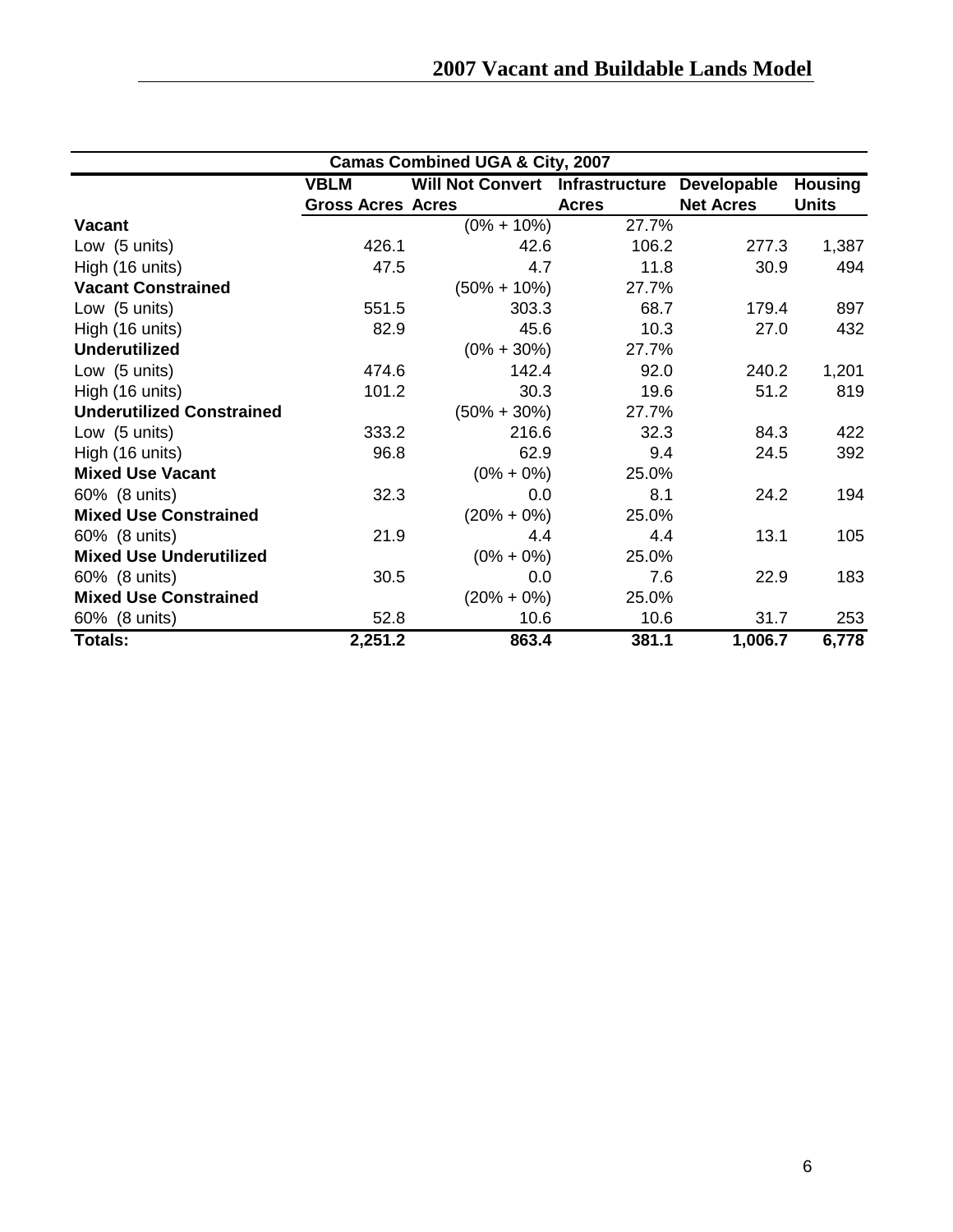# 2007 Vacant and Buildable Lands Model

| Camas Combined UGA & City, 2007 | | | | | |
|---|---|---|---|---|---|
| | **VBLM Gross Acres** | **Will Not Convert Acres** | **Infrastructure Acres** | **Developable Net Acres** | **Housing Units** |
| **Vacant** | | (0% + 10%) | 27.7% | | |
| Low (5 units) | 426.1 | 42.6 | 106.2 | 277.3 | 1,387 |
| High (16 units) | 47.5 | 4.7 | 11.8 | 30.9 | 494 |
| **Vacant Constrained** | | (50% + 10%) | 27.7% | | |
| Low (5 units) | 551.5 | 303.3 | 68.7 | 179.4 | 897 |
| High (16 units) | 82.9 | 45.6 | 10.3 | 27.0 | 432 |
| **Underutilized** | | (0% + 30%) | 27.7% | | |
| Low (5 units) | 474.6 | 142.4 | 92.0 | 240.2 | 1,201 |
| High (16 units) | 101.2 | 30.3 | 19.6 | 51.2 | 819 |
| **Underutilized Constrained** | | (50% + 30%) | 27.7% | | |
| Low (5 units) | 333.2 | 216.6 | 32.3 | 84.3 | 422 |
| High (16 units) | 96.8 | 62.9 | 9.4 | 24.5 | 392 |
| **Mixed Use Vacant** | | (0% + 0%) | 25.0% | | |
| 60% (8 units) | 32.3 | 0.0 | 8.1 | 24.2 | 194 |
| **Mixed Use Constrained** | | (20% + 0%) | 25.0% | | |
| 60% (8 units) | 21.9 | 4.4 | 4.4 | 13.1 | 105 |
| **Mixed Use Underutilized** | | (0% + 0%) | 25.0% | | |
| 60% (8 units) | 30.5 | 0.0 | 7.6 | 22.9 | 183 |
| **Mixed Use Constrained** | | (20% + 0%) | 25.0% | | |
| 60% (8 units) | 52.8 | 10.6 | 10.6 | 31.7 | 253 |
| **Totals:** | **2,251.2** | **863.4** | **381.1** | **1,006.7** | **6,778** |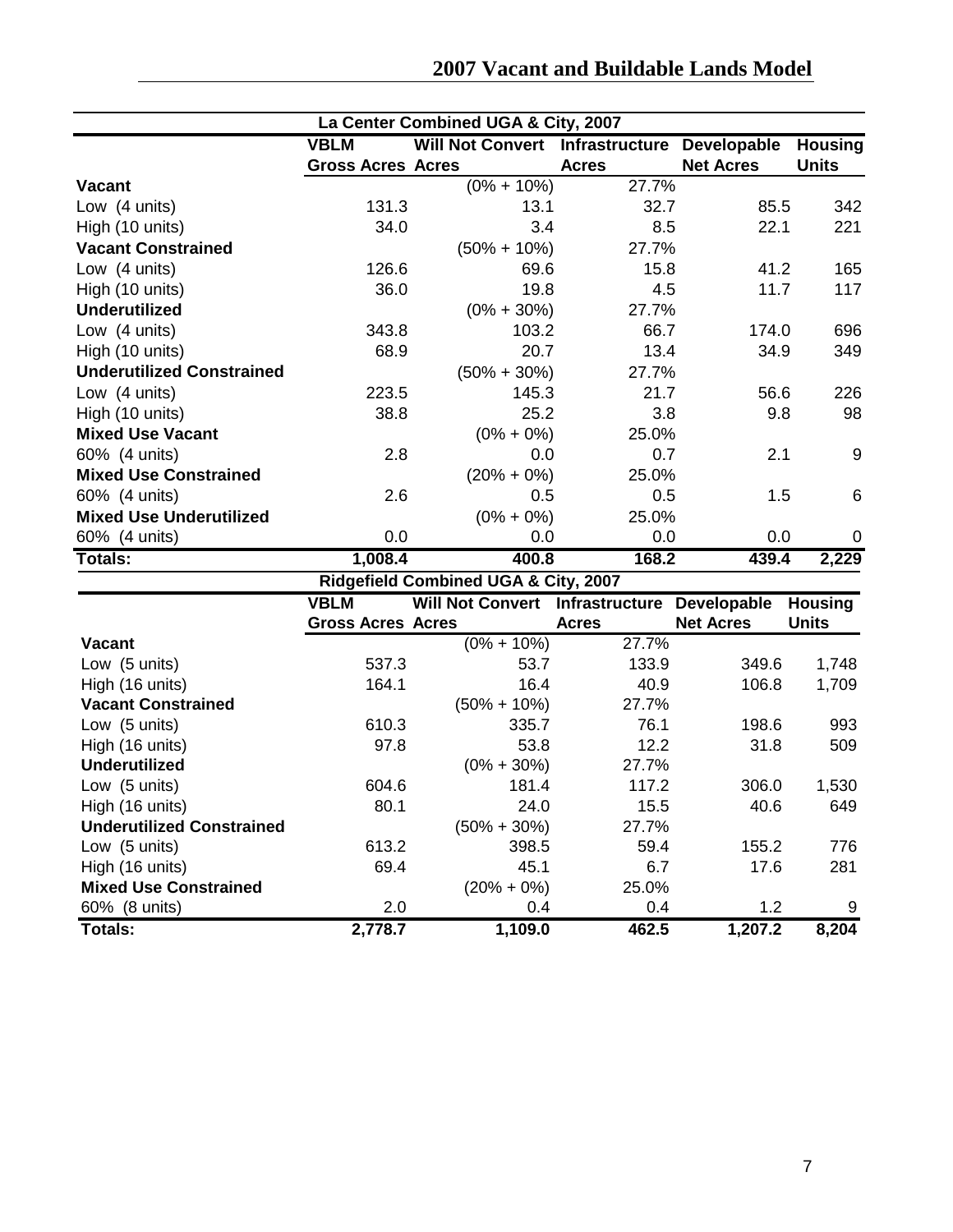## 2007 Vacant and Buildable Lands Model

| La Center Combined UGA & City, 2007 | | | | | |
|---|---|---|---|---|---|
| | VBLM Gross Acres | Will Not Convert Acres | Infrastructure Acres | Developable Net Acres | Housing Units |
| **Vacant** | | (0% + 10%) | 27.7% | | |
| Low (4 units) | 131.3 | 13.1 | 32.7 | 85.5 | 342 |
| High (10 units) | 34.0 | 3.4 | 8.5 | 22.1 | 221 |
| **Vacant Constrained** | | (50% + 10%) | 27.7% | | |
| Low (4 units) | 126.6 | 69.6 | 15.8 | 41.2 | 165 |
| High (10 units) | 36.0 | 19.8 | 4.5 | 11.7 | 117 |
| **Underutilized** | | (0% + 30%) | 27.7% | | |
| Low (4 units) | 343.8 | 103.2 | 66.7 | 174.0 | 696 |
| High (10 units) | 68.9 | 20.7 | 13.4 | 34.9 | 349 |
| **Underutilized Constrained** | | (50% + 30%) | 27.7% | | |
| Low (4 units) | 223.5 | 145.3 | 21.7 | 56.6 | 226 |
| High (10 units) | 38.8 | 25.2 | 3.8 | 9.8 | 98 |
| **Mixed Use Vacant** | | (0% + 0%) | 25.0% | | |
| 60% (4 units) | 2.8 | 0.0 | 0.7 | 2.1 | 9 |
| **Mixed Use Constrained** | | (20% + 0%) | 25.0% | | |
| 60% (4 units) | 2.6 | 0.5 | 0.5 | 1.5 | 6 |
| **Mixed Use Underutilized** | | (0% + 0%) | 25.0% | | |
| 60% (4 units) | 0.0 | 0.0 | 0.0 | 0.0 | 0 |
| **Totals:** | **1,008.4** | **400.8** | **168.2** | **439.4** | **2,229** |

| Ridgefield Combined UGA & City, 2007 | | | | | |
|---|---|---|---|---|---|
| | VBLM Gross Acres | Will Not Convert Acres | Infrastructure Acres | Developable Net Acres | Housing Units |
| **Vacant** | | (0% + 10%) | 27.7% | | |
| Low (5 units) | 537.3 | 53.7 | 133.9 | 349.6 | 1,748 |
| High (16 units) | 164.1 | 16.4 | 40.9 | 106.8 | 1,709 |
| **Vacant Constrained** | | (50% + 10%) | 27.7% | | |
| Low (5 units) | 610.3 | 335.7 | 76.1 | 198.6 | 993 |
| High (16 units) | 97.8 | 53.8 | 12.2 | 31.8 | 509 |
| **Underutilized** | | (0% + 30%) | 27.7% | | |
| Low (5 units) | 604.6 | 181.4 | 117.2 | 306.0 | 1,530 |
| High (16 units) | 80.1 | 24.0 | 15.5 | 40.6 | 649 |
| **Underutilized Constrained** | | (50% + 30%) | 27.7% | | |
| Low (5 units) | 613.2 | 398.5 | 59.4 | 155.2 | 776 |
| High (16 units) | 69.4 | 45.1 | 6.7 | 17.6 | 281 |
| **Mixed Use Constrained** | | (20% + 0%) | 25.0% | | |
| 60% (8 units) | 2.0 | 0.4 | 0.4 | 1.2 | 9 |
| **Totals:** | **2,778.7** | **1,109.0** | **462.5** | **1,207.2** | **8,204** |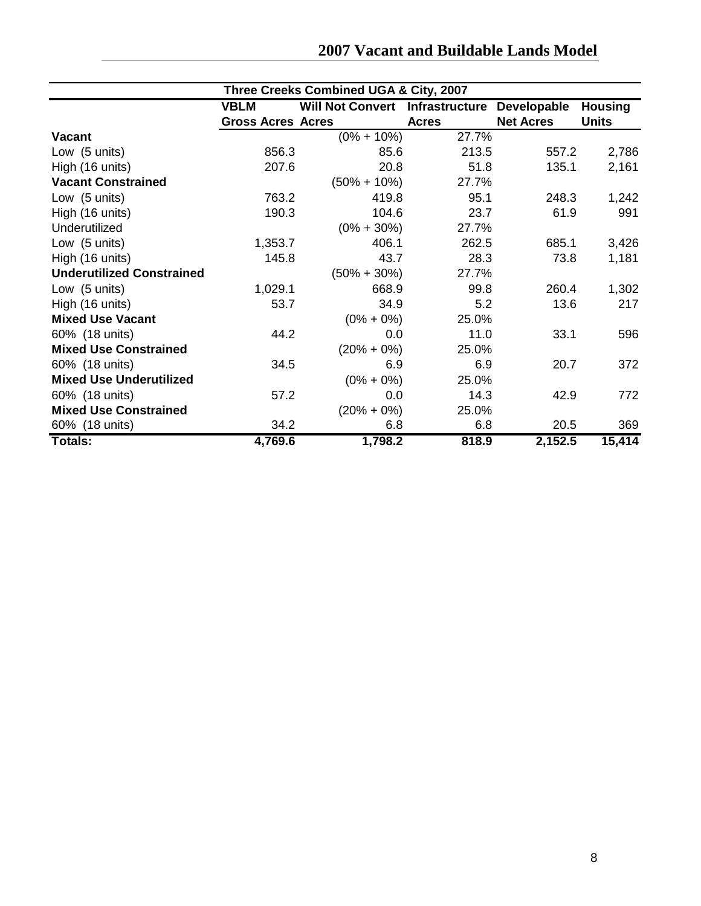## 2007 Vacant and Buildable Lands Model

| Three Creeks Combined UGA & City, 2007 | | | | | |
|---|---|---|---|---|---|
| | **VBLM Gross Acres** | **Will Not Convert Acres** | **Infrastructure Acres** | **Developable Net Acres** | **Housing Units** |
| **Vacant** | | (0% + 10%) | 27.7% | | |
| Low (5 units) | 856.3 | 85.6 | 213.5 | 557.2 | 2,786 |
| High (16 units) | 207.6 | 20.8 | 51.8 | 135.1 | 2,161 |
| **Vacant Constrained** | | (50% + 10%) | 27.7% | | |
| Low (5 units) | 763.2 | 419.8 | 95.1 | 248.3 | 1,242 |
| High (16 units) | 190.3 | 104.6 | 23.7 | 61.9 | 991 |
| Underutilized | | (0% + 30%) | 27.7% | | |
| Low (5 units) | 1,353.7 | 406.1 | 262.5 | 685.1 | 3,426 |
| High (16 units) | 145.8 | 43.7 | 28.3 | 73.8 | 1,181 |
| **Underutilized Constrained** | | (50% + 30%) | 27.7% | | |
| Low (5 units) | 1,029.1 | 668.9 | 99.8 | 260.4 | 1,302 |
| High (16 units) | 53.7 | 34.9 | 5.2 | 13.6 | 217 |
| **Mixed Use Vacant** | | (0% + 0%) | 25.0% | | |
| 60% (18 units) | 44.2 | 0.0 | 11.0 | 33.1 | 596 |
| **Mixed Use Constrained** | | (20% + 0%) | 25.0% | | |
| 60% (18 units) | 34.5 | 6.9 | 6.9 | 20.7 | 372 |
| **Mixed Use Underutilized** | | (0% + 0%) | 25.0% | | |
| 60% (18 units) | 57.2 | 0.0 | 14.3 | 42.9 | 772 |
| **Mixed Use Constrained** | | (20% + 0%) | 25.0% | | |
| 60% (18 units) | 34.2 | 6.8 | 6.8 | 20.5 | 369 |
| **Totals:** | **4,769.6** | **1,798.2** | **818.9** | **2,152.5** | **15,414** |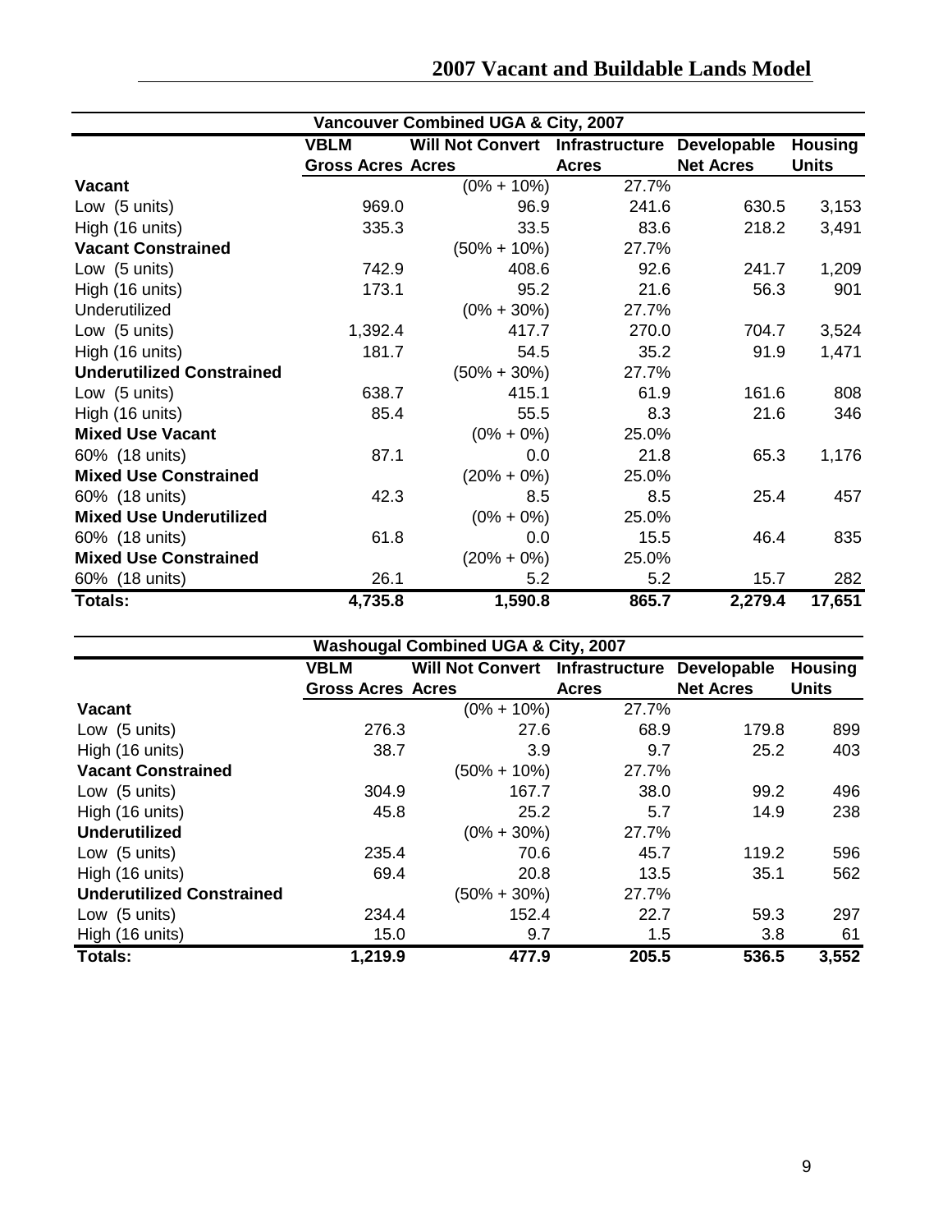## 2007 Vacant and Buildable Lands Model

| Vancouver Combined UGA & City, 2007 | | | | | |
|---|---|---|---|---|---|
| | VBLM Gross Acres | Will Not Convert Acres | Infrastructure Acres | Developable Net Acres | Housing Units |
| **Vacant** | | (0% + 10%) | 27.7% | | |
| Low (5 units) | 969.0 | 96.9 | 241.6 | 630.5 | 3,153 |
| High (16 units) | 335.3 | 33.5 | 83.6 | 218.2 | 3,491 |
| **Vacant Constrained** | | (50% + 10%) | 27.7% | | |
| Low (5 units) | 742.9 | 408.6 | 92.6 | 241.7 | 1,209 |
| High (16 units) | 173.1 | 95.2 | 21.6 | 56.3 | 901 |
| Underutilized | | (0% + 30%) | 27.7% | | |
| Low (5 units) | 1,392.4 | 417.7 | 270.0 | 704.7 | 3,524 |
| High (16 units) | 181.7 | 54.5 | 35.2 | 91.9 | 1,471 |
| **Underutilized Constrained** | | (50% + 30%) | 27.7% | | |
| Low (5 units) | 638.7 | 415.1 | 61.9 | 161.6 | 808 |
| High (16 units) | 85.4 | 55.5 | 8.3 | 21.6 | 346 |
| **Mixed Use Vacant** | | (0% + 0%) | 25.0% | | |
| 60% (18 units) | 87.1 | 0.0 | 21.8 | 65.3 | 1,176 |
| **Mixed Use Constrained** | | (20% + 0%) | 25.0% | | |
| 60% (18 units) | 42.3 | 8.5 | 8.5 | 25.4 | 457 |
| **Mixed Use Underutilized** | | (0% + 0%) | 25.0% | | |
| 60% (18 units) | 61.8 | 0.0 | 15.5 | 46.4 | 835 |
| **Mixed Use Constrained** | | (20% + 0%) | 25.0% | | |
| 60% (18 units) | 26.1 | 5.2 | 5.2 | 15.7 | 282 |
| **Totals:** | **4,735.8** | **1,590.8** | **865.7** | **2,279.4** | **17,651** |

| Washougal Combined UGA & City, 2007 | | | | | |
|---|---|---|---|---|---|
| | VBLM Gross Acres | Will Not Convert Acres | Infrastructure Acres | Developable Net Acres | Housing Units |
| **Vacant** | | (0% + 10%) | 27.7% | | |
| Low (5 units) | 276.3 | 27.6 | 68.9 | 179.8 | 899 |
| High (16 units) | 38.7 | 3.9 | 9.7 | 25.2 | 403 |
| **Vacant Constrained** | | (50% + 10%) | 27.7% | | |
| Low (5 units) | 304.9 | 167.7 | 38.0 | 99.2 | 496 |
| High (16 units) | 45.8 | 25.2 | 5.7 | 14.9 | 238 |
| **Underutilized** | | (0% + 30%) | 27.7% | | |
| Low (5 units) | 235.4 | 70.6 | 45.7 | 119.2 | 596 |
| High (16 units) | 69.4 | 20.8 | 13.5 | 35.1 | 562 |
| **Underutilized Constrained** | | (50% + 30%) | 27.7% | | |
| Low (5 units) | 234.4 | 152.4 | 22.7 | 59.3 | 297 |
| High (16 units) | 15.0 | 9.7 | 1.5 | 3.8 | 61 |
| **Totals:** | **1,219.9** | **477.9** | **205.5** | **536.5** | **3,552** |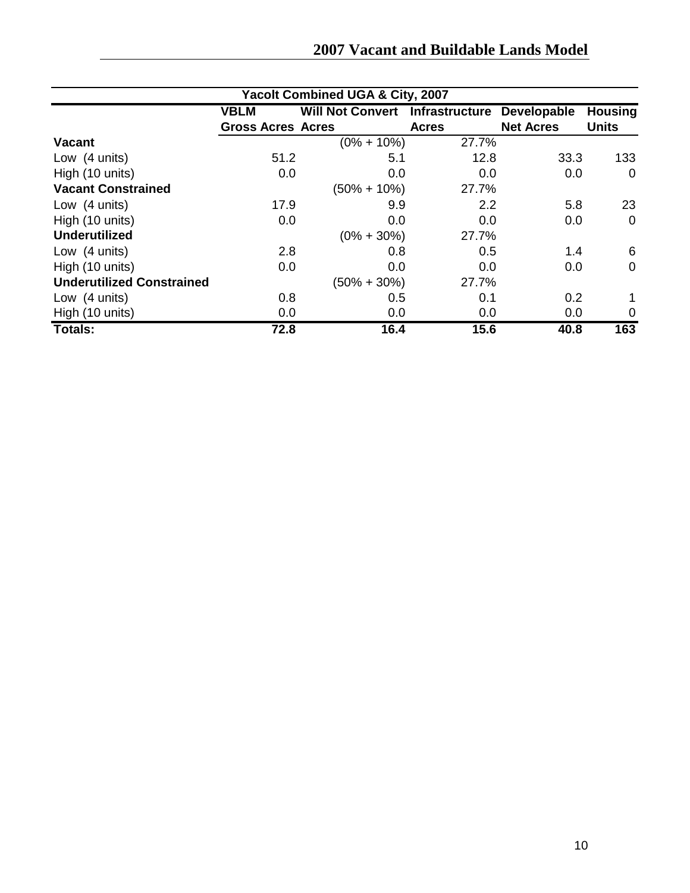**Yacolt Combined UGA & City, 2007**

| | VBLM Gross Acres | Will Not Convert Acres | Infrastructure Acres | Developable Net Acres | Housing Units |
|---|---|---|---|---|---|
| **Vacant** | | (0% + 10%) | 27.7% | | |
| Low (4 units) | 51.2 | 5.1 | 12.8 | 33.3 | 133 |
| High (10 units) | 0.0 | 0.0 | 0.0 | 0.0 | 0 |
| **Vacant Constrained** | | (50% + 10%) | 27.7% | | |
| Low (4 units) | 17.9 | 9.9 | 2.2 | 5.8 | 23 |
| High (10 units) | 0.0 | 0.0 | 0.0 | 0.0 | 0 |
| **Underutilized** | | (0% + 30%) | 27.7% | | |
| Low (4 units) | 2.8 | 0.8 | 0.5 | 1.4 | 6 |
| High (10 units) | 0.0 | 0.0 | 0.0 | 0.0 | 0 |
| **Underutilized Constrained** | | (50% + 30%) | 27.7% | | |
| Low (4 units) | 0.8 | 0.5 | 0.1 | 0.2 | 1 |
| High (10 units) | 0.0 | 0.0 | 0.0 | 0.0 | 0 |
| **Totals:** | **72.8** | **16.4** | **15.6** | **40.8** | **163** |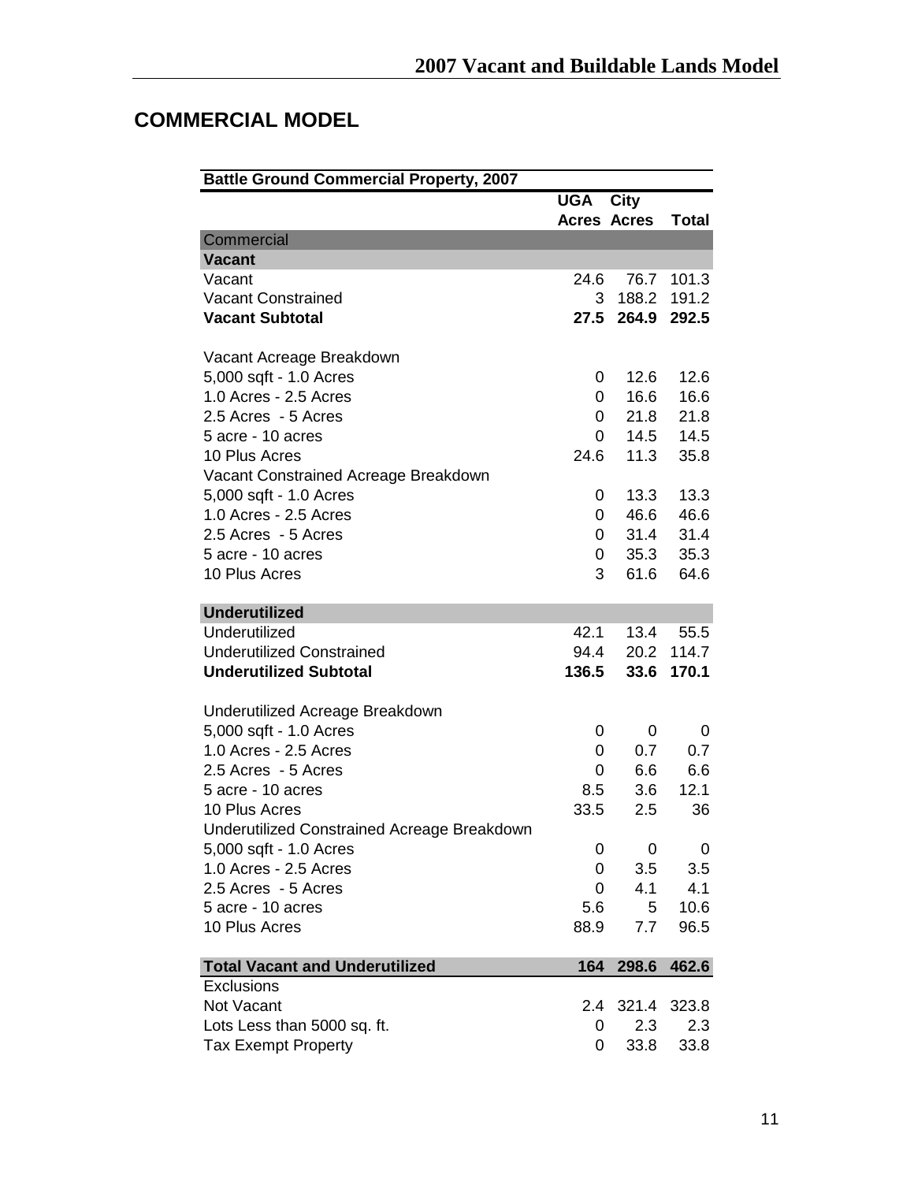## COMMERCIAL MODEL

| Battle Ground Commercial Property, 2007 | UGA Acres | City Acres | Total |
|---|---|---|---|
| Commercial | | | |
| **Vacant** | | | |
| Vacant | 24.6 | 76.7 | 101.3 |
| Vacant Constrained | 3 | 188.2 | 191.2 |
| **Vacant Subtotal** | **27.5** | **264.9** | **292.5** |
| | | | |
| Vacant Acreage Breakdown | | | |
| 5,000 sqft - 1.0 Acres | 0 | 12.6 | 12.6 |
| 1.0 Acres - 2.5 Acres | 0 | 16.6 | 16.6 |
| 2.5 Acres - 5 Acres | 0 | 21.8 | 21.8 |
| 5 acre - 10 acres | 0 | 14.5 | 14.5 |
| 10 Plus Acres | 24.6 | 11.3 | 35.8 |
| Vacant Constrained Acreage Breakdown | | | |
| 5,000 sqft - 1.0 Acres | 0 | 13.3 | 13.3 |
| 1.0 Acres - 2.5 Acres | 0 | 46.6 | 46.6 |
| 2.5 Acres - 5 Acres | 0 | 31.4 | 31.4 |
| 5 acre - 10 acres | 0 | 35.3 | 35.3 |
| 10 Plus Acres | 3 | 61.6 | 64.6 |
| | | | |
| **Underutilized** | | | |
| Underutilized | 42.1 | 13.4 | 55.5 |
| Underutilized Constrained | 94.4 | 20.2 | 114.7 |
| **Underutilized Subtotal** | **136.5** | **33.6** | **170.1** |
| | | | |
| Underutilized Acreage Breakdown | | | |
| 5,000 sqft - 1.0 Acres | 0 | 0 | 0 |
| 1.0 Acres - 2.5 Acres | 0 | 0.7 | 0.7 |
| 2.5 Acres - 5 Acres | 0 | 6.6 | 6.6 |
| 5 acre - 10 acres | 8.5 | 3.6 | 12.1 |
| 10 Plus Acres | 33.5 | 2.5 | 36 |
| Underutilized Constrained Acreage Breakdown | | | |
| 5,000 sqft - 1.0 Acres | 0 | 0 | 0 |
| 1.0 Acres - 2.5 Acres | 0 | 3.5 | 3.5 |
| 2.5 Acres - 5 Acres | 0 | 4.1 | 4.1 |
| 5 acre - 10 acres | 5.6 | 5 | 10.6 |
| 10 Plus Acres | 88.9 | 7.7 | 96.5 |
| | | | |
| **Total Vacant and Underutilized** | **164** | **298.6** | **462.6** |
| Exclusions | | | |
| Not Vacant | 2.4 | 321.4 | 323.8 |
| Lots Less than 5000 sq. ft. | 0 | 2.3 | 2.3 |
| Tax Exempt Property | 0 | 33.8 | 33.8 |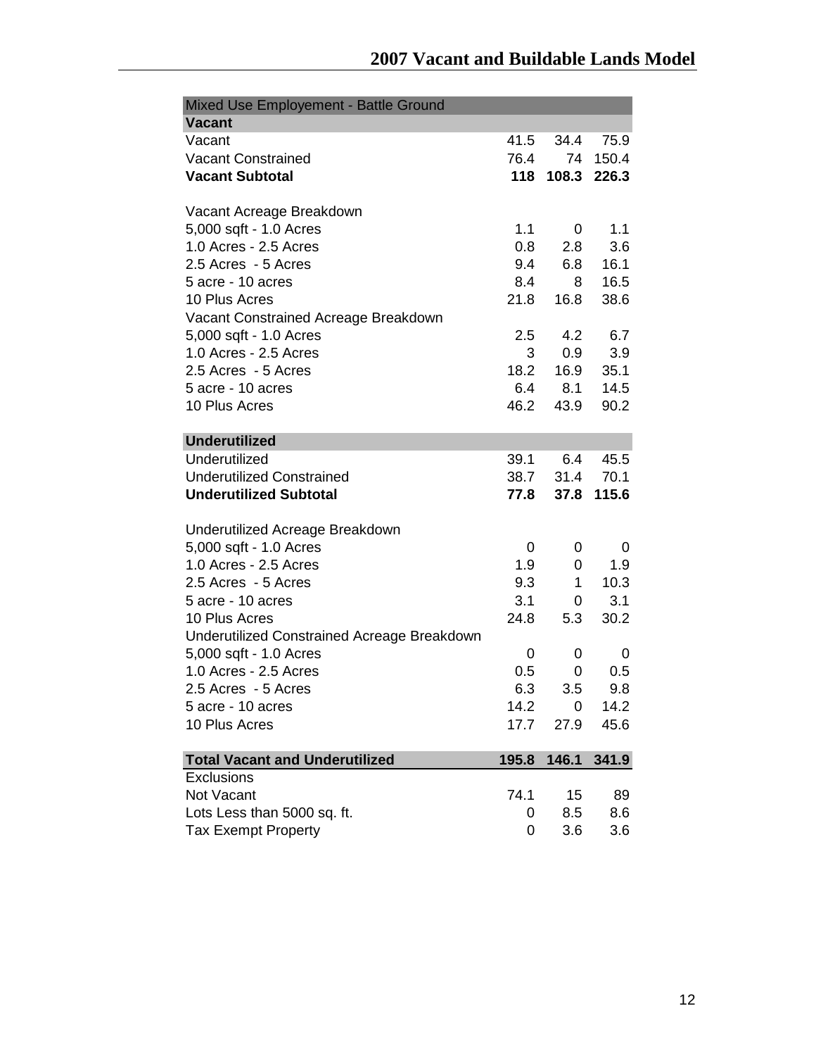# 2007 Vacant and Buildable Lands Model

| Mixed Use Employement - Battle Ground | | | |
|---|---|---|---|
| **Vacant** | | | |
| Vacant | 41.5 | 34.4 | 75.9 |
| Vacant Constrained | 76.4 | 74 | 150.4 |
| **Vacant Subtotal** | **118** | **108.3** | **226.3** |
| | | | |
| Vacant Acreage Breakdown | | | |
| 5,000 sqft - 1.0 Acres | 1.1 | 0 | 1.1 |
| 1.0 Acres - 2.5 Acres | 0.8 | 2.8 | 3.6 |
| 2.5 Acres - 5 Acres | 9.4 | 6.8 | 16.1 |
| 5 acre - 10 acres | 8.4 | 8 | 16.5 |
| 10 Plus Acres | 21.8 | 16.8 | 38.6 |
| Vacant Constrained Acreage Breakdown | | | |
| 5,000 sqft - 1.0 Acres | 2.5 | 4.2 | 6.7 |
| 1.0 Acres - 2.5 Acres | 3 | 0.9 | 3.9 |
| 2.5 Acres - 5 Acres | 18.2 | 16.9 | 35.1 |
| 5 acre - 10 acres | 6.4 | 8.1 | 14.5 |
| 10 Plus Acres | 46.2 | 43.9 | 90.2 |
| | | | |
| **Underutilized** | | | |
| Underutilized | 39.1 | 6.4 | 45.5 |
| Underutilized Constrained | 38.7 | 31.4 | 70.1 |
| **Underutilized Subtotal** | **77.8** | **37.8** | **115.6** |
| | | | |
| Underutilized Acreage Breakdown | | | |
| 5,000 sqft - 1.0 Acres | 0 | 0 | 0 |
| 1.0 Acres - 2.5 Acres | 1.9 | 0 | 1.9 |
| 2.5 Acres - 5 Acres | 9.3 | 1 | 10.3 |
| 5 acre - 10 acres | 3.1 | 0 | 3.1 |
| 10 Plus Acres | 24.8 | 5.3 | 30.2 |
| Underutilized Constrained Acreage Breakdown | | | |
| 5,000 sqft - 1.0 Acres | 0 | 0 | 0 |
| 1.0 Acres - 2.5 Acres | 0.5 | 0 | 0.5 |
| 2.5 Acres - 5 Acres | 6.3 | 3.5 | 9.8 |
| 5 acre - 10 acres | 14.2 | 0 | 14.2 |
| 10 Plus Acres | 17.7 | 27.9 | 45.6 |
| | | | |
| **Total Vacant and Underutilized** | **195.8** | **146.1** | **341.9** |
| Exclusions | | | |
| Not Vacant | 74.1 | 15 | 89 |
| Lots Less than 5000 sq. ft. | 0 | 8.5 | 8.6 |
| Tax Exempt Property | 0 | 3.6 | 3.6 |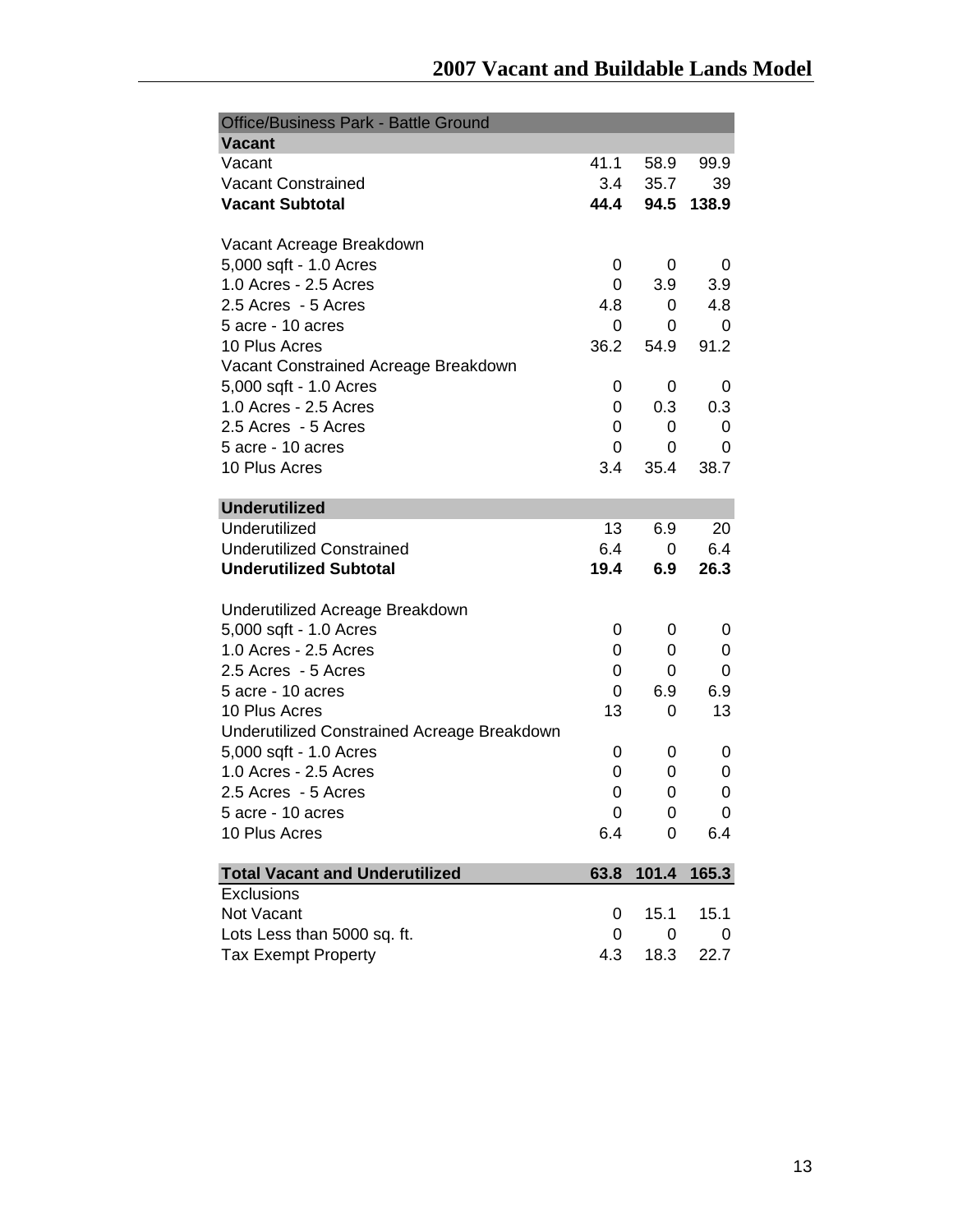| Office/Business Park - Battle Ground | | | |
|---|---|---|---|
| **Vacant** | | | |
| Vacant | 41.1 | 58.9 | 99.9 |
| Vacant Constrained | 3.4 | 35.7 | 39 |
| **Vacant Subtotal** | **44.4** | **94.5** | **138.9** |
| | | | |
| Vacant Acreage Breakdown | | | |
| 5,000 sqft - 1.0 Acres | 0 | 0 | 0 |
| 1.0 Acres - 2.5 Acres | 0 | 3.9 | 3.9 |
| 2.5 Acres - 5 Acres | 4.8 | 0 | 4.8 |
| 5 acre - 10 acres | 0 | 0 | 0 |
| 10 Plus Acres | 36.2 | 54.9 | 91.2 |
| Vacant Constrained Acreage Breakdown | | | |
| 5,000 sqft - 1.0 Acres | 0 | 0 | 0 |
| 1.0 Acres - 2.5 Acres | 0 | 0.3 | 0.3 |
| 2.5 Acres - 5 Acres | 0 | 0 | 0 |
| 5 acre - 10 acres | 0 | 0 | 0 |
| 10 Plus Acres | 3.4 | 35.4 | 38.7 |
| | | | |
| **Underutilized** | | | |
| Underutilized | 13 | 6.9 | 20 |
| Underutilized Constrained | 6.4 | 0 | 6.4 |
| **Underutilized Subtotal** | **19.4** | **6.9** | **26.3** |
| | | | |
| Underutilized Acreage Breakdown | | | |
| 5,000 sqft - 1.0 Acres | 0 | 0 | 0 |
| 1.0 Acres - 2.5 Acres | 0 | 0 | 0 |
| 2.5 Acres - 5 Acres | 0 | 0 | 0 |
| 5 acre - 10 acres | 0 | 6.9 | 6.9 |
| 10 Plus Acres | 13 | 0 | 13 |
| Underutilized Constrained Acreage Breakdown | | | |
| 5,000 sqft - 1.0 Acres | 0 | 0 | 0 |
| 1.0 Acres - 2.5 Acres | 0 | 0 | 0 |
| 2.5 Acres - 5 Acres | 0 | 0 | 0 |
| 5 acre - 10 acres | 0 | 0 | 0 |
| 10 Plus Acres | 6.4 | 0 | 6.4 |
| | | | |
| **Total Vacant and Underutilized** | **63.8** | **101.4** | **165.3** |
| Exclusions | | | |
| Not Vacant | 0 | 15.1 | 15.1 |
| Lots Less than 5000 sq. ft. | 0 | 0 | 0 |
| Tax Exempt Property | 4.3 | 18.3 | 22.7 |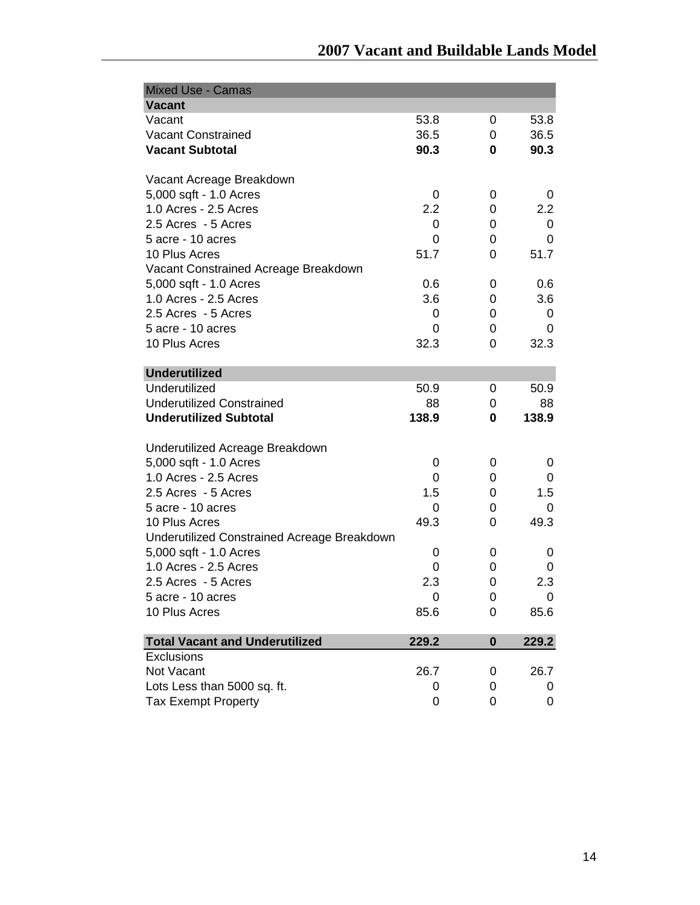| Mixed Use - Camas | | | |
|---|---|---|---|
| **Vacant** | | | |
| Vacant | 53.8 | 0 | 53.8 |
| Vacant Constrained | 36.5 | 0 | 36.5 |
| **Vacant Subtotal** | **90.3** | **0** | **90.3** |
| | | | |
| Vacant Acreage Breakdown | | | |
| 5,000 sqft - 1.0 Acres | 0 | 0 | 0 |
| 1.0 Acres - 2.5 Acres | 2.2 | 0 | 2.2 |
| 2.5 Acres - 5 Acres | 0 | 0 | 0 |
| 5 acre - 10 acres | 0 | 0 | 0 |
| 10 Plus Acres | 51.7 | 0 | 51.7 |
| Vacant Constrained Acreage Breakdown | | | |
| 5,000 sqft - 1.0 Acres | 0.6 | 0 | 0.6 |
| 1.0 Acres - 2.5 Acres | 3.6 | 0 | 3.6 |
| 2.5 Acres - 5 Acres | 0 | 0 | 0 |
| 5 acre - 10 acres | 0 | 0 | 0 |
| 10 Plus Acres | 32.3 | 0 | 32.3 |
| | | | |
| **Underutilized** | | | |
| Underutilized | 50.9 | 0 | 50.9 |
| Underutilized Constrained | 88 | 0 | 88 |
| **Underutilized Subtotal** | **138.9** | **0** | **138.9** |
| | | | |
| Underutilized Acreage Breakdown | | | |
| 5,000 sqft - 1.0 Acres | 0 | 0 | 0 |
| 1.0 Acres - 2.5 Acres | 0 | 0 | 0 |
| 2.5 Acres - 5 Acres | 1.5 | 0 | 1.5 |
| 5 acre - 10 acres | 0 | 0 | 0 |
| 10 Plus Acres | 49.3 | 0 | 49.3 |
| Underutilized Constrained Acreage Breakdown | | | |
| 5,000 sqft - 1.0 Acres | 0 | 0 | 0 |
| 1.0 Acres - 2.5 Acres | 0 | 0 | 0 |
| 2.5 Acres - 5 Acres | 2.3 | 0 | 2.3 |
| 5 acre - 10 acres | 0 | 0 | 0 |
| 10 Plus Acres | 85.6 | 0 | 85.6 |
| | | | |
| **Total Vacant and Underutilized** | **229.2** | **0** | **229.2** |
| Exclusions | | | |
| Not Vacant | 26.7 | 0 | 26.7 |
| Lots Less than 5000 sq. ft. | 0 | 0 | 0 |
| Tax Exempt Property | 0 | 0 | 0 |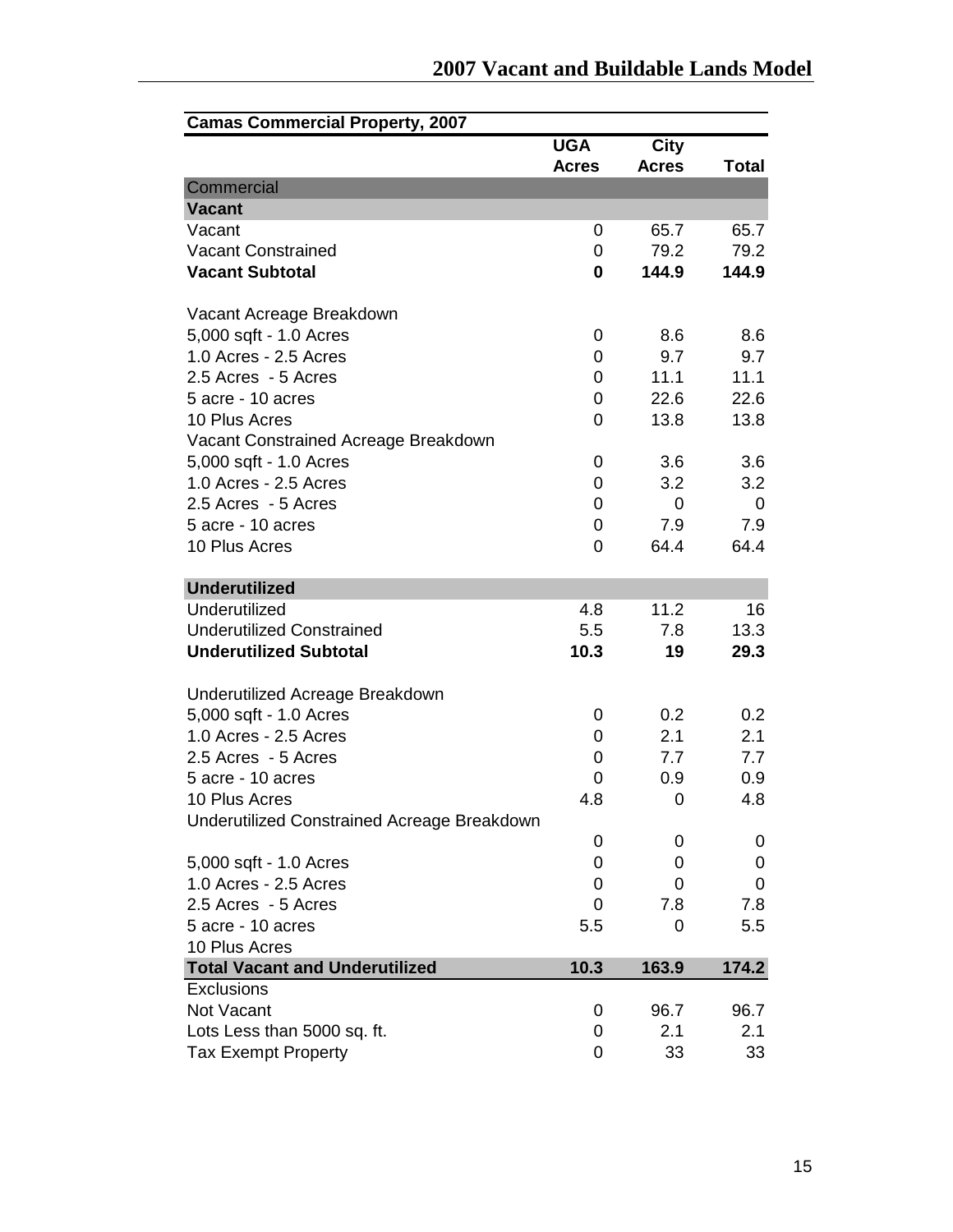| Camas Commercial Property, 2007 | UGA Acres | City Acres | Total |
|---|---|---|---|
| Commercial | | | |
| **Vacant** | | | |
| Vacant | 0 | 65.7 | 65.7 |
| Vacant Constrained | 0 | 79.2 | 79.2 |
| **Vacant Subtotal** | **0** | **144.9** | **144.9** |
| | | | |
| Vacant Acreage Breakdown | | | |
| 5,000 sqft - 1.0 Acres | 0 | 8.6 | 8.6 |
| 1.0 Acres - 2.5 Acres | 0 | 9.7 | 9.7 |
| 2.5 Acres - 5 Acres | 0 | 11.1 | 11.1 |
| 5 acre - 10 acres | 0 | 22.6 | 22.6 |
| 10 Plus Acres | 0 | 13.8 | 13.8 |
| Vacant Constrained Acreage Breakdown | | | |
| 5,000 sqft - 1.0 Acres | 0 | 3.6 | 3.6 |
| 1.0 Acres - 2.5 Acres | 0 | 3.2 | 3.2 |
| 2.5 Acres - 5 Acres | 0 | 0 | 0 |
| 5 acre - 10 acres | 0 | 7.9 | 7.9 |
| 10 Plus Acres | 0 | 64.4 | 64.4 |
| | | | |
| **Underutilized** | | | |
| Underutilized | 4.8 | 11.2 | 16 |
| Underutilized Constrained | 5.5 | 7.8 | 13.3 |
| **Underutilized Subtotal** | **10.3** | **19** | **29.3** |
| | | | |
| Underutilized Acreage Breakdown | | | |
| 5,000 sqft - 1.0 Acres | 0 | 0.2 | 0.2 |
| 1.0 Acres - 2.5 Acres | 0 | 2.1 | 2.1 |
| 2.5 Acres - 5 Acres | 0 | 7.7 | 7.7 |
| 5 acre - 10 acres | 0 | 0.9 | 0.9 |
| 10 Plus Acres | 4.8 | 0 | 4.8 |
| Underutilized Constrained Acreage Breakdown | | | |
| | 0 | 0 | 0 |
| 5,000 sqft - 1.0 Acres | 0 | 0 | 0 |
| 1.0 Acres - 2.5 Acres | 0 | 0 | 0 |
| 2.5 Acres - 5 Acres | 0 | 7.8 | 7.8 |
| 5 acre - 10 acres | 5.5 | 0 | 5.5 |
| 10 Plus Acres | | | |
| **Total Vacant and Underutilized** | **10.3** | **163.9** | **174.2** |
| Exclusions | | | |
| Not Vacant | 0 | 96.7 | 96.7 |
| Lots Less than 5000 sq. ft. | 0 | 2.1 | 2.1 |
| Tax Exempt Property | 0 | 33 | 33 |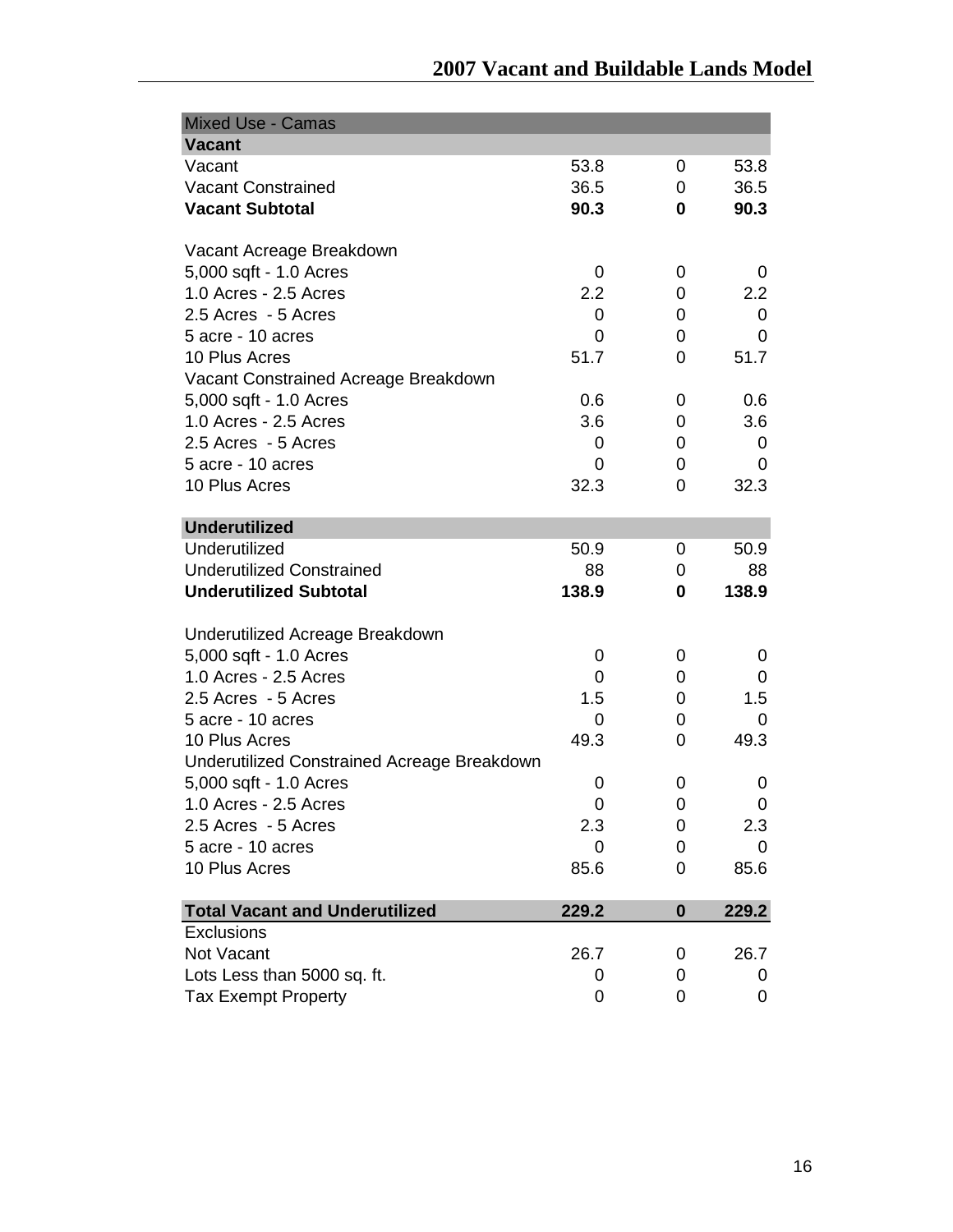| Mixed Use - Camas | | | |
|---|---|---|---|
| **Vacant** | | | |
| Vacant | 53.8 | 0 | 53.8 |
| Vacant Constrained | 36.5 | 0 | 36.5 |
| **Vacant Subtotal** | **90.3** | **0** | **90.3** |
| | | | |
| Vacant Acreage Breakdown | | | |
| 5,000 sqft - 1.0 Acres | 0 | 0 | 0 |
| 1.0 Acres - 2.5 Acres | 2.2 | 0 | 2.2 |
| 2.5 Acres - 5 Acres | 0 | 0 | 0 |
| 5 acre - 10 acres | 0 | 0 | 0 |
| 10 Plus Acres | 51.7 | 0 | 51.7 |
| Vacant Constrained Acreage Breakdown | | | |
| 5,000 sqft - 1.0 Acres | 0.6 | 0 | 0.6 |
| 1.0 Acres - 2.5 Acres | 3.6 | 0 | 3.6 |
| 2.5 Acres - 5 Acres | 0 | 0 | 0 |
| 5 acre - 10 acres | 0 | 0 | 0 |
| 10 Plus Acres | 32.3 | 0 | 32.3 |
| | | | |
| **Underutilized** | | | |
| Underutilized | 50.9 | 0 | 50.9 |
| Underutilized Constrained | 88 | 0 | 88 |
| **Underutilized Subtotal** | **138.9** | **0** | **138.9** |
| | | | |
| Underutilized Acreage Breakdown | | | |
| 5,000 sqft - 1.0 Acres | 0 | 0 | 0 |
| 1.0 Acres - 2.5 Acres | 0 | 0 | 0 |
| 2.5 Acres - 5 Acres | 1.5 | 0 | 1.5 |
| 5 acre - 10 acres | 0 | 0 | 0 |
| 10 Plus Acres | 49.3 | 0 | 49.3 |
| Underutilized Constrained Acreage Breakdown | | | |
| 5,000 sqft - 1.0 Acres | 0 | 0 | 0 |
| 1.0 Acres - 2.5 Acres | 0 | 0 | 0 |
| 2.5 Acres - 5 Acres | 2.3 | 0 | 2.3 |
| 5 acre - 10 acres | 0 | 0 | 0 |
| 10 Plus Acres | 85.6 | 0 | 85.6 |
| | | | |
| **Total Vacant and Underutilized** | **229.2** | **0** | **229.2** |
| Exclusions | | | |
| Not Vacant | 26.7 | 0 | 26.7 |
| Lots Less than 5000 sq. ft. | 0 | 0 | 0 |
| Tax Exempt Property | 0 | 0 | 0 |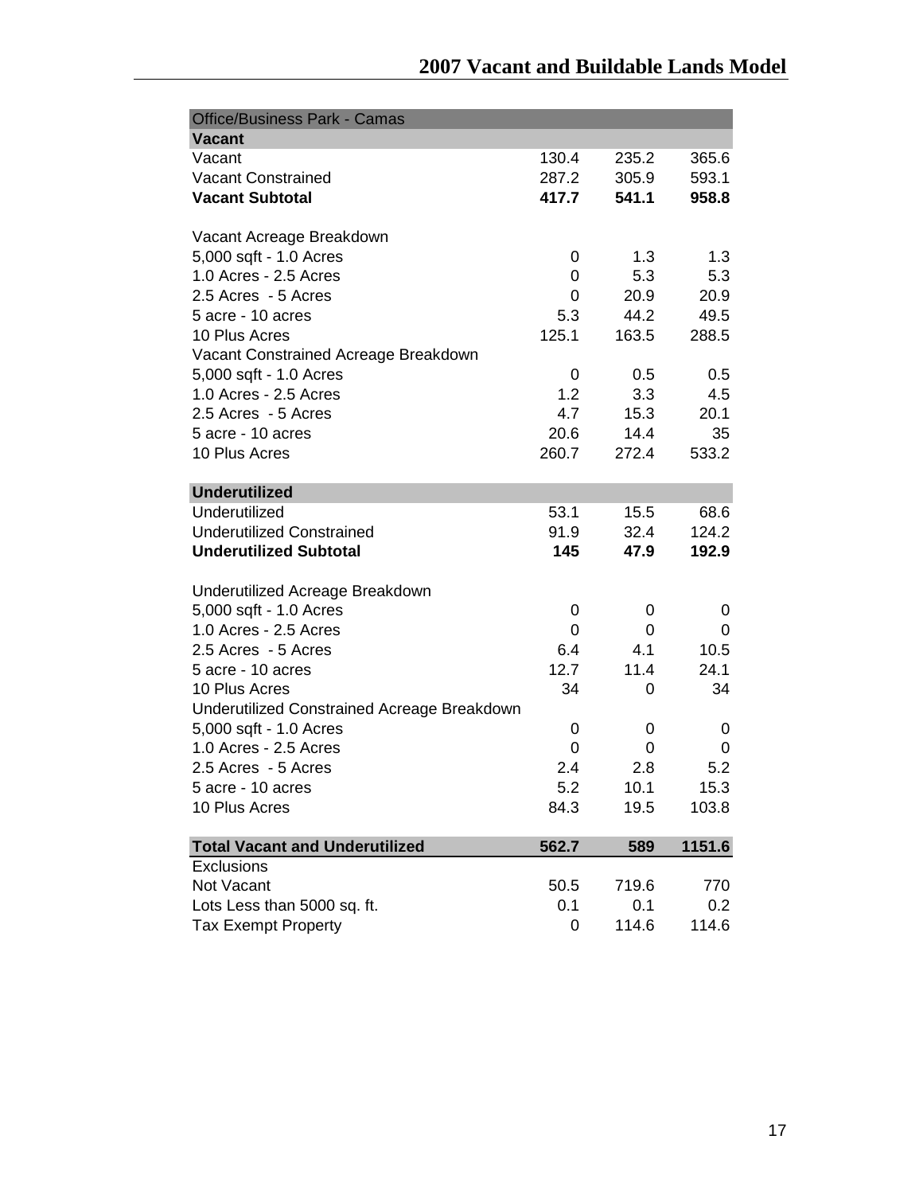| Office/Business Park - Camas | | | |
|---|---|---|---|
| **Vacant** | | | |
| Vacant | 130.4 | 235.2 | 365.6 |
| Vacant Constrained | 287.2 | 305.9 | 593.1 |
| **Vacant Subtotal** | **417.7** | **541.1** | **958.8** |
| | | | |
| Vacant Acreage Breakdown | | | |
| 5,000 sqft - 1.0 Acres | 0 | 1.3 | 1.3 |
| 1.0 Acres - 2.5 Acres | 0 | 5.3 | 5.3 |
| 2.5 Acres - 5 Acres | 0 | 20.9 | 20.9 |
| 5 acre - 10 acres | 5.3 | 44.2 | 49.5 |
| 10 Plus Acres | 125.1 | 163.5 | 288.5 |
| Vacant Constrained Acreage Breakdown | | | |
| 5,000 sqft - 1.0 Acres | 0 | 0.5 | 0.5 |
| 1.0 Acres - 2.5 Acres | 1.2 | 3.3 | 4.5 |
| 2.5 Acres - 5 Acres | 4.7 | 15.3 | 20.1 |
| 5 acre - 10 acres | 20.6 | 14.4 | 35 |
| 10 Plus Acres | 260.7 | 272.4 | 533.2 |
| | | | |
| **Underutilized** | | | |
| Underutilized | 53.1 | 15.5 | 68.6 |
| Underutilized Constrained | 91.9 | 32.4 | 124.2 |
| **Underutilized Subtotal** | **145** | **47.9** | **192.9** |
| | | | |
| Underutilized Acreage Breakdown | | | |
| 5,000 sqft - 1.0 Acres | 0 | 0 | 0 |
| 1.0 Acres - 2.5 Acres | 0 | 0 | 0 |
| 2.5 Acres - 5 Acres | 6.4 | 4.1 | 10.5 |
| 5 acre - 10 acres | 12.7 | 11.4 | 24.1 |
| 10 Plus Acres | 34 | 0 | 34 |
| Underutilized Constrained Acreage Breakdown | | | |
| 5,000 sqft - 1.0 Acres | 0 | 0 | 0 |
| 1.0 Acres - 2.5 Acres | 0 | 0 | 0 |
| 2.5 Acres - 5 Acres | 2.4 | 2.8 | 5.2 |
| 5 acre - 10 acres | 5.2 | 10.1 | 15.3 |
| 10 Plus Acres | 84.3 | 19.5 | 103.8 |
| | | | |
| **Total Vacant and Underutilized** | **562.7** | **589** | **1151.6** |
| Exclusions | | | |
| Not Vacant | 50.5 | 719.6 | 770 |
| Lots Less than 5000 sq. ft. | 0.1 | 0.1 | 0.2 |
| Tax Exempt Property | 0 | 114.6 | 114.6 |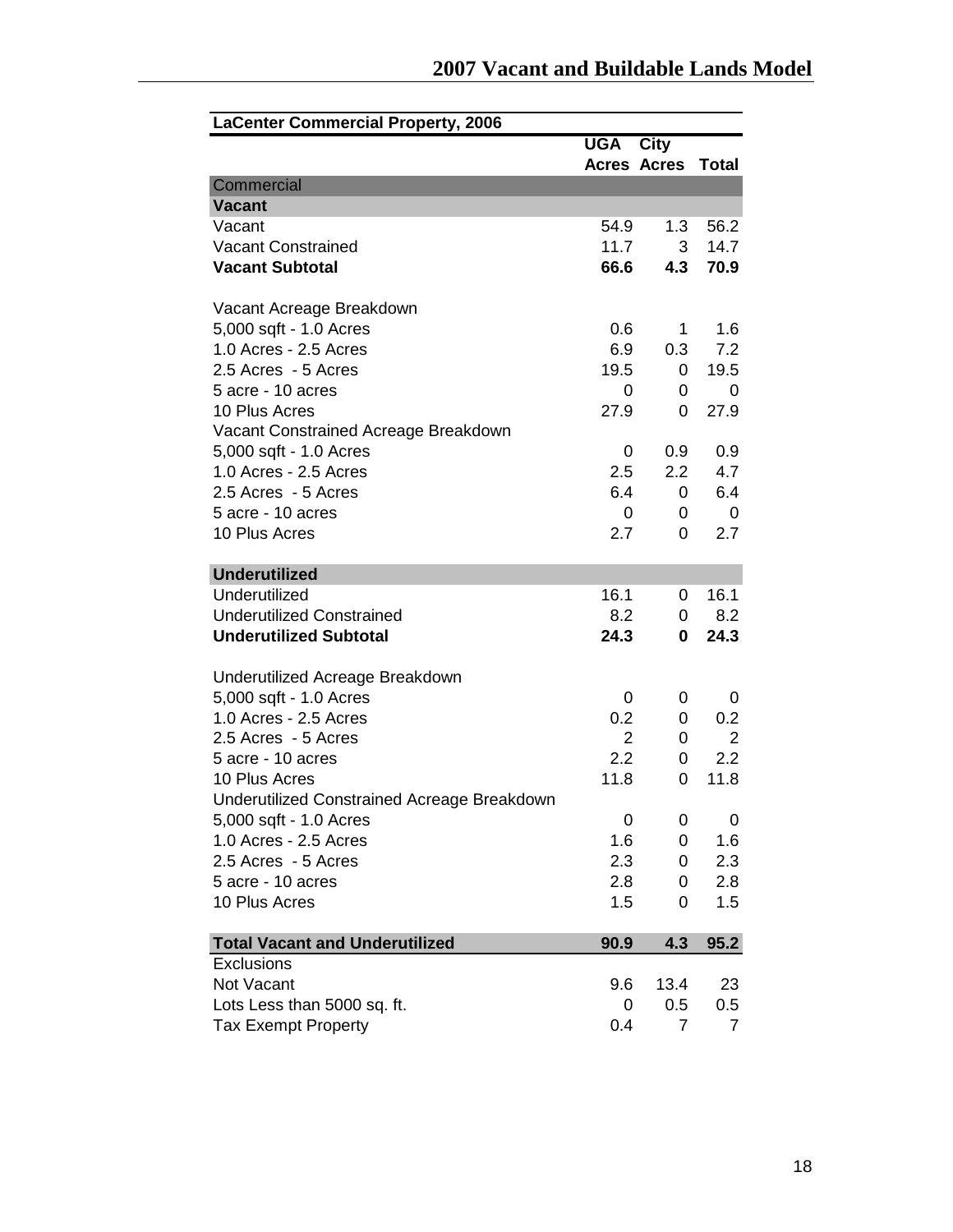| LaCenter Commercial Property, 2006 | UGA Acres | City Acres | Total |
|---|---|---|---|
| Commercial | | | |
| **Vacant** | | | |
| Vacant | 54.9 | 1.3 | 56.2 |
| Vacant Constrained | 11.7 | 3 | 14.7 |
| **Vacant Subtotal** | **66.6** | **4.3** | **70.9** |
| | | | |
| Vacant Acreage Breakdown | | | |
| 5,000 sqft - 1.0 Acres | 0.6 | 1 | 1.6 |
| 1.0 Acres - 2.5 Acres | 6.9 | 0.3 | 7.2 |
| 2.5 Acres - 5 Acres | 19.5 | 0 | 19.5 |
| 5 acre - 10 acres | 0 | 0 | 0 |
| 10 Plus Acres | 27.9 | 0 | 27.9 |
| Vacant Constrained Acreage Breakdown | | | |
| 5,000 sqft - 1.0 Acres | 0 | 0.9 | 0.9 |
| 1.0 Acres - 2.5 Acres | 2.5 | 2.2 | 4.7 |
| 2.5 Acres - 5 Acres | 6.4 | 0 | 6.4 |
| 5 acre - 10 acres | 0 | 0 | 0 |
| 10 Plus Acres | 2.7 | 0 | 2.7 |
| | | | |
| **Underutilized** | | | |
| Underutilized | 16.1 | 0 | 16.1 |
| Underutilized Constrained | 8.2 | 0 | 8.2 |
| **Underutilized Subtotal** | **24.3** | **0** | **24.3** |
| | | | |
| Underutilized Acreage Breakdown | | | |
| 5,000 sqft - 1.0 Acres | 0 | 0 | 0 |
| 1.0 Acres - 2.5 Acres | 0.2 | 0 | 0.2 |
| 2.5 Acres - 5 Acres | 2 | 0 | 2 |
| 5 acre - 10 acres | 2.2 | 0 | 2.2 |
| 10 Plus Acres | 11.8 | 0 | 11.8 |
| Underutilized Constrained Acreage Breakdown | | | |
| 5,000 sqft - 1.0 Acres | 0 | 0 | 0 |
| 1.0 Acres - 2.5 Acres | 1.6 | 0 | 1.6 |
| 2.5 Acres - 5 Acres | 2.3 | 0 | 2.3 |
| 5 acre - 10 acres | 2.8 | 0 | 2.8 |
| 10 Plus Acres | 1.5 | 0 | 1.5 |
| | | | |
| **Total Vacant and Underutilized** | **90.9** | **4.3** | **95.2** |
| Exclusions | | | |
| Not Vacant | 9.6 | 13.4 | 23 |
| Lots Less than 5000 sq. ft. | 0 | 0.5 | 0.5 |
| Tax Exempt Property | 0.4 | 7 | 7 |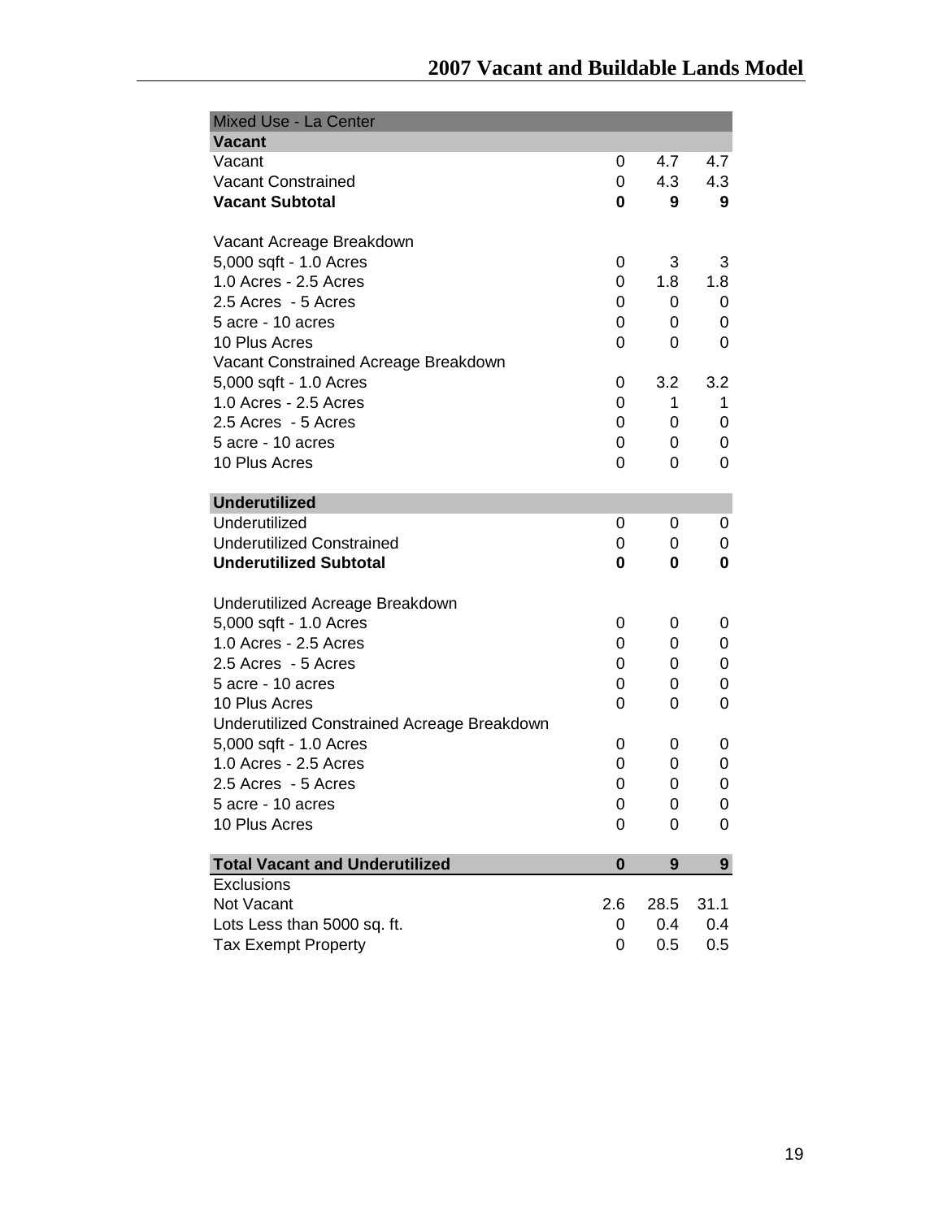| Mixed Use - La Center | | | |
|---|---|---|---|
| **Vacant** | | | |
| Vacant | 0 | 4.7 | 4.7 |
| Vacant Constrained | 0 | 4.3 | 4.3 |
| **Vacant Subtotal** | **0** | **9** | **9** |
| | | | |
| Vacant Acreage Breakdown | | | |
| 5,000 sqft - 1.0 Acres | 0 | 3 | 3 |
| 1.0 Acres - 2.5 Acres | 0 | 1.8 | 1.8 |
| 2.5 Acres - 5 Acres | 0 | 0 | 0 |
| 5 acre - 10 acres | 0 | 0 | 0 |
| 10 Plus Acres | 0 | 0 | 0 |
| Vacant Constrained Acreage Breakdown | | | |
| 5,000 sqft - 1.0 Acres | 0 | 3.2 | 3.2 |
| 1.0 Acres - 2.5 Acres | 0 | 1 | 1 |
| 2.5 Acres - 5 Acres | 0 | 0 | 0 |
| 5 acre - 10 acres | 0 | 0 | 0 |
| 10 Plus Acres | 0 | 0 | 0 |
| | | | |
| **Underutilized** | | | |
| Underutilized | 0 | 0 | 0 |
| Underutilized Constrained | 0 | 0 | 0 |
| **Underutilized Subtotal** | **0** | **0** | **0** |
| | | | |
| Underutilized Acreage Breakdown | | | |
| 5,000 sqft - 1.0 Acres | 0 | 0 | 0 |
| 1.0 Acres - 2.5 Acres | 0 | 0 | 0 |
| 2.5 Acres - 5 Acres | 0 | 0 | 0 |
| 5 acre - 10 acres | 0 | 0 | 0 |
| 10 Plus Acres | 0 | 0 | 0 |
| Underutilized Constrained Acreage Breakdown | | | |
| 5,000 sqft - 1.0 Acres | 0 | 0 | 0 |
| 1.0 Acres - 2.5 Acres | 0 | 0 | 0 |
| 2.5 Acres - 5 Acres | 0 | 0 | 0 |
| 5 acre - 10 acres | 0 | 0 | 0 |
| 10 Plus Acres | 0 | 0 | 0 |
| | | | |
| **Total Vacant and Underutilized** | **0** | **9** | **9** |
| Exclusions | | | |
| Not Vacant | 2.6 | 28.5 | 31.1 |
| Lots Less than 5000 sq. ft. | 0 | 0.4 | 0.4 |
| Tax Exempt Property | 0 | 0.5 | 0.5 |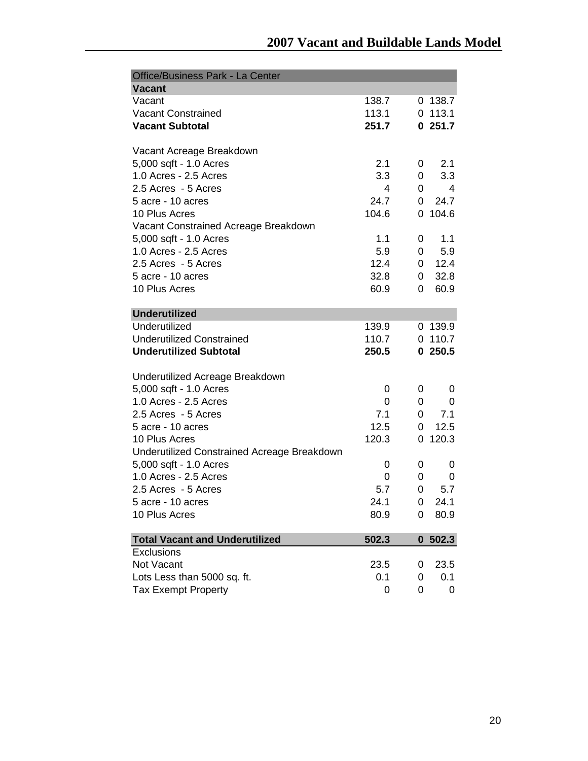| Office/Business Park - La Center | | | |
|---|---|---|---|
| **Vacant** | | | |
| Vacant | 138.7 | 0 | 138.7 |
| Vacant Constrained | 113.1 | 0 | 113.1 |
| **Vacant Subtotal** | **251.7** | **0** | **251.7** |
| | | | |
| Vacant Acreage Breakdown | | | |
| 5,000 sqft - 1.0 Acres | 2.1 | 0 | 2.1 |
| 1.0 Acres - 2.5 Acres | 3.3 | 0 | 3.3 |
| 2.5 Acres - 5 Acres | 4 | 0 | 4 |
| 5 acre - 10 acres | 24.7 | 0 | 24.7 |
| 10 Plus Acres | 104.6 | 0 | 104.6 |
| Vacant Constrained Acreage Breakdown | | | |
| 5,000 sqft - 1.0 Acres | 1.1 | 0 | 1.1 |
| 1.0 Acres - 2.5 Acres | 5.9 | 0 | 5.9 |
| 2.5 Acres - 5 Acres | 12.4 | 0 | 12.4 |
| 5 acre - 10 acres | 32.8 | 0 | 32.8 |
| 10 Plus Acres | 60.9 | 0 | 60.9 |
| | | | |
| **Underutilized** | | | |
| Underutilized | 139.9 | 0 | 139.9 |
| Underutilized Constrained | 110.7 | 0 | 110.7 |
| **Underutilized Subtotal** | **250.5** | **0** | **250.5** |
| | | | |
| Underutilized Acreage Breakdown | | | |
| 5,000 sqft - 1.0 Acres | 0 | 0 | 0 |
| 1.0 Acres - 2.5 Acres | 0 | 0 | 0 |
| 2.5 Acres - 5 Acres | 7.1 | 0 | 7.1 |
| 5 acre - 10 acres | 12.5 | 0 | 12.5 |
| 10 Plus Acres | 120.3 | 0 | 120.3 |
| Underutilized Constrained Acreage Breakdown | | | |
| 5,000 sqft - 1.0 Acres | 0 | 0 | 0 |
| 1.0 Acres - 2.5 Acres | 0 | 0 | 0 |
| 2.5 Acres - 5 Acres | 5.7 | 0 | 5.7 |
| 5 acre - 10 acres | 24.1 | 0 | 24.1 |
| 10 Plus Acres | 80.9 | 0 | 80.9 |
| | | | |
| **Total Vacant and Underutilized** | **502.3** | **0** | **502.3** |
| Exclusions | | | |
| Not Vacant | 23.5 | 0 | 23.5 |
| Lots Less than 5000 sq. ft. | 0.1 | 0 | 0.1 |
| Tax Exempt Property | 0 | 0 | 0 |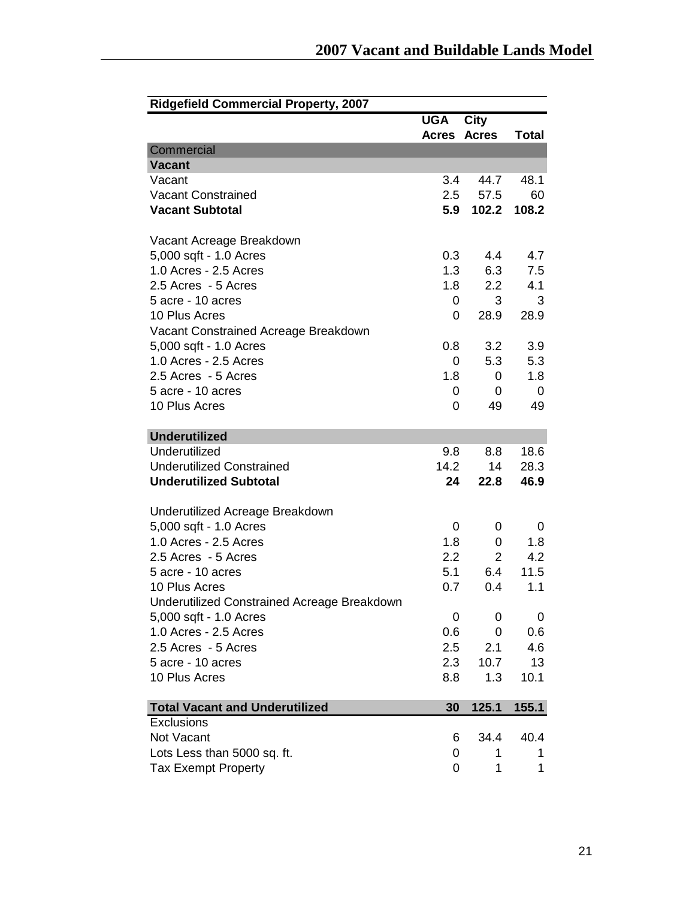## 2007 Vacant and Buildable Lands Model

| Ridgefield Commercial Property, 2007 | | | |
|---|---|---|---|
| | UGA Acres | City Acres | Total |
| **Commercial** | | | |
| **Vacant** | | | |
| Vacant | 3.4 | 44.7 | 48.1 |
| Vacant Constrained | 2.5 | 57.5 | 60 |
| **Vacant Subtotal** | **5.9** | **102.2** | **108.2** |
| | | | |
| Vacant Acreage Breakdown | | | |
| 5,000 sqft - 1.0 Acres | 0.3 | 4.4 | 4.7 |
| 1.0 Acres - 2.5 Acres | 1.3 | 6.3 | 7.5 |
| 2.5 Acres - 5 Acres | 1.8 | 2.2 | 4.1 |
| 5 acre - 10 acres | 0 | 3 | 3 |
| 10 Plus Acres | 0 | 28.9 | 28.9 |
| Vacant Constrained Acreage Breakdown | | | |
| 5,000 sqft - 1.0 Acres | 0.8 | 3.2 | 3.9 |
| 1.0 Acres - 2.5 Acres | 0 | 5.3 | 5.3 |
| 2.5 Acres - 5 Acres | 1.8 | 0 | 1.8 |
| 5 acre - 10 acres | 0 | 0 | 0 |
| 10 Plus Acres | 0 | 49 | 49 |
| | | | |
| **Underutilized** | | | |
| Underutilized | 9.8 | 8.8 | 18.6 |
| Underutilized Constrained | 14.2 | 14 | 28.3 |
| **Underutilized Subtotal** | **24** | **22.8** | **46.9** |
| | | | |
| Underutilized Acreage Breakdown | | | |
| 5,000 sqft - 1.0 Acres | 0 | 0 | 0 |
| 1.0 Acres - 2.5 Acres | 1.8 | 0 | 1.8 |
| 2.5 Acres - 5 Acres | 2.2 | 2 | 4.2 |
| 5 acre - 10 acres | 5.1 | 6.4 | 11.5 |
| 10 Plus Acres | 0.7 | 0.4 | 1.1 |
| Underutilized Constrained Acreage Breakdown | | | |
| 5,000 sqft - 1.0 Acres | 0 | 0 | 0 |
| 1.0 Acres - 2.5 Acres | 0.6 | 0 | 0.6 |
| 2.5 Acres - 5 Acres | 2.5 | 2.1 | 4.6 |
| 5 acre - 10 acres | 2.3 | 10.7 | 13 |
| 10 Plus Acres | 8.8 | 1.3 | 10.1 |
| | | | |
| **Total Vacant and Underutilized** | **30** | **125.1** | **155.1** |
| Exclusions | | | |
| Not Vacant | 6 | 34.4 | 40.4 |
| Lots Less than 5000 sq. ft. | 0 | 1 | 1 |
| Tax Exempt Property | 0 | 1 | 1 |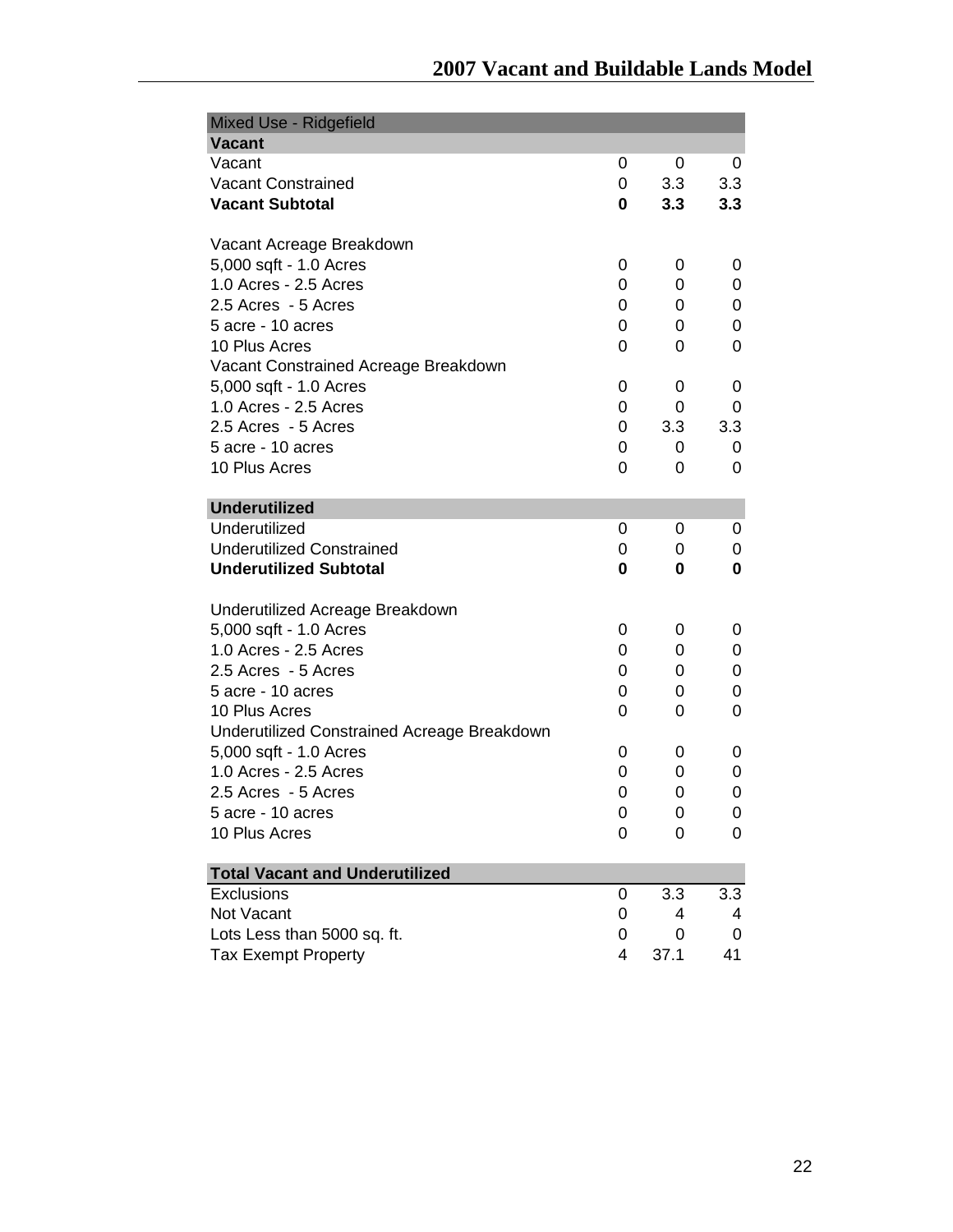| Mixed Use - Ridgefield | | | |
|---|---|---|---|
| **Vacant** | | | |
| Vacant | 0 | 0 | 0 |
| Vacant Constrained | 0 | 3.3 | 3.3 |
| **Vacant Subtotal** | **0** | **3.3** | **3.3** |
| | | | |
| Vacant Acreage Breakdown | | | |
| 5,000 sqft - 1.0 Acres | 0 | 0 | 0 |
| 1.0 Acres - 2.5 Acres | 0 | 0 | 0 |
| 2.5 Acres - 5 Acres | 0 | 0 | 0 |
| 5 acre - 10 acres | 0 | 0 | 0 |
| 10 Plus Acres | 0 | 0 | 0 |
| Vacant Constrained Acreage Breakdown | | | |
| 5,000 sqft - 1.0 Acres | 0 | 0 | 0 |
| 1.0 Acres - 2.5 Acres | 0 | 0 | 0 |
| 2.5 Acres - 5 Acres | 0 | 3.3 | 3.3 |
| 5 acre - 10 acres | 0 | 0 | 0 |
| 10 Plus Acres | 0 | 0 | 0 |
| | | | |
| **Underutilized** | | | |
| Underutilized | 0 | 0 | 0 |
| Underutilized Constrained | 0 | 0 | 0 |
| **Underutilized Subtotal** | **0** | **0** | **0** |
| | | | |
| Underutilized Acreage Breakdown | | | |
| 5,000 sqft - 1.0 Acres | 0 | 0 | 0 |
| 1.0 Acres - 2.5 Acres | 0 | 0 | 0 |
| 2.5 Acres - 5 Acres | 0 | 0 | 0 |
| 5 acre - 10 acres | 0 | 0 | 0 |
| 10 Plus Acres | 0 | 0 | 0 |
| Underutilized Constrained Acreage Breakdown | | | |
| 5,000 sqft - 1.0 Acres | 0 | 0 | 0 |
| 1.0 Acres - 2.5 Acres | 0 | 0 | 0 |
| 2.5 Acres - 5 Acres | 0 | 0 | 0 |
| 5 acre - 10 acres | 0 | 0 | 0 |
| 10 Plus Acres | 0 | 0 | 0 |
| | | | |
| **Total Vacant and Underutilized** | | | |
| Exclusions | 0 | 3.3 | 3.3 |
| Not Vacant | 0 | 4 | 4 |
| Lots Less than 5000 sq. ft. | 0 | 0 | 0 |
| Tax Exempt Property | 4 | 37.1 | 41 |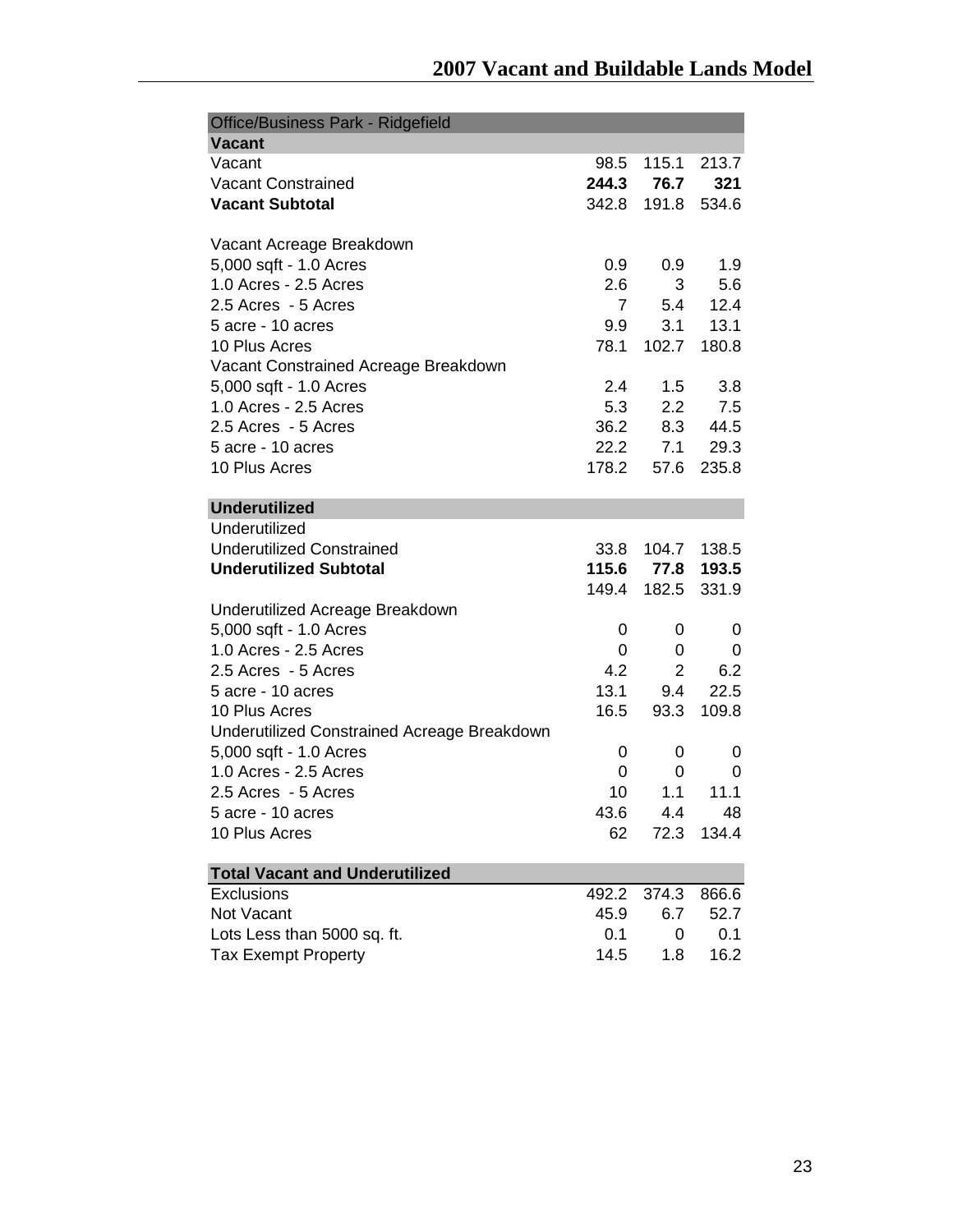| Office/Business Park - Ridgefield | | | |
|---|---|---|---|
| **Vacant** | | | |
| Vacant | 98.5 | 115.1 | 213.7 |
| Vacant Constrained | **244.3** | **76.7** | **321** |
| **Vacant Subtotal** | 342.8 | 191.8 | 534.6 |
| | | | |
| Vacant Acreage Breakdown | | | |
| 5,000 sqft - 1.0 Acres | 0.9 | 0.9 | 1.9 |
| 1.0 Acres - 2.5 Acres | 2.6 | 3 | 5.6 |
| 2.5 Acres - 5 Acres | 7 | 5.4 | 12.4 |
| 5 acre - 10 acres | 9.9 | 3.1 | 13.1 |
| 10 Plus Acres | 78.1 | 102.7 | 180.8 |
| Vacant Constrained Acreage Breakdown | | | |
| 5,000 sqft - 1.0 Acres | 2.4 | 1.5 | 3.8 |
| 1.0 Acres - 2.5 Acres | 5.3 | 2.2 | 7.5 |
| 2.5 Acres - 5 Acres | 36.2 | 8.3 | 44.5 |
| 5 acre - 10 acres | 22.2 | 7.1 | 29.3 |
| 10 Plus Acres | 178.2 | 57.6 | 235.8 |
| | | | |
| **Underutilized** | | | |
| Underutilized | | | |
| Underutilized Constrained | 33.8 | 104.7 | 138.5 |
| **Underutilized Subtotal** | **115.6** | **77.8** | **193.5** |
| | 149.4 | 182.5 | 331.9 |
| Underutilized Acreage Breakdown | | | |
| 5,000 sqft - 1.0 Acres | 0 | 0 | 0 |
| 1.0 Acres - 2.5 Acres | 0 | 0 | 0 |
| 2.5 Acres - 5 Acres | 4.2 | 2 | 6.2 |
| 5 acre - 10 acres | 13.1 | 9.4 | 22.5 |
| 10 Plus Acres | 16.5 | 93.3 | 109.8 |
| Underutilized Constrained Acreage Breakdown | | | |
| 5,000 sqft - 1.0 Acres | 0 | 0 | 0 |
| 1.0 Acres - 2.5 Acres | 0 | 0 | 0 |
| 2.5 Acres - 5 Acres | 10 | 1.1 | 11.1 |
| 5 acre - 10 acres | 43.6 | 4.4 | 48 |
| 10 Plus Acres | 62 | 72.3 | 134.4 |
| | | | |
| **Total Vacant and Underutilized** | | | |
| Exclusions | 492.2 | 374.3 | 866.6 |
| Not Vacant | 45.9 | 6.7 | 52.7 |
| Lots Less than 5000 sq. ft. | 0.1 | 0 | 0.1 |
| Tax Exempt Property | 14.5 | 1.8 | 16.2 |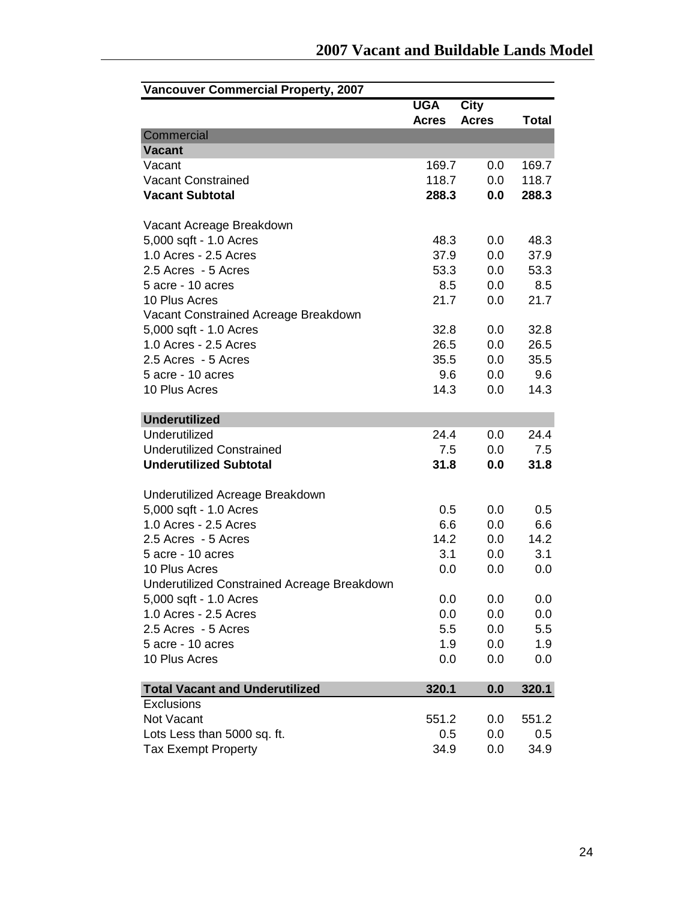| Vancouver Commercial Property, 2007 | UGA Acres | City Acres | Total |
|---|---|---|---|
| Commercial | | | |
| **Vacant** | | | |
| Vacant | 169.7 | 0.0 | 169.7 |
| Vacant Constrained | 118.7 | 0.0 | 118.7 |
| **Vacant Subtotal** | **288.3** | **0.0** | **288.3** |
| | | | |
| Vacant Acreage Breakdown | | | |
| 5,000 sqft - 1.0 Acres | 48.3 | 0.0 | 48.3 |
| 1.0 Acres - 2.5 Acres | 37.9 | 0.0 | 37.9 |
| 2.5 Acres - 5 Acres | 53.3 | 0.0 | 53.3 |
| 5 acre - 10 acres | 8.5 | 0.0 | 8.5 |
| 10 Plus Acres | 21.7 | 0.0 | 21.7 |
| Vacant Constrained Acreage Breakdown | | | |
| 5,000 sqft - 1.0 Acres | 32.8 | 0.0 | 32.8 |
| 1.0 Acres - 2.5 Acres | 26.5 | 0.0 | 26.5 |
| 2.5 Acres - 5 Acres | 35.5 | 0.0 | 35.5 |
| 5 acre - 10 acres | 9.6 | 0.0 | 9.6 |
| 10 Plus Acres | 14.3 | 0.0 | 14.3 |
| | | | |
| **Underutilized** | | | |
| Underutilized | 24.4 | 0.0 | 24.4 |
| Underutilized Constrained | 7.5 | 0.0 | 7.5 |
| **Underutilized Subtotal** | **31.8** | **0.0** | **31.8** |
| | | | |
| Underutilized Acreage Breakdown | | | |
| 5,000 sqft - 1.0 Acres | 0.5 | 0.0 | 0.5 |
| 1.0 Acres - 2.5 Acres | 6.6 | 0.0 | 6.6 |
| 2.5 Acres - 5 Acres | 14.2 | 0.0 | 14.2 |
| 5 acre - 10 acres | 3.1 | 0.0 | 3.1 |
| 10 Plus Acres | 0.0 | 0.0 | 0.0 |
| Underutilized Constrained Acreage Breakdown | | | |
| 5,000 sqft - 1.0 Acres | 0.0 | 0.0 | 0.0 |
| 1.0 Acres - 2.5 Acres | 0.0 | 0.0 | 0.0 |
| 2.5 Acres - 5 Acres | 5.5 | 0.0 | 5.5 |
| 5 acre - 10 acres | 1.9 | 0.0 | 1.9 |
| 10 Plus Acres | 0.0 | 0.0 | 0.0 |
| | | | |
| **Total Vacant and Underutilized** | **320.1** | **0.0** | **320.1** |
| Exclusions | | | |
| Not Vacant | 551.2 | 0.0 | 551.2 |
| Lots Less than 5000 sq. ft. | 0.5 | 0.0 | 0.5 |
| Tax Exempt Property | 34.9 | 0.0 | 34.9 |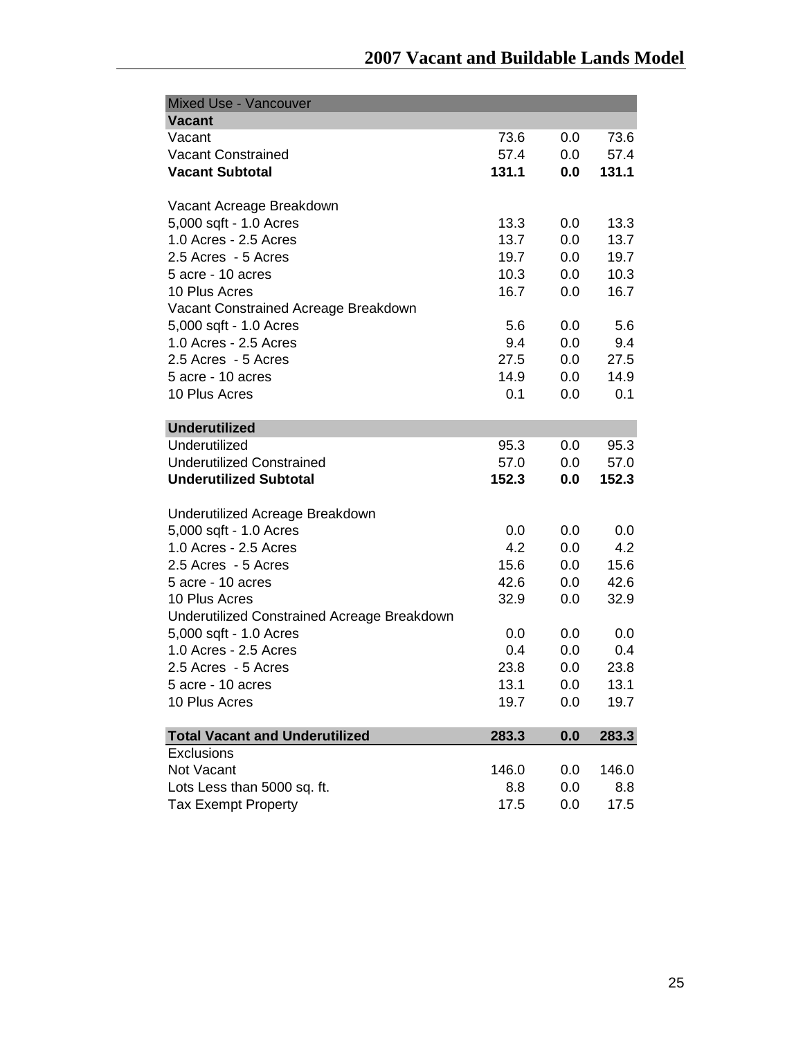| Mixed Use - Vancouver | | | |
|---|---|---|---|
| **Vacant** | | | |
| Vacant | 73.6 | 0.0 | 73.6 |
| Vacant Constrained | 57.4 | 0.0 | 57.4 |
| **Vacant Subtotal** | **131.1** | **0.0** | **131.1** |
| | | | |
| Vacant Acreage Breakdown | | | |
| 5,000 sqft - 1.0 Acres | 13.3 | 0.0 | 13.3 |
| 1.0 Acres - 2.5 Acres | 13.7 | 0.0 | 13.7 |
| 2.5 Acres - 5 Acres | 19.7 | 0.0 | 19.7 |
| 5 acre - 10 acres | 10.3 | 0.0 | 10.3 |
| 10 Plus Acres | 16.7 | 0.0 | 16.7 |
| Vacant Constrained Acreage Breakdown | | | |
| 5,000 sqft - 1.0 Acres | 5.6 | 0.0 | 5.6 |
| 1.0 Acres - 2.5 Acres | 9.4 | 0.0 | 9.4 |
| 2.5 Acres - 5 Acres | 27.5 | 0.0 | 27.5 |
| 5 acre - 10 acres | 14.9 | 0.0 | 14.9 |
| 10 Plus Acres | 0.1 | 0.0 | 0.1 |
| | | | |
| **Underutilized** | | | |
| Underutilized | 95.3 | 0.0 | 95.3 |
| Underutilized Constrained | 57.0 | 0.0 | 57.0 |
| **Underutilized Subtotal** | **152.3** | **0.0** | **152.3** |
| | | | |
| Underutilized Acreage Breakdown | | | |
| 5,000 sqft - 1.0 Acres | 0.0 | 0.0 | 0.0 |
| 1.0 Acres - 2.5 Acres | 4.2 | 0.0 | 4.2 |
| 2.5 Acres - 5 Acres | 15.6 | 0.0 | 15.6 |
| 5 acre - 10 acres | 42.6 | 0.0 | 42.6 |
| 10 Plus Acres | 32.9 | 0.0 | 32.9 |
| Underutilized Constrained Acreage Breakdown | | | |
| 5,000 sqft - 1.0 Acres | 0.0 | 0.0 | 0.0 |
| 1.0 Acres - 2.5 Acres | 0.4 | 0.0 | 0.4 |
| 2.5 Acres - 5 Acres | 23.8 | 0.0 | 23.8 |
| 5 acre - 10 acres | 13.1 | 0.0 | 13.1 |
| 10 Plus Acres | 19.7 | 0.0 | 19.7 |
| | | | |
| **Total Vacant and Underutilized** | **283.3** | **0.0** | **283.3** |
| Exclusions | | | |
| Not Vacant | 146.0 | 0.0 | 146.0 |
| Lots Less than 5000 sq. ft. | 8.8 | 0.0 | 8.8 |
| Tax Exempt Property | 17.5 | 0.0 | 17.5 |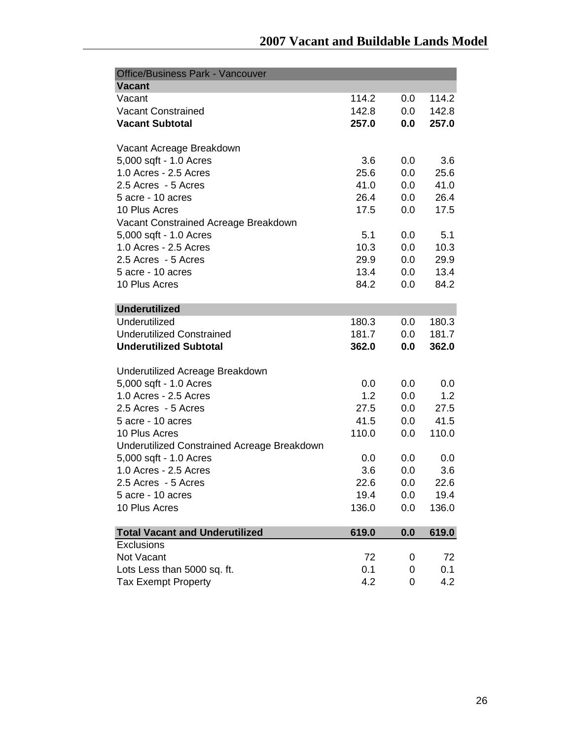| Office/Business Park - Vancouver | | | |
|---|---|---|---|
| **Vacant** | | | |
| Vacant | 114.2 | 0.0 | 114.2 |
| Vacant Constrained | 142.8 | 0.0 | 142.8 |
| **Vacant Subtotal** | **257.0** | **0.0** | **257.0** |
| | | | |
| Vacant Acreage Breakdown | | | |
| 5,000 sqft - 1.0 Acres | 3.6 | 0.0 | 3.6 |
| 1.0 Acres - 2.5 Acres | 25.6 | 0.0 | 25.6 |
| 2.5 Acres - 5 Acres | 41.0 | 0.0 | 41.0 |
| 5 acre - 10 acres | 26.4 | 0.0 | 26.4 |
| 10 Plus Acres | 17.5 | 0.0 | 17.5 |
| Vacant Constrained Acreage Breakdown | | | |
| 5,000 sqft - 1.0 Acres | 5.1 | 0.0 | 5.1 |
| 1.0 Acres - 2.5 Acres | 10.3 | 0.0 | 10.3 |
| 2.5 Acres - 5 Acres | 29.9 | 0.0 | 29.9 |
| 5 acre - 10 acres | 13.4 | 0.0 | 13.4 |
| 10 Plus Acres | 84.2 | 0.0 | 84.2 |
| | | | |
| **Underutilized** | | | |
| Underutilized | 180.3 | 0.0 | 180.3 |
| Underutilized Constrained | 181.7 | 0.0 | 181.7 |
| **Underutilized Subtotal** | **362.0** | **0.0** | **362.0** |
| | | | |
| Underutilized Acreage Breakdown | | | |
| 5,000 sqft - 1.0 Acres | 0.0 | 0.0 | 0.0 |
| 1.0 Acres - 2.5 Acres | 1.2 | 0.0 | 1.2 |
| 2.5 Acres - 5 Acres | 27.5 | 0.0 | 27.5 |
| 5 acre - 10 acres | 41.5 | 0.0 | 41.5 |
| 10 Plus Acres | 110.0 | 0.0 | 110.0 |
| Underutilized Constrained Acreage Breakdown | | | |
| 5,000 sqft - 1.0 Acres | 0.0 | 0.0 | 0.0 |
| 1.0 Acres - 2.5 Acres | 3.6 | 0.0 | 3.6 |
| 2.5 Acres - 5 Acres | 22.6 | 0.0 | 22.6 |
| 5 acre - 10 acres | 19.4 | 0.0 | 19.4 |
| 10 Plus Acres | 136.0 | 0.0 | 136.0 |
| | | | |
| **Total Vacant and Underutilized** | **619.0** | **0.0** | **619.0** |
| Exclusions | | | |
| Not Vacant | 72 | 0 | 72 |
| Lots Less than 5000 sq. ft. | 0.1 | 0 | 0.1 |
| Tax Exempt Property | 4.2 | 0 | 4.2 |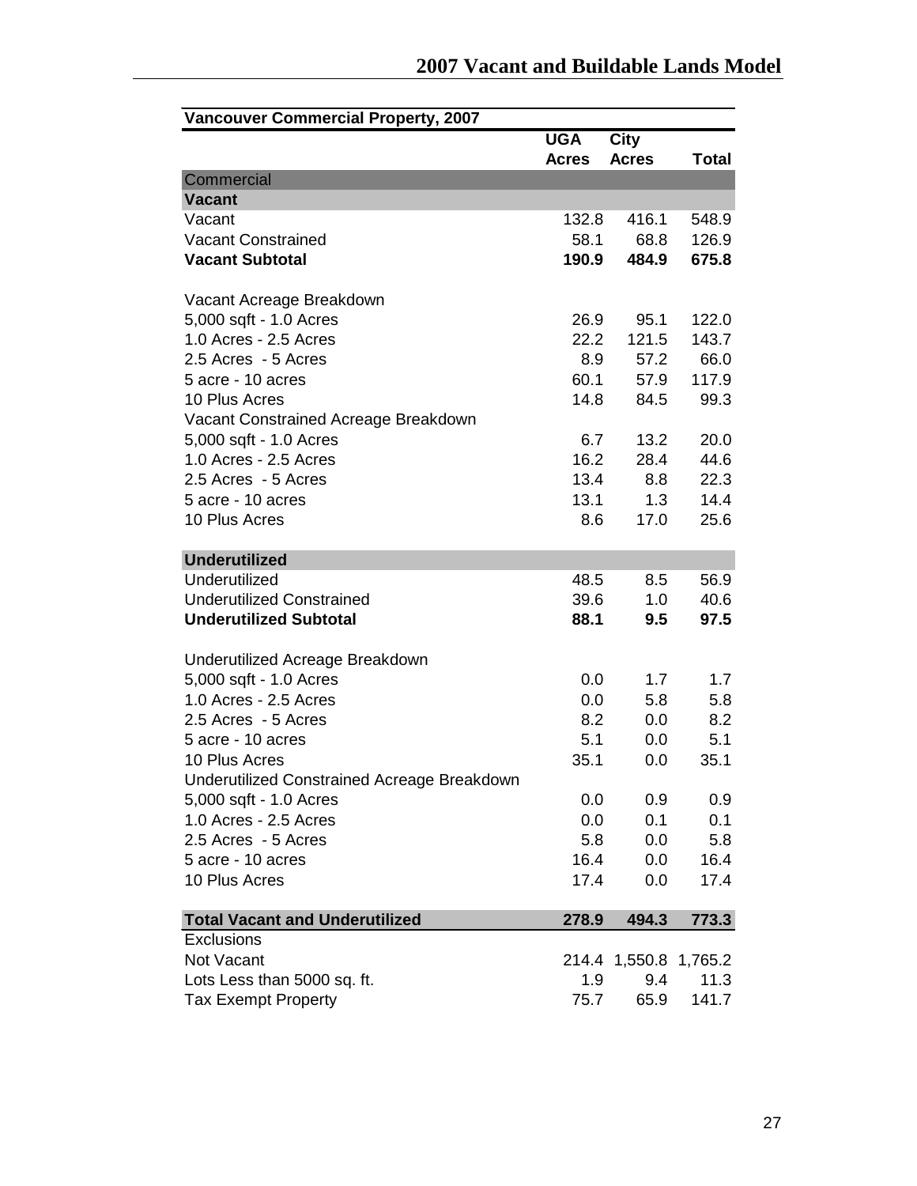| Vancouver Commercial Property, 2007 | UGA Acres | City Acres | Total |
|---|---|---|---|
| Commercial | | | |
| **Vacant** | | | |
| Vacant | 132.8 | 416.1 | 548.9 |
| Vacant Constrained | 58.1 | 68.8 | 126.9 |
| **Vacant Subtotal** | **190.9** | **484.9** | **675.8** |
| | | | |
| Vacant Acreage Breakdown | | | |
| 5,000 sqft - 1.0 Acres | 26.9 | 95.1 | 122.0 |
| 1.0 Acres - 2.5 Acres | 22.2 | 121.5 | 143.7 |
| 2.5 Acres - 5 Acres | 8.9 | 57.2 | 66.0 |
| 5 acre - 10 acres | 60.1 | 57.9 | 117.9 |
| 10 Plus Acres | 14.8 | 84.5 | 99.3 |
| Vacant Constrained Acreage Breakdown | | | |
| 5,000 sqft - 1.0 Acres | 6.7 | 13.2 | 20.0 |
| 1.0 Acres - 2.5 Acres | 16.2 | 28.4 | 44.6 |
| 2.5 Acres - 5 Acres | 13.4 | 8.8 | 22.3 |
| 5 acre - 10 acres | 13.1 | 1.3 | 14.4 |
| 10 Plus Acres | 8.6 | 17.0 | 25.6 |
| | | | |
| **Underutilized** | | | |
| Underutilized | 48.5 | 8.5 | 56.9 |
| Underutilized Constrained | 39.6 | 1.0 | 40.6 |
| **Underutilized Subtotal** | **88.1** | **9.5** | **97.5** |
| | | | |
| Underutilized Acreage Breakdown | | | |
| 5,000 sqft - 1.0 Acres | 0.0 | 1.7 | 1.7 |
| 1.0 Acres - 2.5 Acres | 0.0 | 5.8 | 5.8 |
| 2.5 Acres - 5 Acres | 8.2 | 0.0 | 8.2 |
| 5 acre - 10 acres | 5.1 | 0.0 | 5.1 |
| 10 Plus Acres | 35.1 | 0.0 | 35.1 |
| Underutilized Constrained Acreage Breakdown | | | |
| 5,000 sqft - 1.0 Acres | 0.0 | 0.9 | 0.9 |
| 1.0 Acres - 2.5 Acres | 0.0 | 0.1 | 0.1 |
| 2.5 Acres - 5 Acres | 5.8 | 0.0 | 5.8 |
| 5 acre - 10 acres | 16.4 | 0.0 | 16.4 |
| 10 Plus Acres | 17.4 | 0.0 | 17.4 |
| | | | |
| **Total Vacant and Underutilized** | **278.9** | **494.3** | **773.3** |
| Exclusions | | | |
| Not Vacant | 214.4 | 1,550.8 | 1,765.2 |
| Lots Less than 5000 sq. ft. | 1.9 | 9.4 | 11.3 |
| Tax Exempt Property | 75.7 | 65.9 | 141.7 |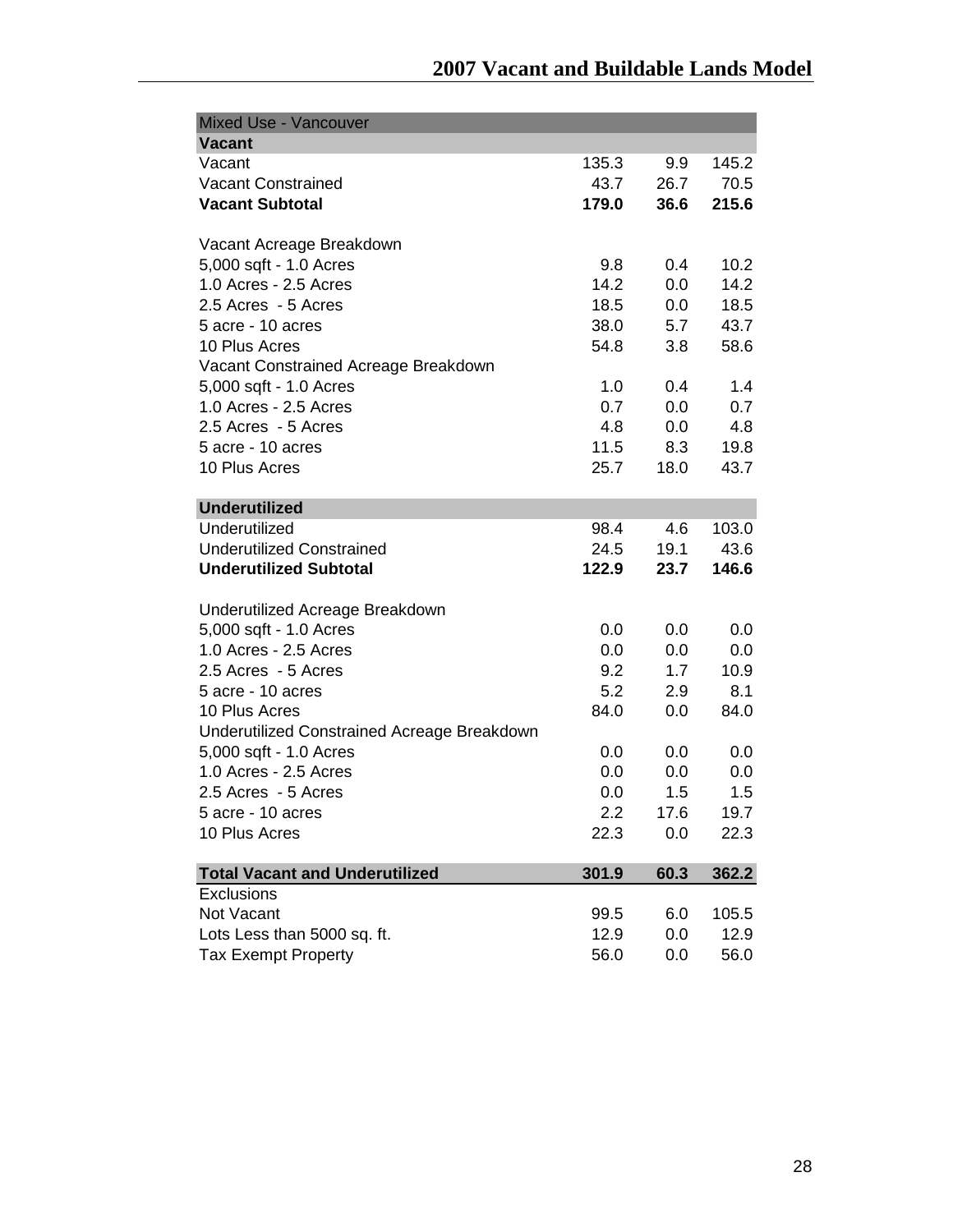| Mixed Use - Vancouver | | | |
|---|---|---|---|
| **Vacant** | | | |
| Vacant | 135.3 | 9.9 | 145.2 |
| Vacant Constrained | 43.7 | 26.7 | 70.5 |
| **Vacant Subtotal** | **179.0** | **36.6** | **215.6** |
| | | | |
| Vacant Acreage Breakdown | | | |
| 5,000 sqft - 1.0 Acres | 9.8 | 0.4 | 10.2 |
| 1.0 Acres - 2.5 Acres | 14.2 | 0.0 | 14.2 |
| 2.5 Acres - 5 Acres | 18.5 | 0.0 | 18.5 |
| 5 acre - 10 acres | 38.0 | 5.7 | 43.7 |
| 10 Plus Acres | 54.8 | 3.8 | 58.6 |
| Vacant Constrained Acreage Breakdown | | | |
| 5,000 sqft - 1.0 Acres | 1.0 | 0.4 | 1.4 |
| 1.0 Acres - 2.5 Acres | 0.7 | 0.0 | 0.7 |
| 2.5 Acres - 5 Acres | 4.8 | 0.0 | 4.8 |
| 5 acre - 10 acres | 11.5 | 8.3 | 19.8 |
| 10 Plus Acres | 25.7 | 18.0 | 43.7 |
| | | | |
| **Underutilized** | | | |
| Underutilized | 98.4 | 4.6 | 103.0 |
| Underutilized Constrained | 24.5 | 19.1 | 43.6 |
| **Underutilized Subtotal** | **122.9** | **23.7** | **146.6** |
| | | | |
| Underutilized Acreage Breakdown | | | |
| 5,000 sqft - 1.0 Acres | 0.0 | 0.0 | 0.0 |
| 1.0 Acres - 2.5 Acres | 0.0 | 0.0 | 0.0 |
| 2.5 Acres - 5 Acres | 9.2 | 1.7 | 10.9 |
| 5 acre - 10 acres | 5.2 | 2.9 | 8.1 |
| 10 Plus Acres | 84.0 | 0.0 | 84.0 |
| Underutilized Constrained Acreage Breakdown | | | |
| 5,000 sqft - 1.0 Acres | 0.0 | 0.0 | 0.0 |
| 1.0 Acres - 2.5 Acres | 0.0 | 0.0 | 0.0 |
| 2.5 Acres - 5 Acres | 0.0 | 1.5 | 1.5 |
| 5 acre - 10 acres | 2.2 | 17.6 | 19.7 |
| 10 Plus Acres | 22.3 | 0.0 | 22.3 |
| | | | |
| **Total Vacant and Underutilized** | **301.9** | **60.3** | **362.2** |
| Exclusions | | | |
| Not Vacant | 99.5 | 6.0 | 105.5 |
| Lots Less than 5000 sq. ft. | 12.9 | 0.0 | 12.9 |
| Tax Exempt Property | 56.0 | 0.0 | 56.0 |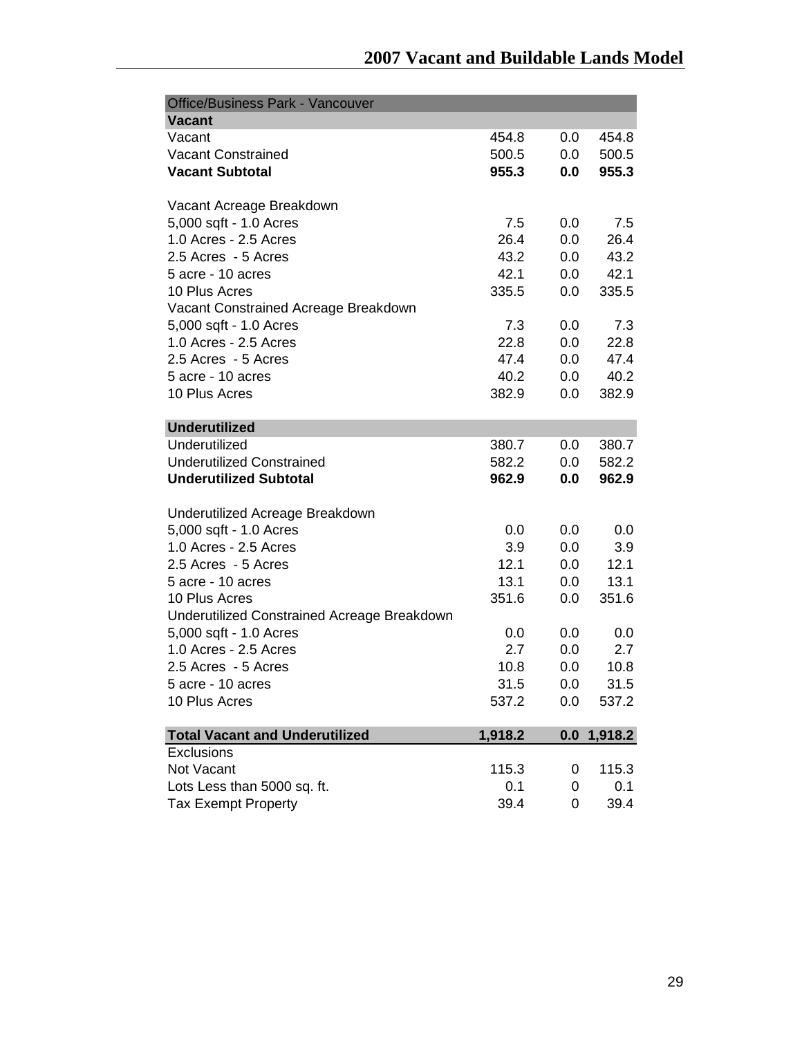| Office/Business Park - Vancouver | | | |
|---|---|---|---|
| **Vacant** | | | |
| Vacant | 454.8 | 0.0 | 454.8 |
| Vacant Constrained | 500.5 | 0.0 | 500.5 |
| **Vacant Subtotal** | **955.3** | **0.0** | **955.3** |
| | | | |
| Vacant Acreage Breakdown | | | |
| 5,000 sqft - 1.0 Acres | 7.5 | 0.0 | 7.5 |
| 1.0 Acres - 2.5 Acres | 26.4 | 0.0 | 26.4 |
| 2.5 Acres - 5 Acres | 43.2 | 0.0 | 43.2 |
| 5 acre - 10 acres | 42.1 | 0.0 | 42.1 |
| 10 Plus Acres | 335.5 | 0.0 | 335.5 |
| Vacant Constrained Acreage Breakdown | | | |
| 5,000 sqft - 1.0 Acres | 7.3 | 0.0 | 7.3 |
| 1.0 Acres - 2.5 Acres | 22.8 | 0.0 | 22.8 |
| 2.5 Acres - 5 Acres | 47.4 | 0.0 | 47.4 |
| 5 acre - 10 acres | 40.2 | 0.0 | 40.2 |
| 10 Plus Acres | 382.9 | 0.0 | 382.9 |
| | | | |
| **Underutilized** | | | |
| Underutilized | 380.7 | 0.0 | 380.7 |
| Underutilized Constrained | 582.2 | 0.0 | 582.2 |
| **Underutilized Subtotal** | **962.9** | **0.0** | **962.9** |
| | | | |
| Underutilized Acreage Breakdown | | | |
| 5,000 sqft - 1.0 Acres | 0.0 | 0.0 | 0.0 |
| 1.0 Acres - 2.5 Acres | 3.9 | 0.0 | 3.9 |
| 2.5 Acres - 5 Acres | 12.1 | 0.0 | 12.1 |
| 5 acre - 10 acres | 13.1 | 0.0 | 13.1 |
| 10 Plus Acres | 351.6 | 0.0 | 351.6 |
| Underutilized Constrained Acreage Breakdown | | | |
| 5,000 sqft - 1.0 Acres | 0.0 | 0.0 | 0.0 |
| 1.0 Acres - 2.5 Acres | 2.7 | 0.0 | 2.7 |
| 2.5 Acres - 5 Acres | 10.8 | 0.0 | 10.8 |
| 5 acre - 10 acres | 31.5 | 0.0 | 31.5 |
| 10 Plus Acres | 537.2 | 0.0 | 537.2 |
| | | | |
| **Total Vacant and Underutilized** | **1,918.2** | **0.0** | **1,918.2** |
| Exclusions | | | |
| Not Vacant | 115.3 | 0 | 115.3 |
| Lots Less than 5000 sq. ft. | 0.1 | 0 | 0.1 |
| Tax Exempt Property | 39.4 | 0 | 39.4 |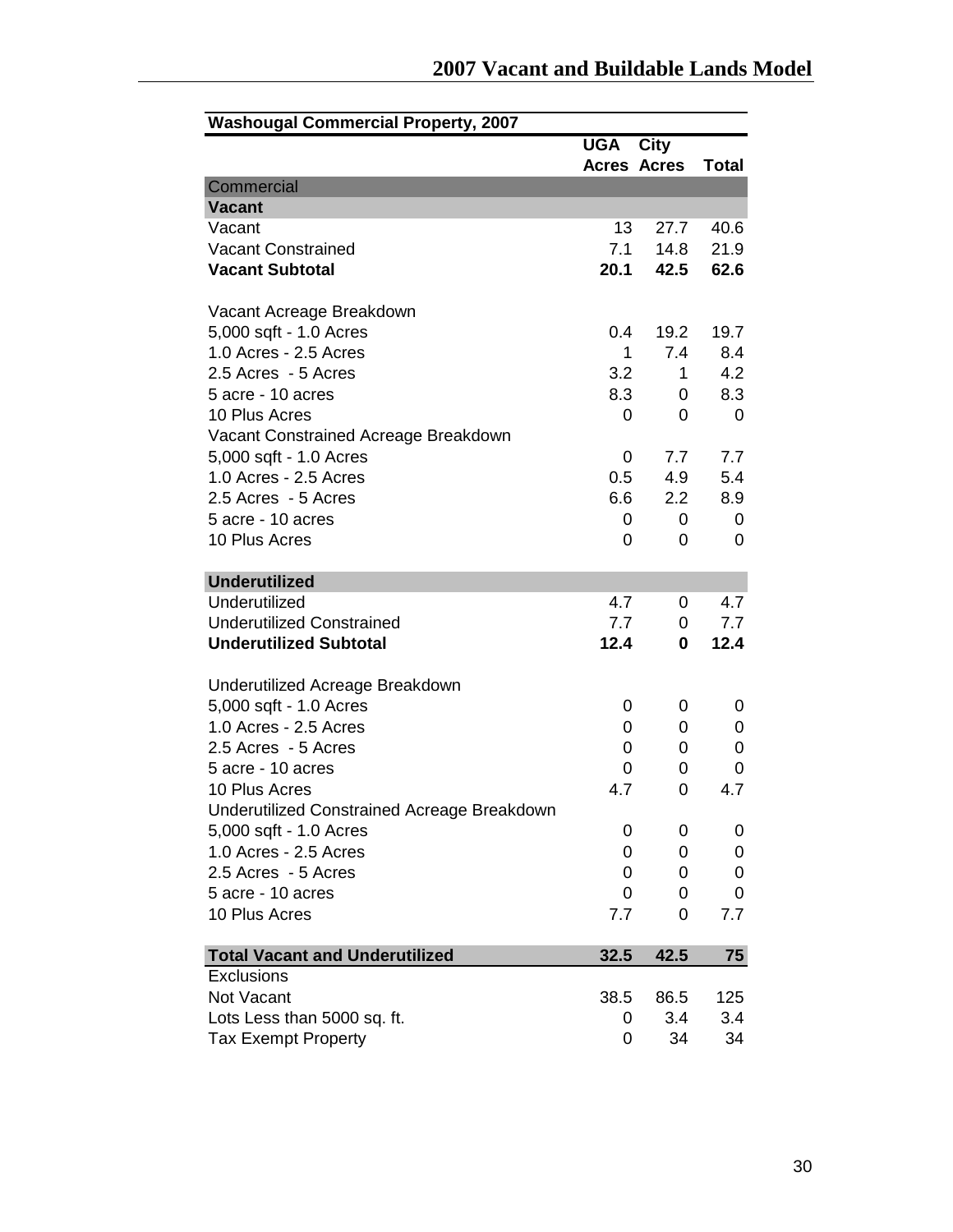| Washougal Commercial Property, 2007 | | | |
|---|---|---|---|
| | UGA Acres | City Acres | Total |
| Commercial | | | |
| **Vacant** | | | |
| Vacant | 13 | 27.7 | 40.6 |
| Vacant Constrained | 7.1 | 14.8 | 21.9 |
| **Vacant Subtotal** | **20.1** | **42.5** | **62.6** |
| | | | |
| Vacant Acreage Breakdown | | | |
| 5,000 sqft - 1.0 Acres | 0.4 | 19.2 | 19.7 |
| 1.0 Acres - 2.5 Acres | 1 | 7.4 | 8.4 |
| 2.5 Acres - 5 Acres | 3.2 | 1 | 4.2 |
| 5 acre - 10 acres | 8.3 | 0 | 8.3 |
| 10 Plus Acres | 0 | 0 | 0 |
| Vacant Constrained Acreage Breakdown | | | |
| 5,000 sqft - 1.0 Acres | 0 | 7.7 | 7.7 |
| 1.0 Acres - 2.5 Acres | 0.5 | 4.9 | 5.4 |
| 2.5 Acres - 5 Acres | 6.6 | 2.2 | 8.9 |
| 5 acre - 10 acres | 0 | 0 | 0 |
| 10 Plus Acres | 0 | 0 | 0 |
| | | | |
| **Underutilized** | | | |
| Underutilized | 4.7 | 0 | 4.7 |
| Underutilized Constrained | 7.7 | 0 | 7.7 |
| **Underutilized Subtotal** | **12.4** | **0** | **12.4** |
| | | | |
| Underutilized Acreage Breakdown | | | |
| 5,000 sqft - 1.0 Acres | 0 | 0 | 0 |
| 1.0 Acres - 2.5 Acres | 0 | 0 | 0 |
| 2.5 Acres - 5 Acres | 0 | 0 | 0 |
| 5 acre - 10 acres | 0 | 0 | 0 |
| 10 Plus Acres | 4.7 | 0 | 4.7 |
| Underutilized Constrained Acreage Breakdown | | | |
| 5,000 sqft - 1.0 Acres | 0 | 0 | 0 |
| 1.0 Acres - 2.5 Acres | 0 | 0 | 0 |
| 2.5 Acres - 5 Acres | 0 | 0 | 0 |
| 5 acre - 10 acres | 0 | 0 | 0 |
| 10 Plus Acres | 7.7 | 0 | 7.7 |
| | | | |
| **Total Vacant and Underutilized** | **32.5** | **42.5** | **75** |
| Exclusions | | | |
| Not Vacant | 38.5 | 86.5 | 125 |
| Lots Less than 5000 sq. ft. | 0 | 3.4 | 3.4 |
| Tax Exempt Property | 0 | 34 | 34 |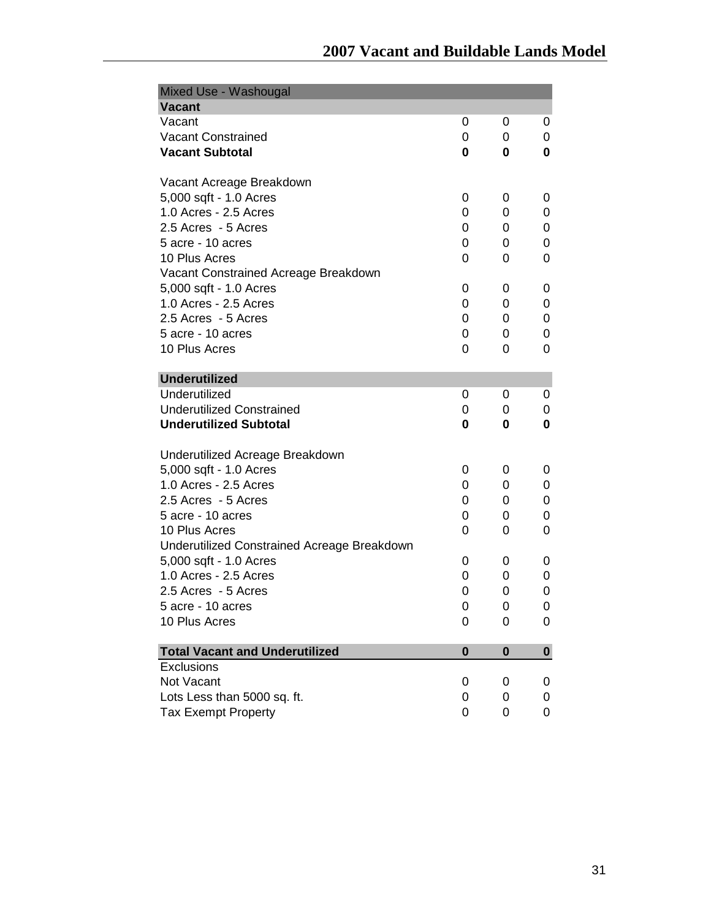## 2007 Vacant and Buildable Lands Model

| Mixed Use - Washougal | | | |
|---|---|---|---|
| **Vacant** | | | |
| Vacant | 0 | 0 | 0 |
| Vacant Constrained | 0 | 0 | 0 |
| **Vacant Subtotal** | **0** | **0** | **0** |
| | | | |
| Vacant Acreage Breakdown | | | |
| 5,000 sqft - 1.0 Acres | 0 | 0 | 0 |
| 1.0 Acres - 2.5 Acres | 0 | 0 | 0 |
| 2.5 Acres - 5 Acres | 0 | 0 | 0 |
| 5 acre - 10 acres | 0 | 0 | 0 |
| 10 Plus Acres | 0 | 0 | 0 |
| Vacant Constrained Acreage Breakdown | | | |
| 5,000 sqft - 1.0 Acres | 0 | 0 | 0 |
| 1.0 Acres - 2.5 Acres | 0 | 0 | 0 |
| 2.5 Acres - 5 Acres | 0 | 0 | 0 |
| 5 acre - 10 acres | 0 | 0 | 0 |
| 10 Plus Acres | 0 | 0 | 0 |
| | | | |
| **Underutilized** | | | |
| Underutilized | 0 | 0 | 0 |
| Underutilized Constrained | 0 | 0 | 0 |
| **Underutilized Subtotal** | **0** | **0** | **0** |
| | | | |
| Underutilized Acreage Breakdown | | | |
| 5,000 sqft - 1.0 Acres | 0 | 0 | 0 |
| 1.0 Acres - 2.5 Acres | 0 | 0 | 0 |
| 2.5 Acres - 5 Acres | 0 | 0 | 0 |
| 5 acre - 10 acres | 0 | 0 | 0 |
| 10 Plus Acres | 0 | 0 | 0 |
| Underutilized Constrained Acreage Breakdown | | | |
| 5,000 sqft - 1.0 Acres | 0 | 0 | 0 |
| 1.0 Acres - 2.5 Acres | 0 | 0 | 0 |
| 2.5 Acres - 5 Acres | 0 | 0 | 0 |
| 5 acre - 10 acres | 0 | 0 | 0 |
| 10 Plus Acres | 0 | 0 | 0 |
| | | | |
| **Total Vacant and Underutilized** | **0** | **0** | **0** |
| Exclusions | | | |
| Not Vacant | 0 | 0 | 0 |
| Lots Less than 5000 sq. ft. | 0 | 0 | 0 |
| Tax Exempt Property | 0 | 0 | 0 |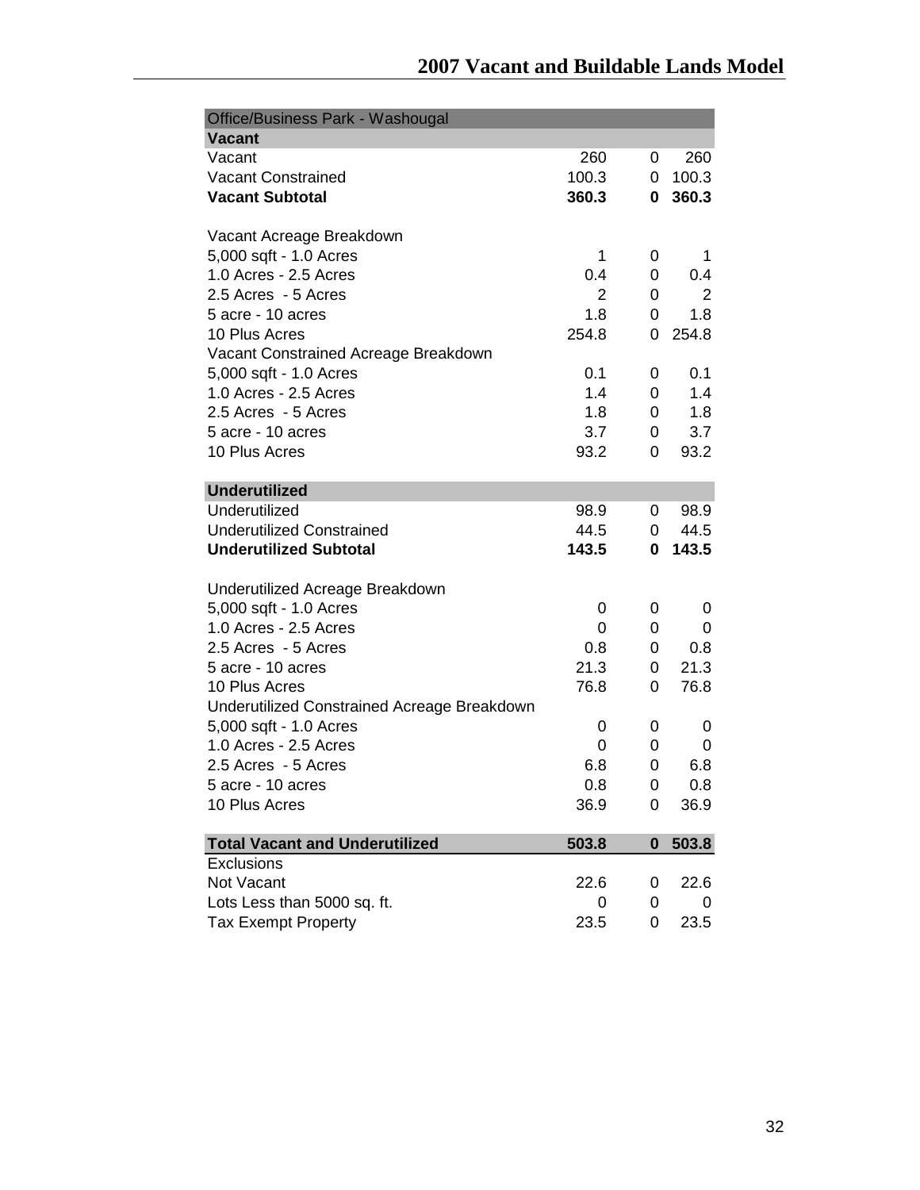# 2007 Vacant and Buildable Lands Model

| Office/Business Park - Washougal | | | |
|---|---|---|---|
| **Vacant** | | | |
| Vacant | 260 | 0 | 260 |
| Vacant Constrained | 100.3 | 0 | 100.3 |
| **Vacant Subtotal** | **360.3** | **0** | **360.3** |
| | | | |
| Vacant Acreage Breakdown | | | |
| 5,000 sqft - 1.0 Acres | 1 | 0 | 1 |
| 1.0 Acres - 2.5 Acres | 0.4 | 0 | 0.4 |
| 2.5 Acres - 5 Acres | 2 | 0 | 2 |
| 5 acre - 10 acres | 1.8 | 0 | 1.8 |
| 10 Plus Acres | 254.8 | 0 | 254.8 |
| Vacant Constrained Acreage Breakdown | | | |
| 5,000 sqft - 1.0 Acres | 0.1 | 0 | 0.1 |
| 1.0 Acres - 2.5 Acres | 1.4 | 0 | 1.4 |
| 2.5 Acres - 5 Acres | 1.8 | 0 | 1.8 |
| 5 acre - 10 acres | 3.7 | 0 | 3.7 |
| 10 Plus Acres | 93.2 | 0 | 93.2 |
| | | | |
| **Underutilized** | | | |
| Underutilized | 98.9 | 0 | 98.9 |
| Underutilized Constrained | 44.5 | 0 | 44.5 |
| **Underutilized Subtotal** | **143.5** | **0** | **143.5** |
| | | | |
| Underutilized Acreage Breakdown | | | |
| 5,000 sqft - 1.0 Acres | 0 | 0 | 0 |
| 1.0 Acres - 2.5 Acres | 0 | 0 | 0 |
| 2.5 Acres - 5 Acres | 0.8 | 0 | 0.8 |
| 5 acre - 10 acres | 21.3 | 0 | 21.3 |
| 10 Plus Acres | 76.8 | 0 | 76.8 |
| Underutilized Constrained Acreage Breakdown | | | |
| 5,000 sqft - 1.0 Acres | 0 | 0 | 0 |
| 1.0 Acres - 2.5 Acres | 0 | 0 | 0 |
| 2.5 Acres - 5 Acres | 6.8 | 0 | 6.8 |
| 5 acre - 10 acres | 0.8 | 0 | 0.8 |
| 10 Plus Acres | 36.9 | 0 | 36.9 |
| | | | |
| **Total Vacant and Underutilized** | **503.8** | **0** | **503.8** |
| Exclusions | | | |
| Not Vacant | 22.6 | 0 | 22.6 |
| Lots Less than 5000 sq. ft. | 0 | 0 | 0 |
| Tax Exempt Property | 23.5 | 0 | 23.5 |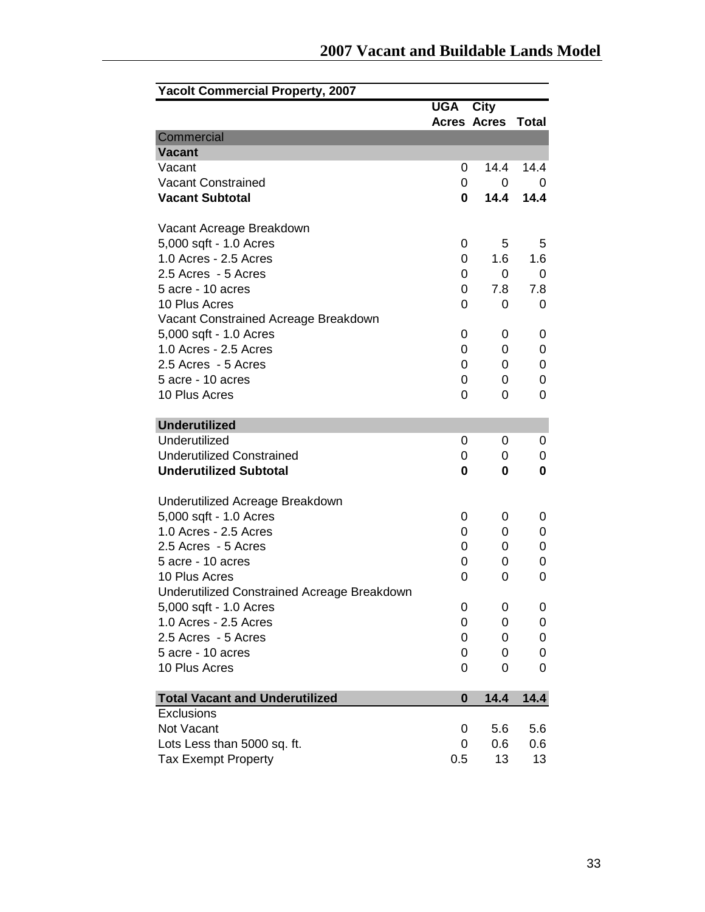| Yacolt Commercial Property, 2007 | UGA Acres | City Acres | Total |
|---|---|---|---|
| **Commercial** | | | |
| **Vacant** | | | |
| Vacant | 0 | 14.4 | 14.4 |
| Vacant Constrained | 0 | 0 | 0 |
| **Vacant Subtotal** | **0** | **14.4** | **14.4** |
| | | | |
| Vacant Acreage Breakdown | | | |
| 5,000 sqft - 1.0 Acres | 0 | 5 | 5 |
| 1.0 Acres - 2.5 Acres | 0 | 1.6 | 1.6 |
| 2.5 Acres - 5 Acres | 0 | 0 | 0 |
| 5 acre - 10 acres | 0 | 7.8 | 7.8 |
| 10 Plus Acres | 0 | 0 | 0 |
| Vacant Constrained Acreage Breakdown | | | |
| 5,000 sqft - 1.0 Acres | 0 | 0 | 0 |
| 1.0 Acres - 2.5 Acres | 0 | 0 | 0 |
| 2.5 Acres - 5 Acres | 0 | 0 | 0 |
| 5 acre - 10 acres | 0 | 0 | 0 |
| 10 Plus Acres | 0 | 0 | 0 |
| | | | |
| **Underutilized** | | | |
| Underutilized | 0 | 0 | 0 |
| Underutilized Constrained | 0 | 0 | 0 |
| **Underutilized Subtotal** | **0** | **0** | **0** |
| | | | |
| Underutilized Acreage Breakdown | | | |
| 5,000 sqft - 1.0 Acres | 0 | 0 | 0 |
| 1.0 Acres - 2.5 Acres | 0 | 0 | 0 |
| 2.5 Acres - 5 Acres | 0 | 0 | 0 |
| 5 acre - 10 acres | 0 | 0 | 0 |
| 10 Plus Acres | 0 | 0 | 0 |
| Underutilized Constrained Acreage Breakdown | | | |
| 5,000 sqft - 1.0 Acres | 0 | 0 | 0 |
| 1.0 Acres - 2.5 Acres | 0 | 0 | 0 |
| 2.5 Acres - 5 Acres | 0 | 0 | 0 |
| 5 acre - 10 acres | 0 | 0 | 0 |
| 10 Plus Acres | 0 | 0 | 0 |
| | | | |
| **Total Vacant and Underutilized** | **0** | **14.4** | **14.4** |
| Exclusions | | | |
| Not Vacant | 0 | 5.6 | 5.6 |
| Lots Less than 5000 sq. ft. | 0 | 0.6 | 0.6 |
| Tax Exempt Property | 0.5 | 13 | 13 |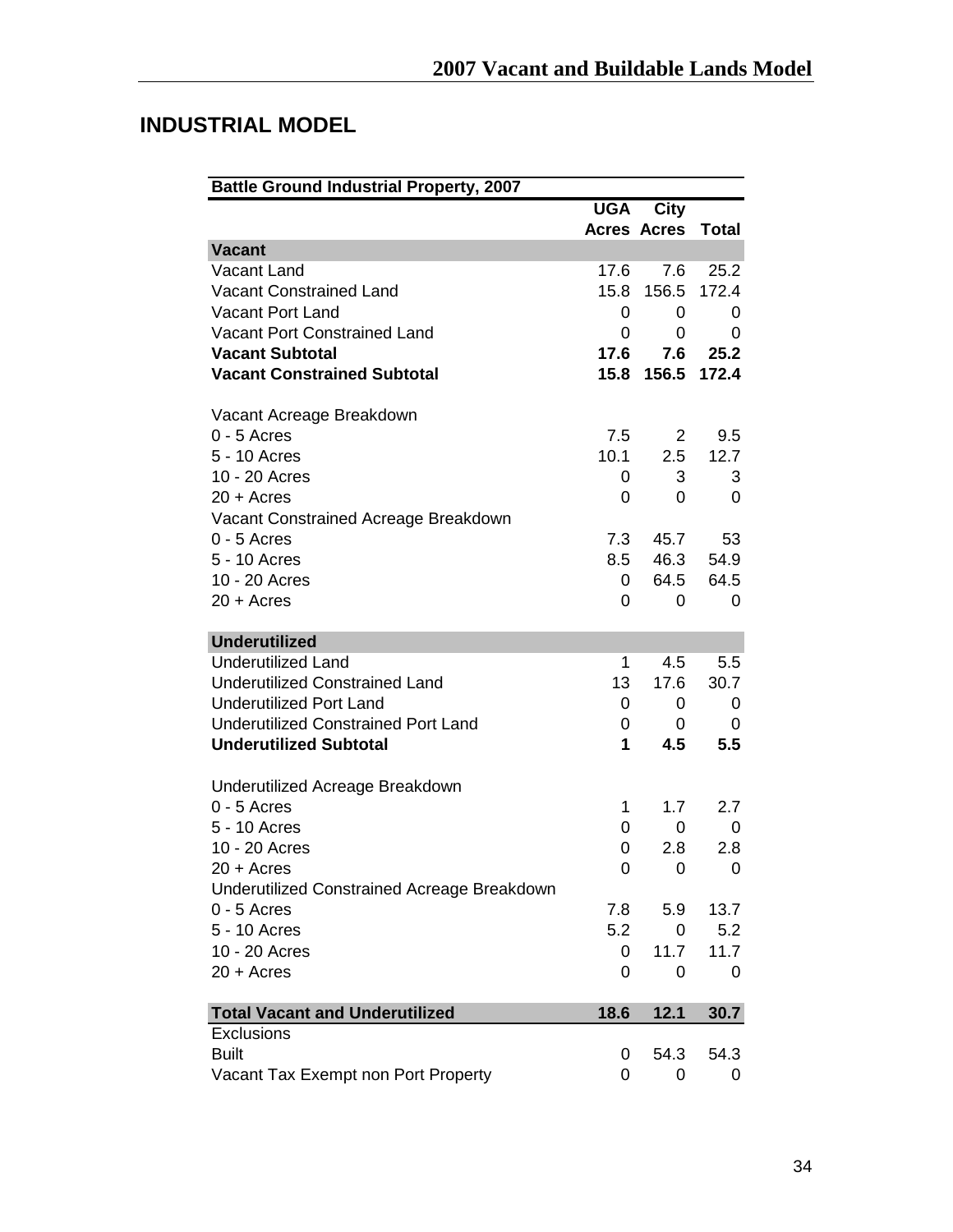## INDUSTRIAL MODEL

| Battle Ground Industrial Property, 2007 | | | |
|---|---|---|---|
| | **UGA Acres** | **City Acres** | **Total** |
| **Vacant** | | | |
| Vacant Land | 17.6 | 7.6 | 25.2 |
| Vacant Constrained Land | 15.8 | 156.5 | 172.4 |
| Vacant Port Land | 0 | 0 | 0 |
| Vacant Port Constrained Land | 0 | 0 | 0 |
| **Vacant Subtotal** | **17.6** | **7.6** | **25.2** |
| **Vacant Constrained Subtotal** | **15.8** | **156.5** | **172.4** |
| | | | |
| Vacant Acreage Breakdown | | | |
| 0 - 5 Acres | 7.5 | 2 | 9.5 |
| 5 - 10 Acres | 10.1 | 2.5 | 12.7 |
| 10 - 20 Acres | 0 | 3 | 3 |
| 20 + Acres | 0 | 0 | 0 |
| Vacant Constrained Acreage Breakdown | | | |
| 0 - 5 Acres | 7.3 | 45.7 | 53 |
| 5 - 10 Acres | 8.5 | 46.3 | 54.9 |
| 10 - 20 Acres | 0 | 64.5 | 64.5 |
| 20 + Acres | 0 | 0 | 0 |
| | | | |
| **Underutilized** | | | |
| Underutilized Land | 1 | 4.5 | 5.5 |
| Underutilized Constrained Land | 13 | 17.6 | 30.7 |
| Underutilized Port Land | 0 | 0 | 0 |
| Underutilized Constrained Port Land | 0 | 0 | 0 |
| **Underutilized Subtotal** | **1** | **4.5** | **5.5** |
| | | | |
| Underutilized Acreage Breakdown | | | |
| 0 - 5 Acres | 1 | 1.7 | 2.7 |
| 5 - 10 Acres | 0 | 0 | 0 |
| 10 - 20 Acres | 0 | 2.8 | 2.8 |
| 20 + Acres | 0 | 0 | 0 |
| Underutilized Constrained Acreage Breakdown | | | |
| 0 - 5 Acres | 7.8 | 5.9 | 13.7 |
| 5 - 10 Acres | 5.2 | 0 | 5.2 |
| 10 - 20 Acres | 0 | 11.7 | 11.7 |
| 20 + Acres | 0 | 0 | 0 |
| | | | |
| **Total Vacant and Underutilized** | **18.6** | **12.1** | **30.7** |
| Exclusions | | | |
| Built | 0 | 54.3 | 54.3 |
| Vacant Tax Exempt non Port Property | 0 | 0 | 0 |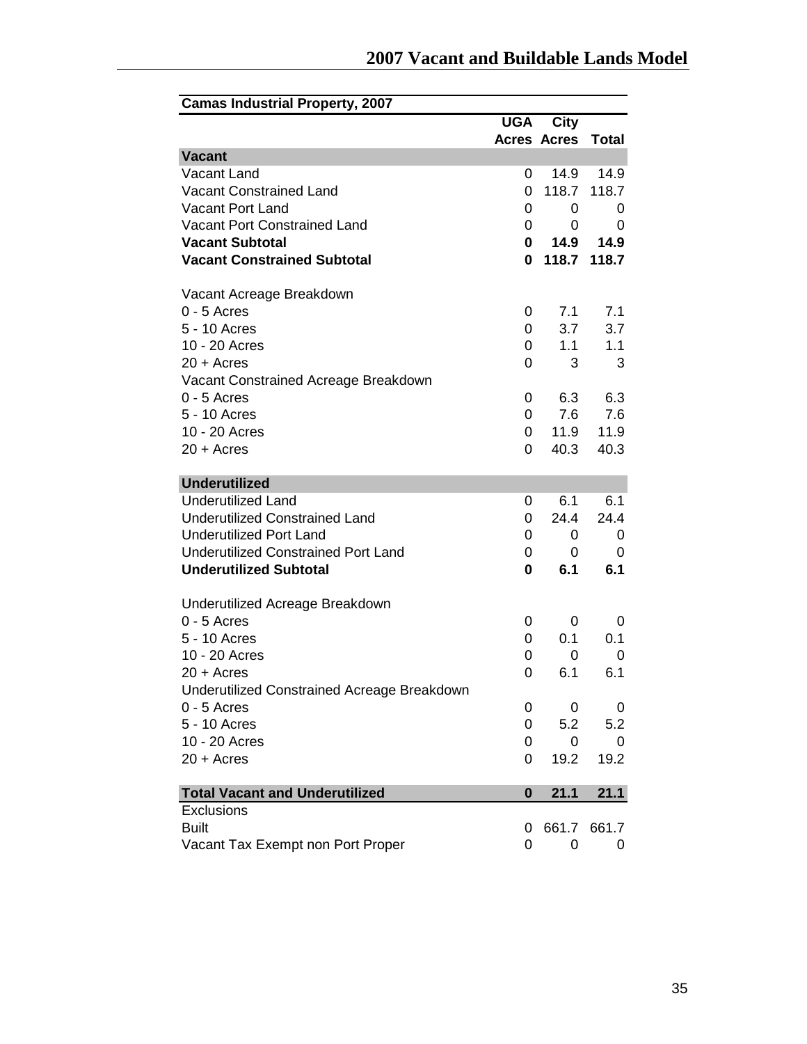| Camas Industrial Property, 2007 | UGA Acres | City Acres | Total |
|---|---|---|---|
| **Vacant** | | | |
| Vacant Land | 0 | 14.9 | 14.9 |
| Vacant Constrained Land | 0 | 118.7 | 118.7 |
| Vacant Port Land | 0 | 0 | 0 |
| Vacant Port Constrained Land | 0 | 0 | 0 |
| **Vacant Subtotal** | **0** | **14.9** | **14.9** |
| **Vacant Constrained Subtotal** | **0** | **118.7** | **118.7** |
| | | | |
| Vacant Acreage Breakdown | | | |
| 0 - 5 Acres | 0 | 7.1 | 7.1 |
| 5 - 10 Acres | 0 | 3.7 | 3.7 |
| 10 - 20 Acres | 0 | 1.1 | 1.1 |
| 20 + Acres | 0 | 3 | 3 |
| Vacant Constrained Acreage Breakdown | | | |
| 0 - 5 Acres | 0 | 6.3 | 6.3 |
| 5 - 10 Acres | 0 | 7.6 | 7.6 |
| 10 - 20 Acres | 0 | 11.9 | 11.9 |
| 20 + Acres | 0 | 40.3 | 40.3 |
| | | | |
| **Underutilized** | | | |
| Underutilized Land | 0 | 6.1 | 6.1 |
| Underutilized Constrained Land | 0 | 24.4 | 24.4 |
| Underutilized Port Land | 0 | 0 | 0 |
| Underutilized Constrained Port Land | 0 | 0 | 0 |
| **Underutilized Subtotal** | **0** | **6.1** | **6.1** |
| | | | |
| Underutilized Acreage Breakdown | | | |
| 0 - 5 Acres | 0 | 0 | 0 |
| 5 - 10 Acres | 0 | 0.1 | 0.1 |
| 10 - 20 Acres | 0 | 0 | 0 |
| 20 + Acres | 0 | 6.1 | 6.1 |
| Underutilized Constrained Acreage Breakdown | | | |
| 0 - 5 Acres | 0 | 0 | 0 |
| 5 - 10 Acres | 0 | 5.2 | 5.2 |
| 10 - 20 Acres | 0 | 0 | 0 |
| 20 + Acres | 0 | 19.2 | 19.2 |
| | | | |
| **Total Vacant and Underutilized** | **0** | **21.1** | **21.1** |
| Exclusions | | | |
| Built | 0 | 661.7 | 661.7 |
| Vacant Tax Exempt non Port Proper | 0 | 0 | 0 |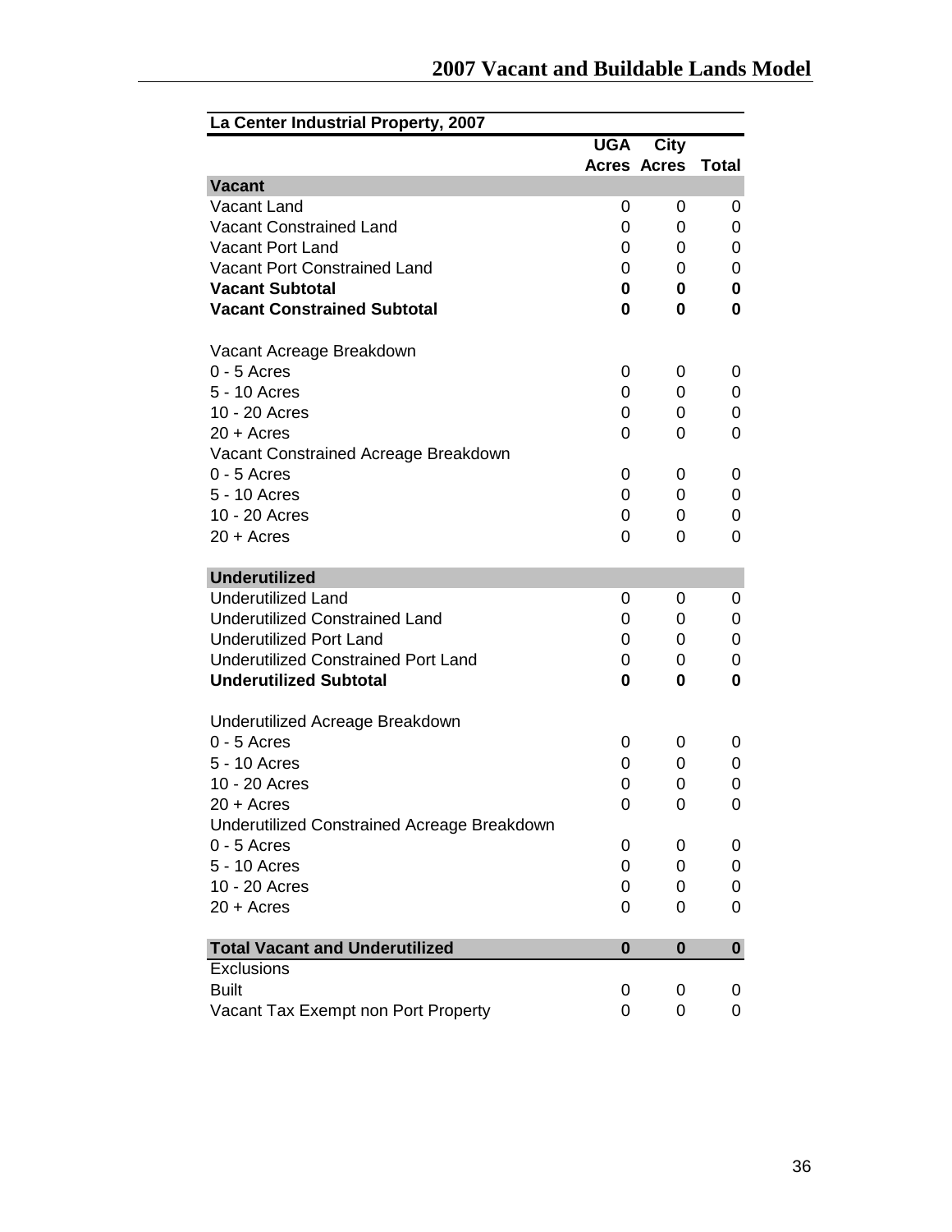| La Center Industrial Property, 2007 | UGA Acres | City Acres | Total |
|---|---|---|---|
| **Vacant** | | | |
| Vacant Land | 0 | 0 | 0 |
| Vacant Constrained Land | 0 | 0 | 0 |
| Vacant Port Land | 0 | 0 | 0 |
| Vacant Port Constrained Land | 0 | 0 | 0 |
| **Vacant Subtotal** | **0** | **0** | **0** |
| **Vacant Constrained Subtotal** | **0** | **0** | **0** |
| | | | |
| Vacant Acreage Breakdown | | | |
| 0 - 5 Acres | 0 | 0 | 0 |
| 5 - 10 Acres | 0 | 0 | 0 |
| 10 - 20 Acres | 0 | 0 | 0 |
| 20 + Acres | 0 | 0 | 0 |
| Vacant Constrained Acreage Breakdown | | | |
| 0 - 5 Acres | 0 | 0 | 0 |
| 5 - 10 Acres | 0 | 0 | 0 |
| 10 - 20 Acres | 0 | 0 | 0 |
| 20 + Acres | 0 | 0 | 0 |
| | | | |
| **Underutilized** | | | |
| Underutilized Land | 0 | 0 | 0 |
| Underutilized Constrained Land | 0 | 0 | 0 |
| Underutilized Port Land | 0 | 0 | 0 |
| Underutilized Constrained Port Land | 0 | 0 | 0 |
| **Underutilized Subtotal** | **0** | **0** | **0** |
| | | | |
| Underutilized Acreage Breakdown | | | |
| 0 - 5 Acres | 0 | 0 | 0 |
| 5 - 10 Acres | 0 | 0 | 0 |
| 10 - 20 Acres | 0 | 0 | 0 |
| 20 + Acres | 0 | 0 | 0 |
| Underutilized Constrained Acreage Breakdown | | | |
| 0 - 5 Acres | 0 | 0 | 0 |
| 5 - 10 Acres | 0 | 0 | 0 |
| 10 - 20 Acres | 0 | 0 | 0 |
| 20 + Acres | 0 | 0 | 0 |
| | | | |
| **Total Vacant and Underutilized** | **0** | **0** | **0** |
| Exclusions | | | |
| Built | 0 | 0 | 0 |
| Vacant Tax Exempt non Port Property | 0 | 0 | 0 |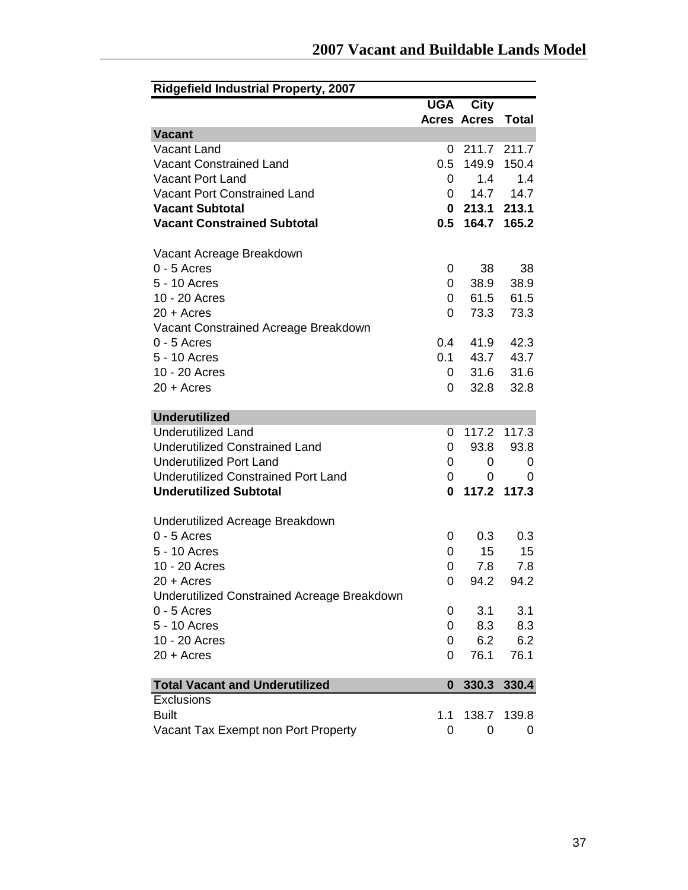## Ridgefield Industrial Property, 2007

| | UGA Acres | City Acres | Total |
|---|---|---|---|
| **Vacant** | | | |
| Vacant Land | 0 | 211.7 | 211.7 |
| Vacant Constrained Land | 0.5 | 149.9 | 150.4 |
| Vacant Port Land | 0 | 1.4 | 1.4 |
| Vacant Port Constrained Land | 0 | 14.7 | 14.7 |
| **Vacant Subtotal** | **0** | **213.1** | **213.1** |
| **Vacant Constrained Subtotal** | **0.5** | **164.7** | **165.2** |
| | | | |
| Vacant Acreage Breakdown | | | |
| 0 - 5 Acres | 0 | 38 | 38 |
| 5 - 10 Acres | 0 | 38.9 | 38.9 |
| 10 - 20 Acres | 0 | 61.5 | 61.5 |
| 20 + Acres | 0 | 73.3 | 73.3 |
| Vacant Constrained Acreage Breakdown | | | |
| 0 - 5 Acres | 0.4 | 41.9 | 42.3 |
| 5 - 10 Acres | 0.1 | 43.7 | 43.7 |
| 10 - 20 Acres | 0 | 31.6 | 31.6 |
| 20 + Acres | 0 | 32.8 | 32.8 |
| | | | |
| **Underutilized** | | | |
| Underutilized Land | 0 | 117.2 | 117.3 |
| Underutilized Constrained Land | 0 | 93.8 | 93.8 |
| Underutilized Port Land | 0 | 0 | 0 |
| Underutilized Constrained Port Land | 0 | 0 | 0 |
| **Underutilized Subtotal** | **0** | **117.2** | **117.3** |
| | | | |
| Underutilized Acreage Breakdown | | | |
| 0 - 5 Acres | 0 | 0.3 | 0.3 |
| 5 - 10 Acres | 0 | 15 | 15 |
| 10 - 20 Acres | 0 | 7.8 | 7.8 |
| 20 + Acres | 0 | 94.2 | 94.2 |
| Underutilized Constrained Acreage Breakdown | | | |
| 0 - 5 Acres | 0 | 3.1 | 3.1 |
| 5 - 10 Acres | 0 | 8.3 | 8.3 |
| 10 - 20 Acres | 0 | 6.2 | 6.2 |
| 20 + Acres | 0 | 76.1 | 76.1 |
| | | | |
| **Total Vacant and Underutilized** | **0** | **330.3** | **330.4** |
| Exclusions | | | |
| Built | 1.1 | 138.7 | 139.8 |
| Vacant Tax Exempt non Port Property | 0 | 0 | 0 |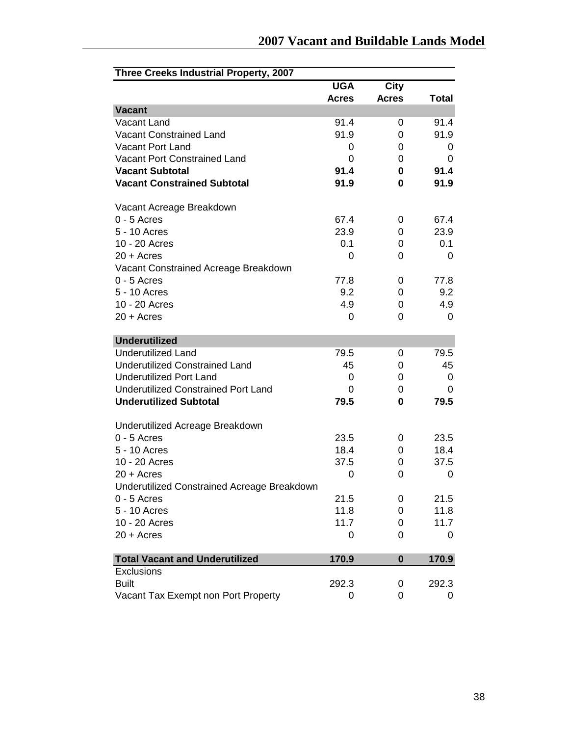**Three Creeks Industrial Property, 2007**

| | UGA Acres | City Acres | Total |
|---|---|---|---|
| **Vacant** | | | |
| Vacant Land | 91.4 | 0 | 91.4 |
| Vacant Constrained Land | 91.9 | 0 | 91.9 |
| Vacant Port Land | 0 | 0 | 0 |
| Vacant Port Constrained Land | 0 | 0 | 0 |
| **Vacant Subtotal** | **91.4** | **0** | **91.4** |
| **Vacant Constrained Subtotal** | **91.9** | **0** | **91.9** |
| | | | |
| Vacant Acreage Breakdown | | | |
| 0 - 5 Acres | 67.4 | 0 | 67.4 |
| 5 - 10 Acres | 23.9 | 0 | 23.9 |
| 10 - 20 Acres | 0.1 | 0 | 0.1 |
| 20 + Acres | 0 | 0 | 0 |
| Vacant Constrained Acreage Breakdown | | | |
| 0 - 5 Acres | 77.8 | 0 | 77.8 |
| 5 - 10 Acres | 9.2 | 0 | 9.2 |
| 10 - 20 Acres | 4.9 | 0 | 4.9 |
| 20 + Acres | 0 | 0 | 0 |
| | | | |
| **Underutilized** | | | |
| Underutilized Land | 79.5 | 0 | 79.5 |
| Underutilized Constrained Land | 45 | 0 | 45 |
| Underutilized Port Land | 0 | 0 | 0 |
| Underutilized Constrained Port Land | 0 | 0 | 0 |
| **Underutilized Subtotal** | **79.5** | **0** | **79.5** |
| | | | |
| Underutilized Acreage Breakdown | | | |
| 0 - 5 Acres | 23.5 | 0 | 23.5 |
| 5 - 10 Acres | 18.4 | 0 | 18.4 |
| 10 - 20 Acres | 37.5 | 0 | 37.5 |
| 20 + Acres | 0 | 0 | 0 |
| Underutilized Constrained Acreage Breakdown | | | |
| 0 - 5 Acres | 21.5 | 0 | 21.5 |
| 5 - 10 Acres | 11.8 | 0 | 11.8 |
| 10 - 20 Acres | 11.7 | 0 | 11.7 |
| 20 + Acres | 0 | 0 | 0 |
| | | | |
| **Total Vacant and Underutilized** | **170.9** | **0** | **170.9** |
| Exclusions | | | |
| Built | 292.3 | 0 | 292.3 |
| Vacant Tax Exempt non Port Property | 0 | 0 | 0 |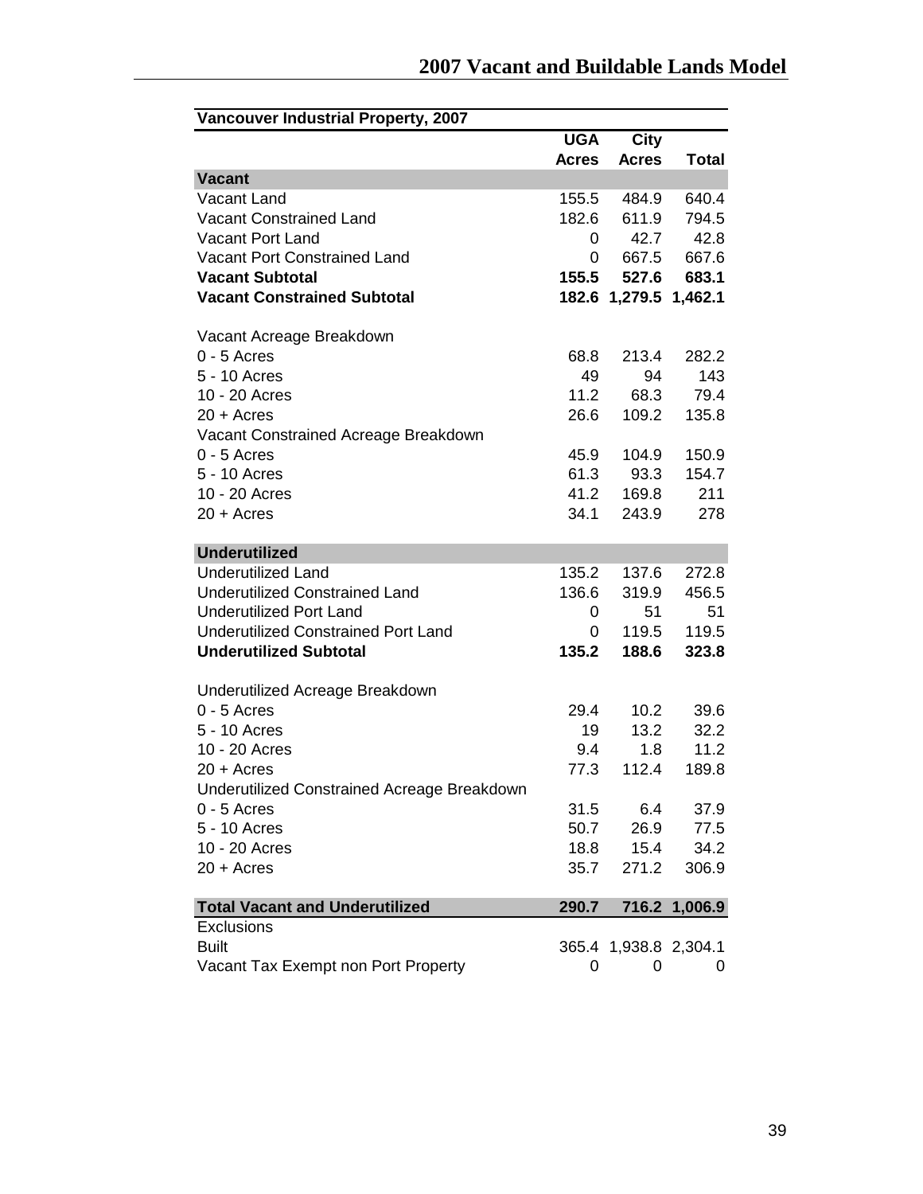| Vancouver Industrial Property, 2007 | UGA Acres | City Acres | Total |
|---|---|---|---|
| **Vacant** | | | |
| Vacant Land | 155.5 | 484.9 | 640.4 |
| Vacant Constrained Land | 182.6 | 611.9 | 794.5 |
| Vacant Port Land | 0 | 42.7 | 42.8 |
| Vacant Port Constrained Land | 0 | 667.5 | 667.6 |
| **Vacant Subtotal** | **155.5** | **527.6** | **683.1** |
| **Vacant Constrained Subtotal** | **182.6** | **1,279.5** | **1,462.1** |
| | | | |
| Vacant Acreage Breakdown | | | |
| 0 - 5 Acres | 68.8 | 213.4 | 282.2 |
| 5 - 10 Acres | 49 | 94 | 143 |
| 10 - 20 Acres | 11.2 | 68.3 | 79.4 |
| 20 + Acres | 26.6 | 109.2 | 135.8 |
| Vacant Constrained Acreage Breakdown | | | |
| 0 - 5 Acres | 45.9 | 104.9 | 150.9 |
| 5 - 10 Acres | 61.3 | 93.3 | 154.7 |
| 10 - 20 Acres | 41.2 | 169.8 | 211 |
| 20 + Acres | 34.1 | 243.9 | 278 |
| | | | |
| **Underutilized** | | | |
| Underutilized Land | 135.2 | 137.6 | 272.8 |
| Underutilized Constrained Land | 136.6 | 319.9 | 456.5 |
| Underutilized Port Land | 0 | 51 | 51 |
| Underutilized Constrained Port Land | 0 | 119.5 | 119.5 |
| **Underutilized Subtotal** | **135.2** | **188.6** | **323.8** |
| | | | |
| Underutilized Acreage Breakdown | | | |
| 0 - 5 Acres | 29.4 | 10.2 | 39.6 |
| 5 - 10 Acres | 19 | 13.2 | 32.2 |
| 10 - 20 Acres | 9.4 | 1.8 | 11.2 |
| 20 + Acres | 77.3 | 112.4 | 189.8 |
| Underutilized Constrained Acreage Breakdown | | | |
| 0 - 5 Acres | 31.5 | 6.4 | 37.9 |
| 5 - 10 Acres | 50.7 | 26.9 | 77.5 |
| 10 - 20 Acres | 18.8 | 15.4 | 34.2 |
| 20 + Acres | 35.7 | 271.2 | 306.9 |
| | | | |
| **Total Vacant and Underutilized** | **290.7** | **716.2** | **1,006.9** |
| Exclusions | | | |
| Built | 365.4 | 1,938.8 | 2,304.1 |
| Vacant Tax Exempt non Port Property | 0 | 0 | 0 |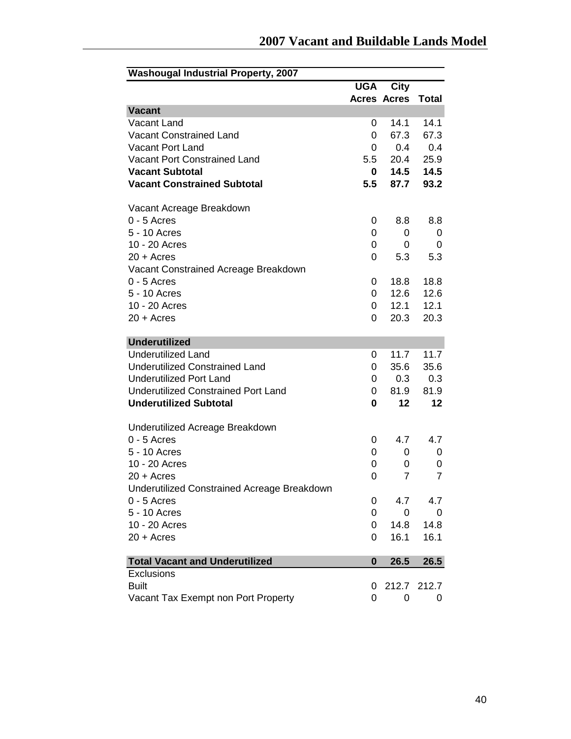| Washougal Industrial Property, 2007 | UGA Acres | City Acres | Total |
|---|---|---|---|
| **Vacant** | | | |
| Vacant Land | 0 | 14.1 | 14.1 |
| Vacant Constrained Land | 0 | 67.3 | 67.3 |
| Vacant Port Land | 0 | 0.4 | 0.4 |
| Vacant Port Constrained Land | 5.5 | 20.4 | 25.9 |
| **Vacant Subtotal** | **0** | **14.5** | **14.5** |
| **Vacant Constrained Subtotal** | **5.5** | **87.7** | **93.2** |
| | | | |
| Vacant Acreage Breakdown | | | |
| 0 - 5 Acres | 0 | 8.8 | 8.8 |
| 5 - 10 Acres | 0 | 0 | 0 |
| 10 - 20 Acres | 0 | 0 | 0 |
| 20 + Acres | 0 | 5.3 | 5.3 |
| Vacant Constrained Acreage Breakdown | | | |
| 0 - 5 Acres | 0 | 18.8 | 18.8 |
| 5 - 10 Acres | 0 | 12.6 | 12.6 |
| 10 - 20 Acres | 0 | 12.1 | 12.1 |
| 20 + Acres | 0 | 20.3 | 20.3 |
| | | | |
| **Underutilized** | | | |
| Underutilized Land | 0 | 11.7 | 11.7 |
| Underutilized Constrained Land | 0 | 35.6 | 35.6 |
| Underutilized Port Land | 0 | 0.3 | 0.3 |
| Underutilized Constrained Port Land | 0 | 81.9 | 81.9 |
| **Underutilized Subtotal** | **0** | **12** | **12** |
| | | | |
| Underutilized Acreage Breakdown | | | |
| 0 - 5 Acres | 0 | 4.7 | 4.7 |
| 5 - 10 Acres | 0 | 0 | 0 |
| 10 - 20 Acres | 0 | 0 | 0 |
| 20 + Acres | 0 | 7 | 7 |
| Underutilized Constrained Acreage Breakdown | | | |
| 0 - 5 Acres | 0 | 4.7 | 4.7 |
| 5 - 10 Acres | 0 | 0 | 0 |
| 10 - 20 Acres | 0 | 14.8 | 14.8 |
| 20 + Acres | 0 | 16.1 | 16.1 |
| | | | |
| **Total Vacant and Underutilized** | **0** | **26.5** | **26.5** |
| Exclusions | | | |
| Built | 0 | 212.7 | 212.7 |
| Vacant Tax Exempt non Port Property | 0 | 0 | 0 |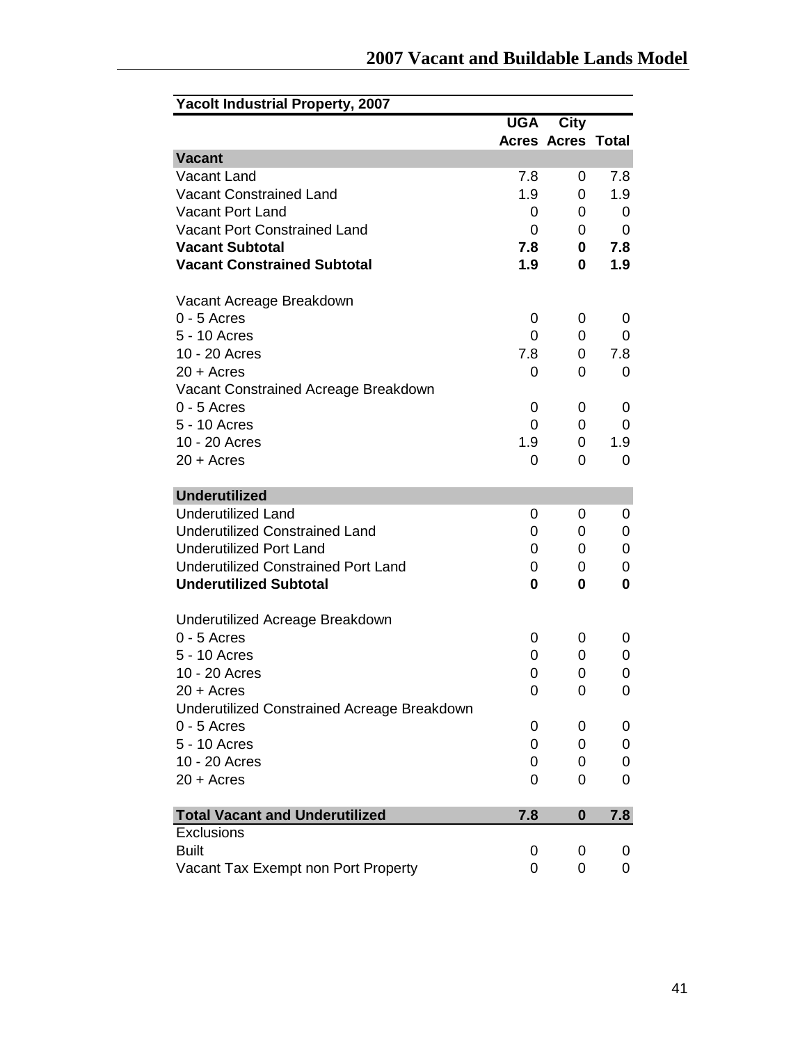| Yacolt Industrial Property, 2007 | UGA Acres | City Acres | Total |
|---|---|---|---|
| **Vacant** | | | |
| Vacant Land | 7.8 | 0 | 7.8 |
| Vacant Constrained Land | 1.9 | 0 | 1.9 |
| Vacant Port Land | 0 | 0 | 0 |
| Vacant Port Constrained Land | 0 | 0 | 0 |
| **Vacant Subtotal** | **7.8** | **0** | **7.8** |
| **Vacant Constrained Subtotal** | **1.9** | **0** | **1.9** |
| | | | |
| Vacant Acreage Breakdown | | | |
| 0 - 5 Acres | 0 | 0 | 0 |
| 5 - 10 Acres | 0 | 0 | 0 |
| 10 - 20 Acres | 7.8 | 0 | 7.8 |
| 20 + Acres | 0 | 0 | 0 |
| Vacant Constrained Acreage Breakdown | | | |
| 0 - 5 Acres | 0 | 0 | 0 |
| 5 - 10 Acres | 0 | 0 | 0 |
| 10 - 20 Acres | 1.9 | 0 | 1.9 |
| 20 + Acres | 0 | 0 | 0 |
| | | | |
| **Underutilized** | | | |
| Underutilized Land | 0 | 0 | 0 |
| Underutilized Constrained Land | 0 | 0 | 0 |
| Underutilized Port Land | 0 | 0 | 0 |
| Underutilized Constrained Port Land | 0 | 0 | 0 |
| **Underutilized Subtotal** | **0** | **0** | **0** |
| | | | |
| Underutilized Acreage Breakdown | | | |
| 0 - 5 Acres | 0 | 0 | 0 |
| 5 - 10 Acres | 0 | 0 | 0 |
| 10 - 20 Acres | 0 | 0 | 0 |
| 20 + Acres | 0 | 0 | 0 |
| Underutilized Constrained Acreage Breakdown | | | |
| 0 - 5 Acres | 0 | 0 | 0 |
| 5 - 10 Acres | 0 | 0 | 0 |
| 10 - 20 Acres | 0 | 0 | 0 |
| 20 + Acres | 0 | 0 | 0 |
| | | | |
| **Total Vacant and Underutilized** | **7.8** | **0** | **7.8** |
| Exclusions | | | |
| Built | 0 | 0 | 0 |
| Vacant Tax Exempt non Port Property | 0 | 0 | 0 |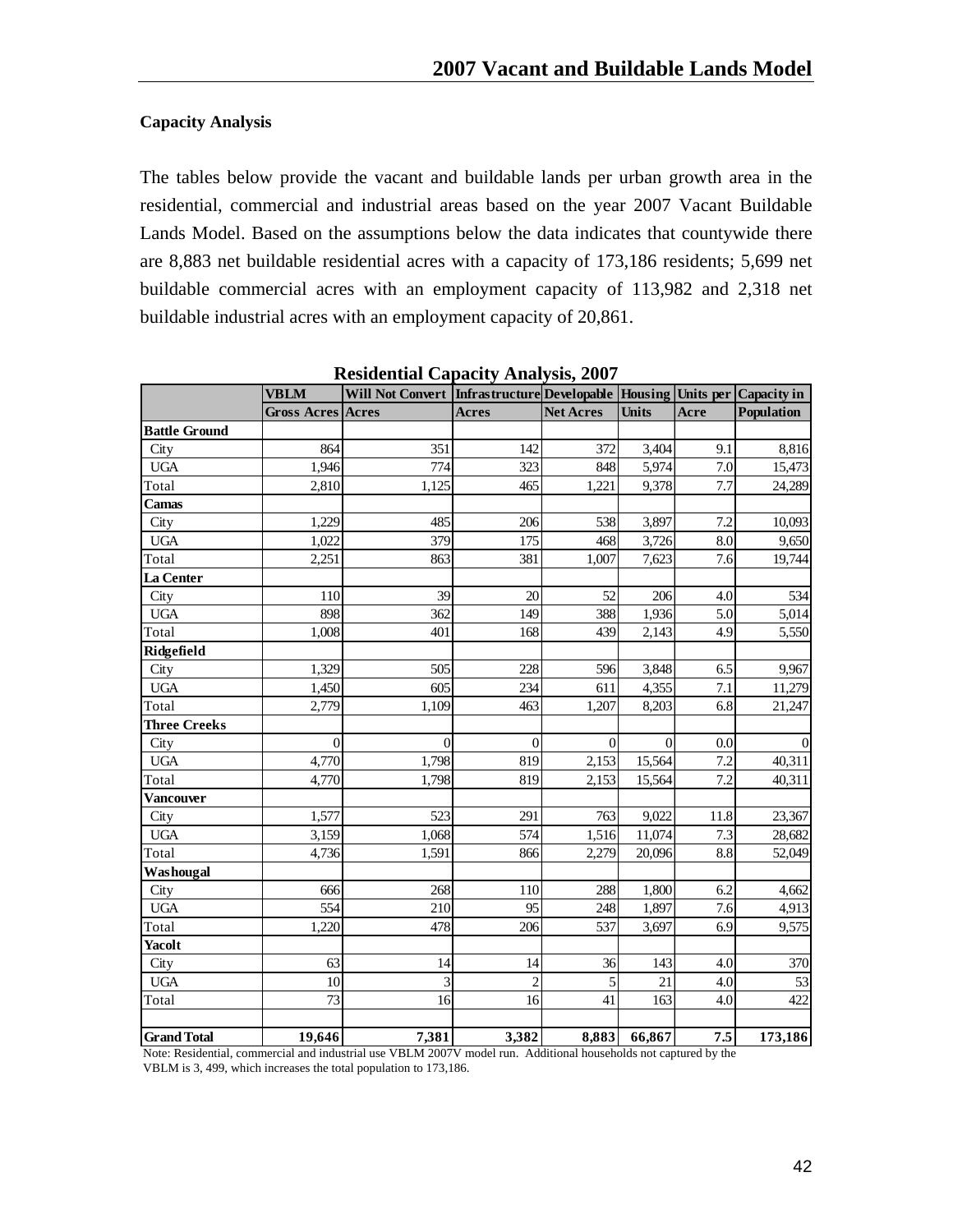### Capacity Analysis

The tables below provide the vacant and buildable lands per urban growth area in the residential, commercial and industrial areas based on the year 2007 Vacant Buildable Lands Model. Based on the assumptions below the data indicates that countywide there are 8,883 net buildable residential acres with a capacity of 173,186 residents; 5,699 net buildable commercial acres with an employment capacity of 113,982 and 2,318 net buildable industrial acres with an employment capacity of 20,861.

**Residential Capacity Analysis, 2007**

| | VBLM Gross Acres | Will Not Convert Acres | Infrastructure Acres | Developable Net Acres | Housing Units | Units per Acre | Capacity in Population |
|---|---|---|---|---|---|---|---|
| **Battle Ground** | | | | | | | |
| City | 864 | 351 | 142 | 372 | 3,404 | 9.1 | 8,816 |
| UGA | 1,946 | 774 | 323 | 848 | 5,974 | 7.0 | 15,473 |
| Total | 2,810 | 1,125 | 465 | 1,221 | 9,378 | 7.7 | 24,289 |
| **Camas** | | | | | | | |
| City | 1,229 | 485 | 206 | 538 | 3,897 | 7.2 | 10,093 |
| UGA | 1,022 | 379 | 175 | 468 | 3,726 | 8.0 | 9,650 |
| Total | 2,251 | 863 | 381 | 1,007 | 7,623 | 7.6 | 19,744 |
| **La Center** | | | | | | | |
| City | 110 | 39 | 20 | 52 | 206 | 4.0 | 534 |
| UGA | 898 | 362 | 149 | 388 | 1,936 | 5.0 | 5,014 |
| Total | 1,008 | 401 | 168 | 439 | 2,143 | 4.9 | 5,550 |
| **Ridgefield** | | | | | | | |
| City | 1,329 | 505 | 228 | 596 | 3,848 | 6.5 | 9,967 |
| UGA | 1,450 | 605 | 234 | 611 | 4,355 | 7.1 | 11,279 |
| Total | 2,779 | 1,109 | 463 | 1,207 | 8,203 | 6.8 | 21,247 |
| **Three Creeks** | | | | | | | |
| City | 0 | 0 | 0 | 0 | 0 | 0.0 | 0 |
| UGA | 4,770 | 1,798 | 819 | 2,153 | 15,564 | 7.2 | 40,311 |
| Total | 4,770 | 1,798 | 819 | 2,153 | 15,564 | 7.2 | 40,311 |
| **Vancouver** | | | | | | | |
| City | 1,577 | 523 | 291 | 763 | 9,022 | 11.8 | 23,367 |
| UGA | 3,159 | 1,068 | 574 | 1,516 | 11,074 | 7.3 | 28,682 |
| Total | 4,736 | 1,591 | 866 | 2,279 | 20,096 | 8.8 | 52,049 |
| **Washougal** | | | | | | | |
| City | 666 | 268 | 110 | 288 | 1,800 | 6.2 | 4,662 |
| UGA | 554 | 210 | 95 | 248 | 1,897 | 7.6 | 4,913 |
| Total | 1,220 | 478 | 206 | 537 | 3,697 | 6.9 | 9,575 |
| **Yacolt** | | | | | | | |
| City | 63 | 14 | 14 | 36 | 143 | 4.0 | 370 |
| UGA | 10 | 3 | 2 | 5 | 21 | 4.0 | 53 |
| Total | 73 | 16 | 16 | 41 | 163 | 4.0 | 422 |
| | | | | | | | |
| **Grand Total** | **19,646** | **7,381** | **3,382** | **8,883** | **66,867** | **7.5** | **173,186** |

Note: Residential, commercial and industrial use VBLM 2007V model run. Additional households not captured by the VBLM is 3, 499, which increases the total population to 173,186.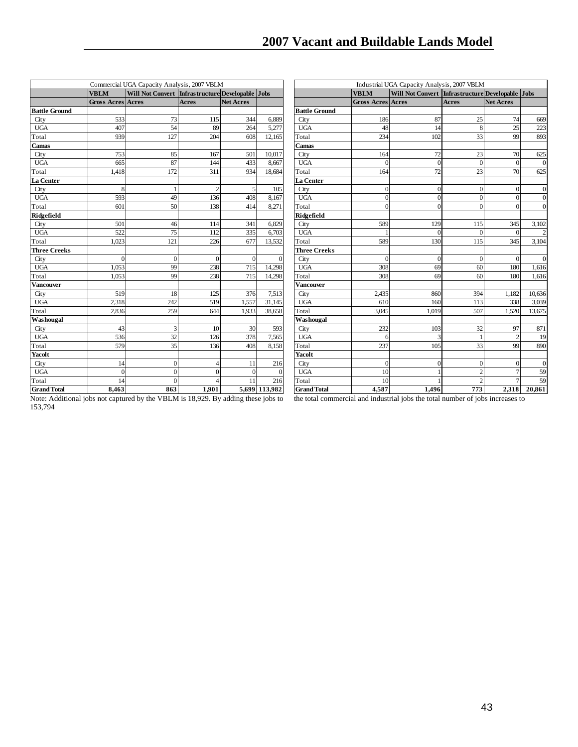## 2007 Vacant and Buildable Lands Model

| Commercial UGA Capacity Analysis, 2007 VBLM | | | | | |
|---|---|---|---|---|---|
| | **VBLM** | **Will Not Convert** | **Infrastructure** | **Developable** | **Jobs** |
| | **Gross Acres** | **Acres** | **Acres** | **Net Acres** | |
| **Battle Ground** | | | | | |
| City | 533 | 73 | 115 | 344 | 6,889 |
| UGA | 407 | 54 | 89 | 264 | 5,277 |
| Total | 939 | 127 | 204 | 608 | 12,165 |
| **Camas** | | | | | |
| City | 753 | 85 | 167 | 501 | 10,017 |
| UGA | 665 | 87 | 144 | 433 | 8,667 |
| Total | 1,418 | 172 | 311 | 934 | 18,684 |
| **La Center** | | | | | |
| City | 8 | 1 | 2 | 5 | 105 |
| UGA | 593 | 49 | 136 | 408 | 8,167 |
| Total | 601 | 50 | 138 | 414 | 8,271 |
| **Ridgefield** | | | | | |
| City | 501 | 46 | 114 | 341 | 6,829 |
| UGA | 522 | 75 | 112 | 335 | 6,703 |
| Total | 1,023 | 121 | 226 | 677 | 13,532 |
| **Three Creeks** | | | | | |
| City | 0 | 0 | 0 | 0 | 0 |
| UGA | 1,053 | 99 | 238 | 715 | 14,298 |
| Total | 1,053 | 99 | 238 | 715 | 14,298 |
| **Vancouver** | | | | | |
| City | 519 | 18 | 125 | 376 | 7,513 |
| UGA | 2,318 | 242 | 519 | 1,557 | 31,145 |
| Total | 2,836 | 259 | 644 | 1,933 | 38,658 |
| **Washougal** | | | | | |
| City | 43 | 3 | 10 | 30 | 593 |
| UGA | 536 | 32 | 126 | 378 | 7,565 |
| Total | 579 | 35 | 136 | 408 | 8,158 |
| **Yacolt** | | | | | |
| City | 14 | 0 | 4 | 11 | 216 |
| UGA | 0 | 0 | 0 | 0 | 0 |
| Total | 14 | 0 | 4 | 11 | 216 |
| **Grand Total** | **8,463** | **863** | **1,901** | **5,699** | **113,982** |

| Industrial UGA Capacity Analysis, 2007 VBLM | | | | | |
|---|---|---|---|---|---|
| | **VBLM** | **Will Not Convert** | **Infrastructure** | **Developable** | **Jobs** |
| | **Gross Acres** | **Acres** | **Acres** | **Net Acres** | |
| **Battle Ground** | | | | | |
| City | 186 | 87 | 25 | 74 | 669 |
| UGA | 48 | 14 | 8 | 25 | 223 |
| Total | 234 | 102 | 33 | 99 | 893 |
| **Camas** | | | | | |
| City | 164 | 72 | 23 | 70 | 625 |
| UGA | 0 | 0 | 0 | 0 | 0 |
| Total | 164 | 72 | 23 | 70 | 625 |
| **La Center** | | | | | |
| City | 0 | 0 | 0 | 0 | 0 |
| UGA | 0 | 0 | 0 | 0 | 0 |
| Total | 0 | 0 | 0 | 0 | 0 |
| **Ridgefield** | | | | | |
| City | 589 | 129 | 115 | 345 | 3,102 |
| UGA | 1 | 0 | 0 | 0 | 2 |
| Total | 589 | 130 | 115 | 345 | 3,104 |
| **Three Creeks** | | | | | |
| City | 0 | 0 | 0 | 0 | 0 |
| UGA | 308 | 69 | 60 | 180 | 1,616 |
| Total | 308 | 69 | 60 | 180 | 1,616 |
| **Vancouver** | | | | | |
| City | 2,435 | 860 | 394 | 1,182 | 10,636 |
| UGA | 610 | 160 | 113 | 338 | 3,039 |
| Total | 3,045 | 1,019 | 507 | 1,520 | 13,675 |
| **Washougal** | | | | | |
| City | 232 | 103 | 32 | 97 | 871 |
| UGA | 6 | 3 | 1 | 2 | 19 |
| Total | 237 | 105 | 33 | 99 | 890 |
| **Yacolt** | | | | | |
| City | 0 | 0 | 0 | 0 | 0 |
| UGA | 10 | 1 | 2 | 7 | 59 |
| Total | 10 | 1 | 2 | 7 | 59 |
| **Grand Total** | **4,587** | **1,496** | **773** | **2,318** | **20,861** |

Note: Additional jobs not captured by the VBLM is 18,929. By adding these jobs to the total commercial and industrial jobs the total number of jobs increases to 153,794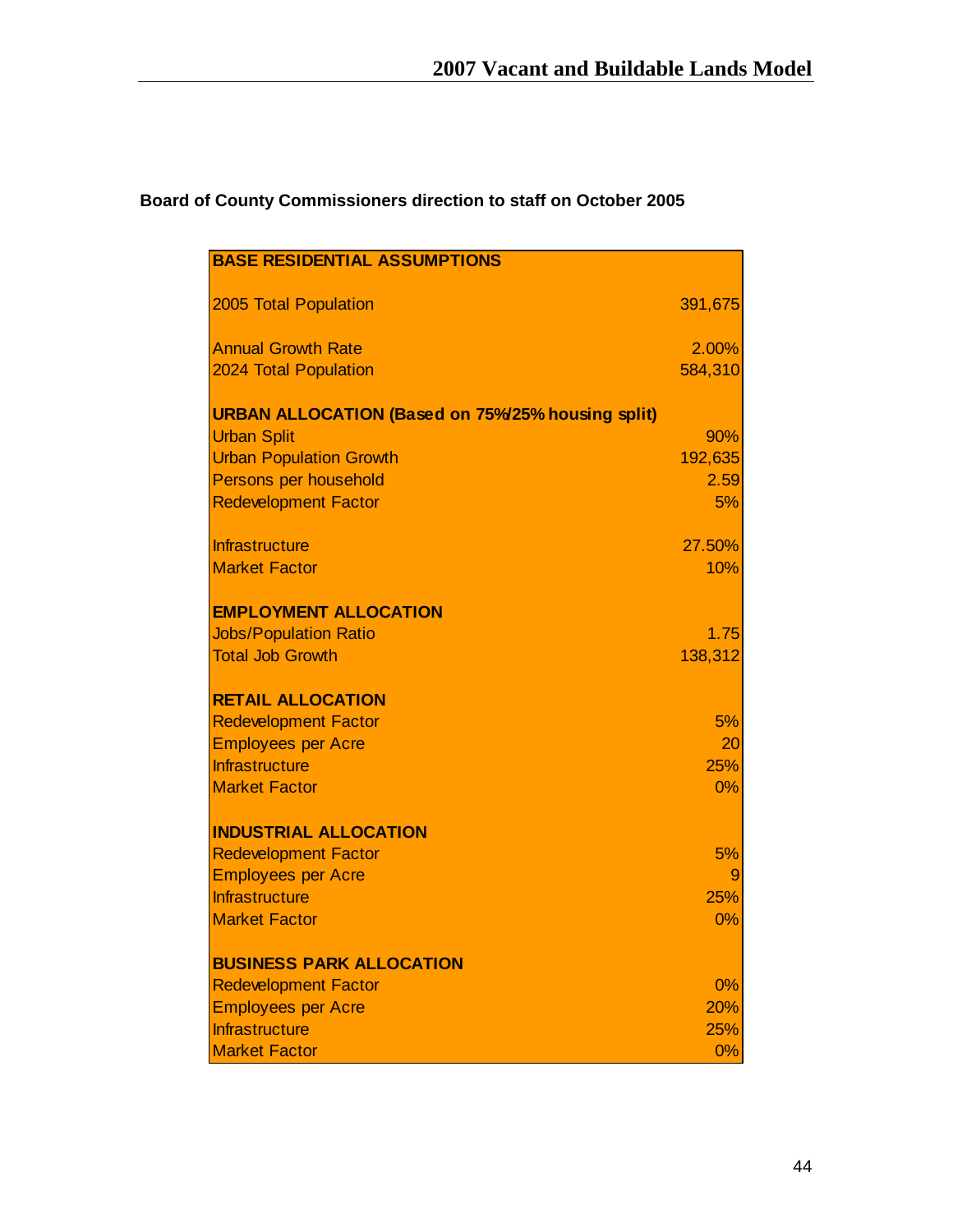**Board of County Commissioners direction to staff on October 2005**

| | |
|---|---|
| **BASE RESIDENTIAL ASSUMPTIONS** | |
| 2005 Total Population | 391,675 |
| Annual Growth Rate | 2.00% |
| 2024 Total Population | 584,310 |
| **URBAN ALLOCATION (Based on 75%/25% housing split)** | |
| Urban Split | 90% |
| Urban Population Growth | 192,635 |
| Persons per household | 2.59 |
| Redevelopment Factor | 5% |
| Infrastructure | 27.50% |
| Market Factor | 10% |
| **EMPLOYMENT ALLOCATION** | |
| Jobs/Population Ratio | 1.75 |
| Total Job Growth | 138,312 |
| **RETAIL ALLOCATION** | |
| Redevelopment Factor | 5% |
| Employees per Acre | 20 |
| Infrastructure | 25% |
| Market Factor | 0% |
| **INDUSTRIAL ALLOCATION** | |
| Redevelopment Factor | 5% |
| Employees per Acre | 9 |
| Infrastructure | 25% |
| Market Factor | 0% |
| **BUSINESS PARK ALLOCATION** | |
| Redevelopment Factor | 0% |
| Employees per Acre | 20% |
| Infrastructure | 25% |
| Market Factor | 0% |